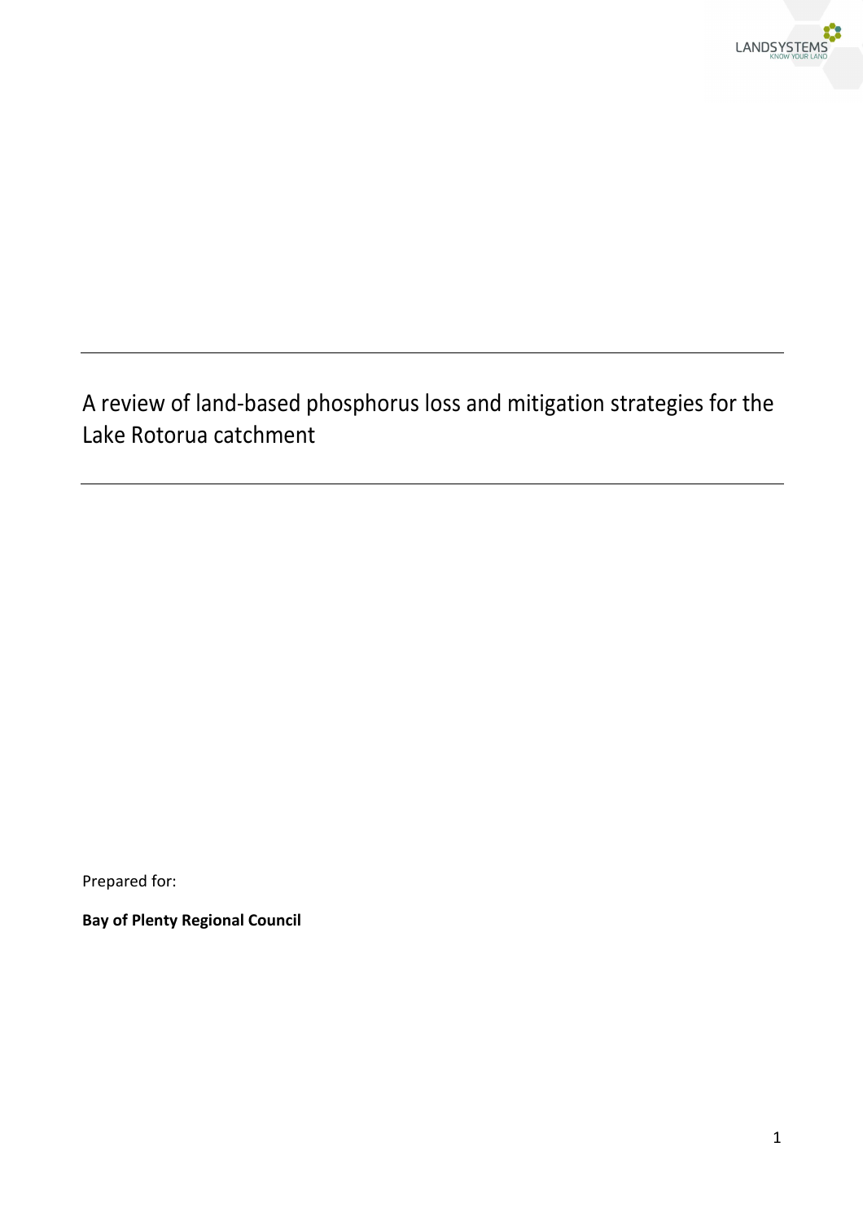# A review of land-based phosphorus loss and mitigation strategies for the Lake Rotorua catchment

Prepared for:

**Bay of Plenty Regional Council**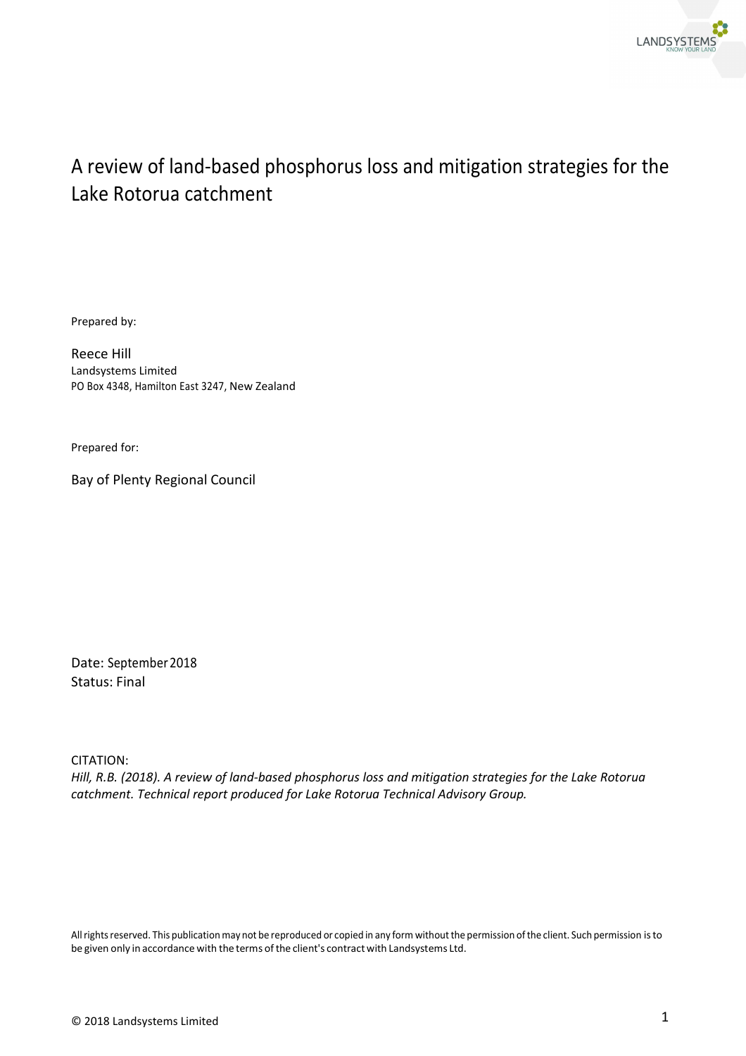# A review of land-based phosphorus loss and mitigation strategies for the Lake Rotorua catchment

Prepared by:

Reece Hill
Landsystems Limited
PO Box 4348, Hamilton East 3247, New Zealand

Prepared for:

Bay of Plenty Regional Council

Date: September 2018
Status: Final

CITATION:
*Hill, R.B. (2018). A review of land-based phosphorus loss and mitigation strategies for the Lake Rotorua catchment. Technical report produced for Lake Rotorua Technical Advisory Group.*

All rights reserved. This publication may not be reproduced or copied in any form without the permission of the client. Such permission is to be given only in accordance with the terms of the client's contract with Landsystems Ltd.

© 2018 Landsystems Limited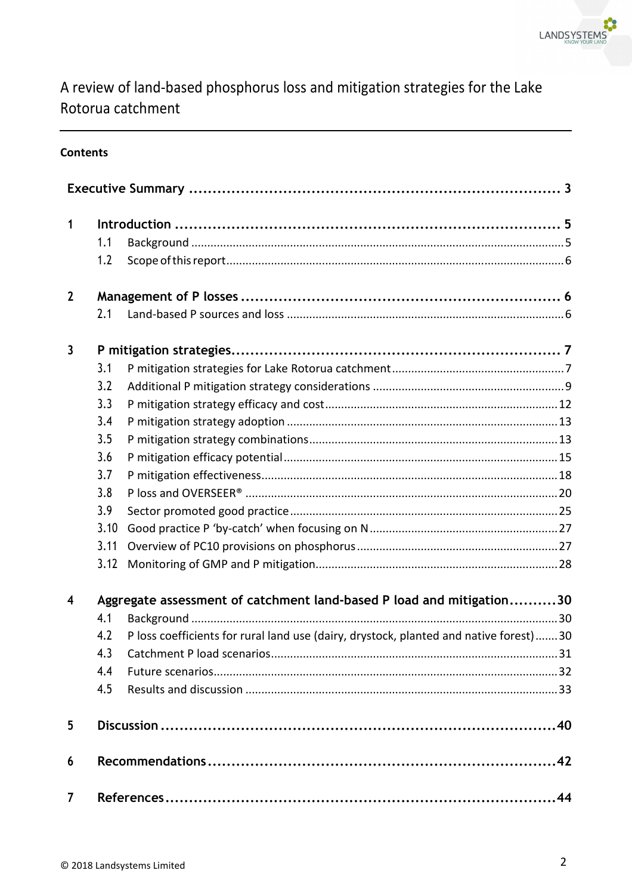# A review of land-based phosphorus loss and mitigation strategies for the Lake Rotorua catchment

**Contents**

| | | |
|---|---|---|
| **Executive Summary** | | **3** |
| **1** | **Introduction** | **5** |
| 1.1 | Background | 5 |
| 1.2 | Scope of this report | 6 |
| **2** | **Management of P losses** | **6** |
| 2.1 | Land-based P sources and loss | 6 |
| **3** | **P mitigation strategies** | **7** |
| 3.1 | P mitigation strategies for Lake Rotorua catchment | 7 |
| 3.2 | Additional P mitigation strategy considerations | 9 |
| 3.3 | P mitigation strategy efficacy and cost | 12 |
| 3.4 | P mitigation strategy adoption | 13 |
| 3.5 | P mitigation strategy combinations | 13 |
| 3.6 | P mitigation efficacy potential | 15 |
| 3.7 | P mitigation effectiveness | 18 |
| 3.8 | P loss and OVERSEER® | 20 |
| 3.9 | Sector promoted good practice | 25 |
| 3.10 | Good practice P 'by-catch' when focusing on N | 27 |
| 3.11 | Overview of PC10 provisions on phosphorus | 27 |
| 3.12 | Monitoring of GMP and P mitigation | 28 |
| **4** | **Aggregate assessment of catchment land-based P load and mitigation** | **30** |
| 4.1 | Background | 30 |
| 4.2 | P loss coefficients for rural land use (dairy, drystock, planted and native forest) | 30 |
| 4.3 | Catchment P load scenarios | 31 |
| 4.4 | Future scenarios | 32 |
| 4.5 | Results and discussion | 33 |
| **5** | **Discussion** | **40** |
| **6** | **Recommendations** | **42** |
| **7** | **References** | **44** |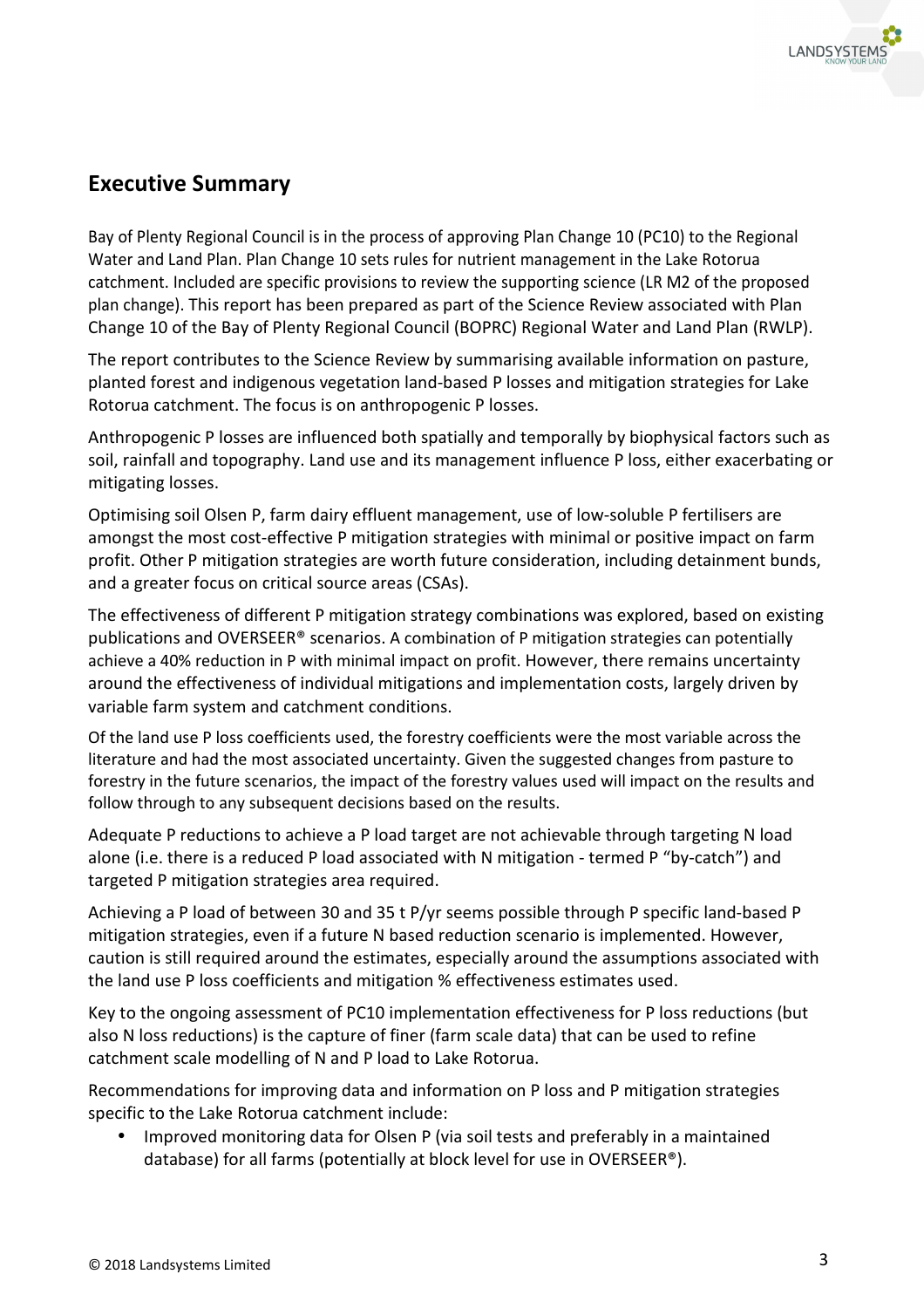## Executive Summary

Bay of Plenty Regional Council is in the process of approving Plan Change 10 (PC10) to the Regional Water and Land Plan. Plan Change 10 sets rules for nutrient management in the Lake Rotorua catchment. Included are specific provisions to review the supporting science (LR M2 of the proposed plan change). This report has been prepared as part of the Science Review associated with Plan Change 10 of the Bay of Plenty Regional Council (BOPRC) Regional Water and Land Plan (RWLP).

The report contributes to the Science Review by summarising available information on pasture, planted forest and indigenous vegetation land-based P losses and mitigation strategies for Lake Rotorua catchment. The focus is on anthropogenic P losses.

Anthropogenic P losses are influenced both spatially and temporally by biophysical factors such as soil, rainfall and topography. Land use and its management influence P loss, either exacerbating or mitigating losses.

Optimising soil Olsen P, farm dairy effluent management, use of low-soluble P fertilisers are amongst the most cost-effective P mitigation strategies with minimal or positive impact on farm profit. Other P mitigation strategies are worth future consideration, including detainment bunds, and a greater focus on critical source areas (CSAs).

The effectiveness of different P mitigation strategy combinations was explored, based on existing publications and OVERSEER® scenarios. A combination of P mitigation strategies can potentially achieve a 40% reduction in P with minimal impact on profit. However, there remains uncertainty around the effectiveness of individual mitigations and implementation costs, largely driven by variable farm system and catchment conditions.

Of the land use P loss coefficients used, the forestry coefficients were the most variable across the literature and had the most associated uncertainty. Given the suggested changes from pasture to forestry in the future scenarios, the impact of the forestry values used will impact on the results and follow through to any subsequent decisions based on the results.

Adequate P reductions to achieve a P load target are not achievable through targeting N load alone (i.e. there is a reduced P load associated with N mitigation - termed P "by-catch") and targeted P mitigation strategies area required.

Achieving a P load of between 30 and 35 t P/yr seems possible through P specific land-based P mitigation strategies, even if a future N based reduction scenario is implemented. However, caution is still required around the estimates, especially around the assumptions associated with the land use P loss coefficients and mitigation % effectiveness estimates used.

Key to the ongoing assessment of PC10 implementation effectiveness for P loss reductions (but also N loss reductions) is the capture of finer (farm scale data) that can be used to refine catchment scale modelling of N and P load to Lake Rotorua.

Recommendations for improving data and information on P loss and P mitigation strategies specific to the Lake Rotorua catchment include:

- Improved monitoring data for Olsen P (via soil tests and preferably in a maintained database) for all farms (potentially at block level for use in OVERSEER®).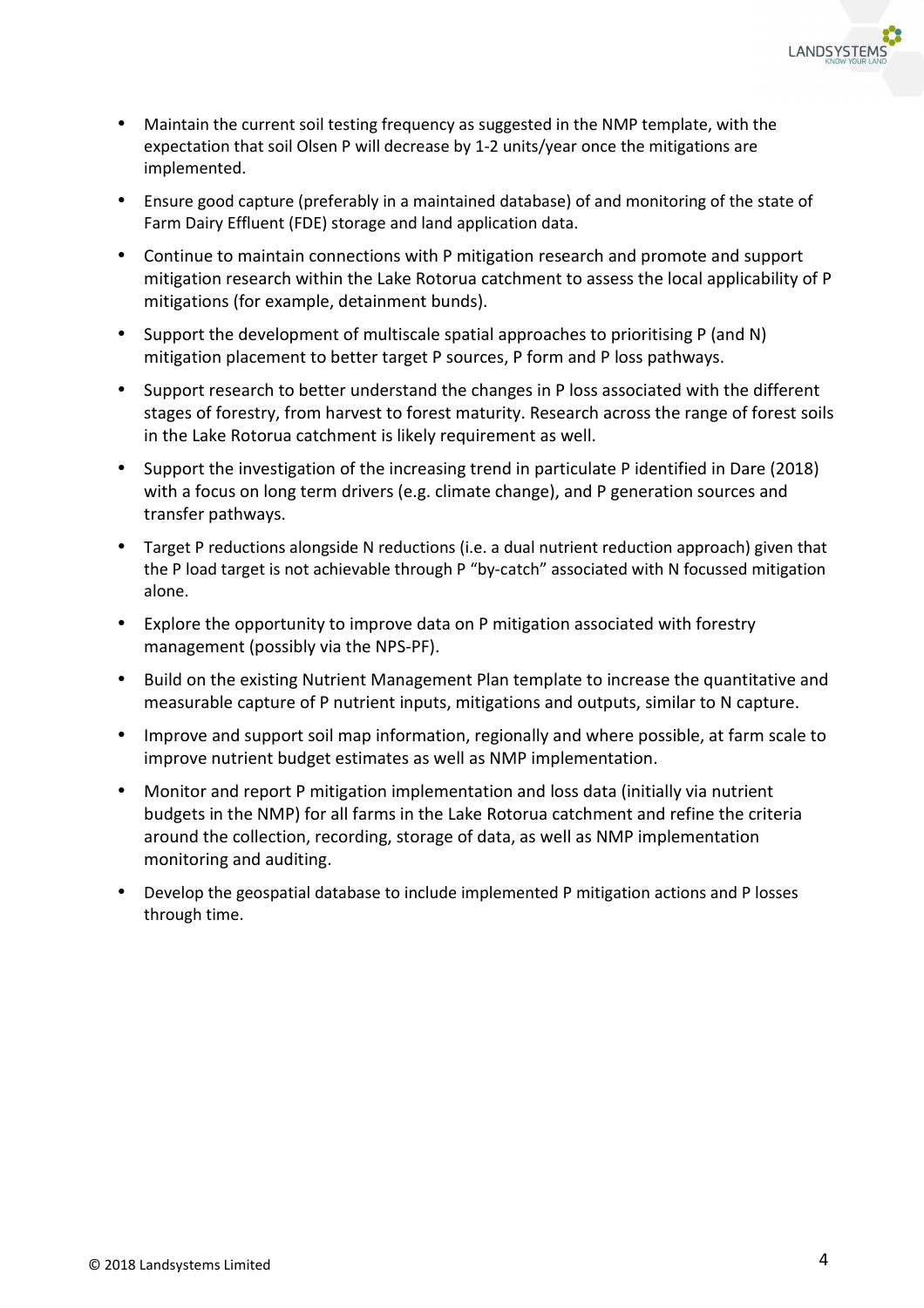- Maintain the current soil testing frequency as suggested in the NMP template, with the expectation that soil Olsen P will decrease by 1-2 units/year once the mitigations are implemented.
- Ensure good capture (preferably in a maintained database) of and monitoring of the state of Farm Dairy Effluent (FDE) storage and land application data.
- Continue to maintain connections with P mitigation research and promote and support mitigation research within the Lake Rotorua catchment to assess the local applicability of P mitigations (for example, detainment bunds).
- Support the development of multiscale spatial approaches to prioritising P (and N) mitigation placement to better target P sources, P form and P loss pathways.
- Support research to better understand the changes in P loss associated with the different stages of forestry, from harvest to forest maturity. Research across the range of forest soils in the Lake Rotorua catchment is likely requirement as well.
- Support the investigation of the increasing trend in particulate P identified in Dare (2018) with a focus on long term drivers (e.g. climate change), and P generation sources and transfer pathways.
- Target P reductions alongside N reductions (i.e. a dual nutrient reduction approach) given that the P load target is not achievable through P "by-catch" associated with N focussed mitigation alone.
- Explore the opportunity to improve data on P mitigation associated with forestry management (possibly via the NPS-PF).
- Build on the existing Nutrient Management Plan template to increase the quantitative and measurable capture of P nutrient inputs, mitigations and outputs, similar to N capture.
- Improve and support soil map information, regionally and where possible, at farm scale to improve nutrient budget estimates as well as NMP implementation.
- Monitor and report P mitigation implementation and loss data (initially via nutrient budgets in the NMP) for all farms in the Lake Rotorua catchment and refine the criteria around the collection, recording, storage of data, as well as NMP implementation monitoring and auditing.
- Develop the geospatial database to include implemented P mitigation actions and P losses through time.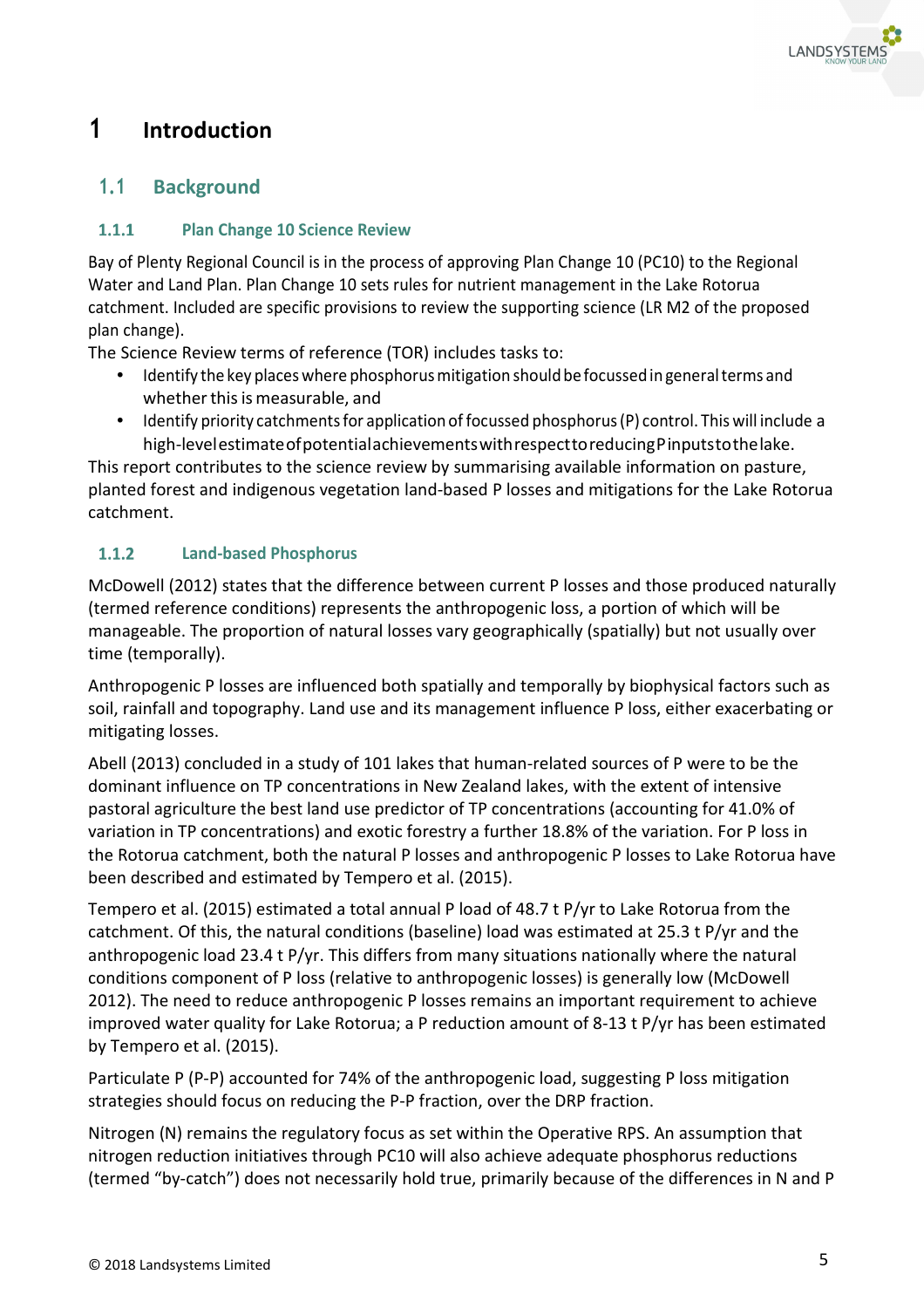# 1 Introduction

## 1.1 Background

### 1.1.1 Plan Change 10 Science Review

Bay of Plenty Regional Council is in the process of approving Plan Change 10 (PC10) to the Regional Water and Land Plan. Plan Change 10 sets rules for nutrient management in the Lake Rotorua catchment. Included are specific provisions to review the supporting science (LR M2 of the proposed plan change).

The Science Review terms of reference (TOR) includes tasks to:

- Identify the key places where phosphorus mitigation should be focussed in general terms and whether this is measurable, and
- Identify priority catchments for application of focussed phosphorus (P) control. This will include a high-level estimate of potential achievements with respect to reducing P inputs to the lake.

This report contributes to the science review by summarising available information on pasture, planted forest and indigenous vegetation land-based P losses and mitigations for the Lake Rotorua catchment.

### 1.1.2 Land-based Phosphorus

McDowell (2012) states that the difference between current P losses and those produced naturally (termed reference conditions) represents the anthropogenic loss, a portion of which will be manageable. The proportion of natural losses vary geographically (spatially) but not usually over time (temporally).

Anthropogenic P losses are influenced both spatially and temporally by biophysical factors such as soil, rainfall and topography. Land use and its management influence P loss, either exacerbating or mitigating losses.

Abell (2013) concluded in a study of 101 lakes that human-related sources of P were to be the dominant influence on TP concentrations in New Zealand lakes, with the extent of intensive pastoral agriculture the best land use predictor of TP concentrations (accounting for 41.0% of variation in TP concentrations) and exotic forestry a further 18.8% of the variation. For P loss in the Rotorua catchment, both the natural P losses and anthropogenic P losses to Lake Rotorua have been described and estimated by Tempero et al. (2015).

Tempero et al. (2015) estimated a total annual P load of 48.7 t P/yr to Lake Rotorua from the catchment. Of this, the natural conditions (baseline) load was estimated at 25.3 t P/yr and the anthropogenic load 23.4 t P/yr. This differs from many situations nationally where the natural conditions component of P loss (relative to anthropogenic losses) is generally low (McDowell 2012). The need to reduce anthropogenic P losses remains an important requirement to achieve improved water quality for Lake Rotorua; a P reduction amount of 8-13 t P/yr has been estimated by Tempero et al. (2015).

Particulate P (P-P) accounted for 74% of the anthropogenic load, suggesting P loss mitigation strategies should focus on reducing the P-P fraction, over the DRP fraction.

Nitrogen (N) remains the regulatory focus as set within the Operative RPS. An assumption that nitrogen reduction initiatives through PC10 will also achieve adequate phosphorus reductions (termed "by-catch") does not necessarily hold true, primarily because of the differences in N and P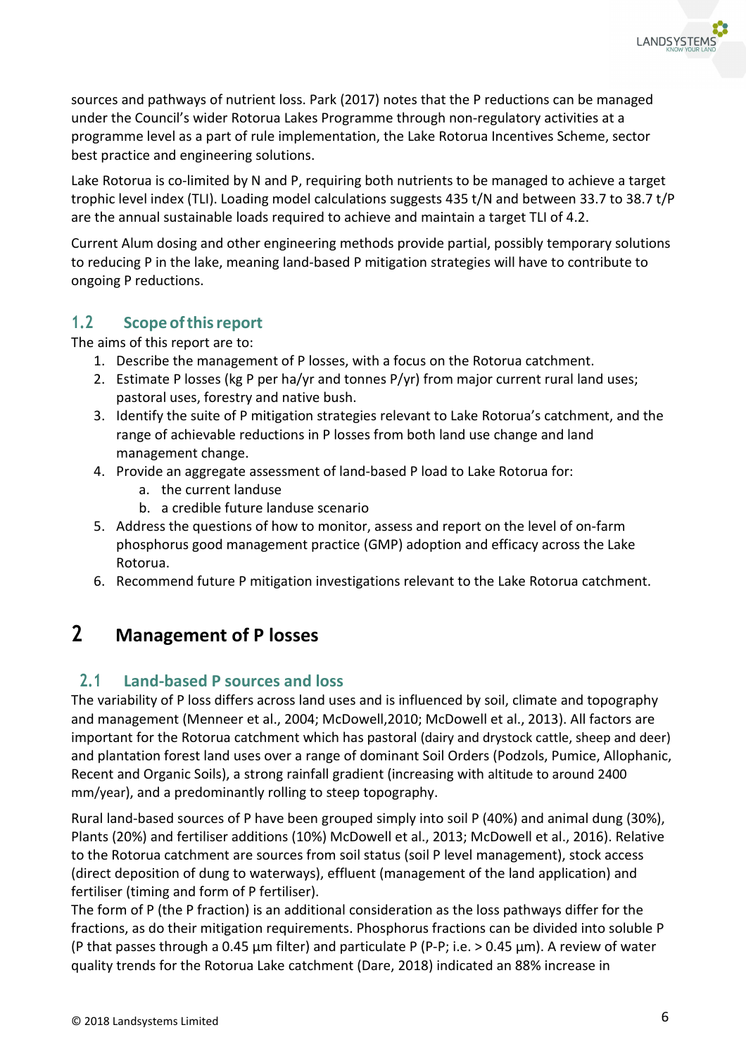sources and pathways of nutrient loss. Park (2017) notes that the P reductions can be managed under the Council's wider Rotorua Lakes Programme through non-regulatory activities at a programme level as a part of rule implementation, the Lake Rotorua Incentives Scheme, sector best practice and engineering solutions.

Lake Rotorua is co-limited by N and P, requiring both nutrients to be managed to achieve a target trophic level index (TLI). Loading model calculations suggests 435 t/N and between 33.7 to 38.7 t/P are the annual sustainable loads required to achieve and maintain a target TLI of 4.2.

Current Alum dosing and other engineering methods provide partial, possibly temporary solutions to reducing P in the lake, meaning land-based P mitigation strategies will have to contribute to ongoing P reductions.

### 1.2 Scope of this report

The aims of this report are to:

1. Describe the management of P losses, with a focus on the Rotorua catchment.
2. Estimate P losses (kg P per ha/yr and tonnes P/yr) from major current rural land uses; pastoral uses, forestry and native bush.
3. Identify the suite of P mitigation strategies relevant to Lake Rotorua's catchment, and the range of achievable reductions in P losses from both land use change and land management change.
4. Provide an aggregate assessment of land-based P load to Lake Rotorua for:
   a. the current landuse
   b. a credible future landuse scenario
5. Address the questions of how to monitor, assess and report on the level of on-farm phosphorus good management practice (GMP) adoption and efficacy across the Lake Rotorua.
6. Recommend future P mitigation investigations relevant to the Lake Rotorua catchment.

## 2 Management of P losses

### 2.1 Land-based P sources and loss

The variability of P loss differs across land uses and is influenced by soil, climate and topography and management (Menneer et al., 2004; McDowell,2010; McDowell et al., 2013). All factors are important for the Rotorua catchment which has pastoral (dairy and drystock cattle, sheep and deer) and plantation forest land uses over a range of dominant Soil Orders (Podzols, Pumice, Allophanic, Recent and Organic Soils), a strong rainfall gradient (increasing with altitude to around 2400 mm/year), and a predominantly rolling to steep topography.

Rural land-based sources of P have been grouped simply into soil P (40%) and animal dung (30%), Plants (20%) and fertiliser additions (10%) McDowell et al., 2013; McDowell et al., 2016). Relative to the Rotorua catchment are sources from soil status (soil P level management), stock access (direct deposition of dung to waterways), effluent (management of the land application) and fertiliser (timing and form of P fertiliser).

The form of P (the P fraction) is an additional consideration as the loss pathways differ for the fractions, as do their mitigation requirements. Phosphorus fractions can be divided into soluble P (P that passes through a 0.45 µm filter) and particulate P (P-P; i.e. > 0.45 µm). A review of water quality trends for the Rotorua Lake catchment (Dare, 2018) indicated an 88% increase in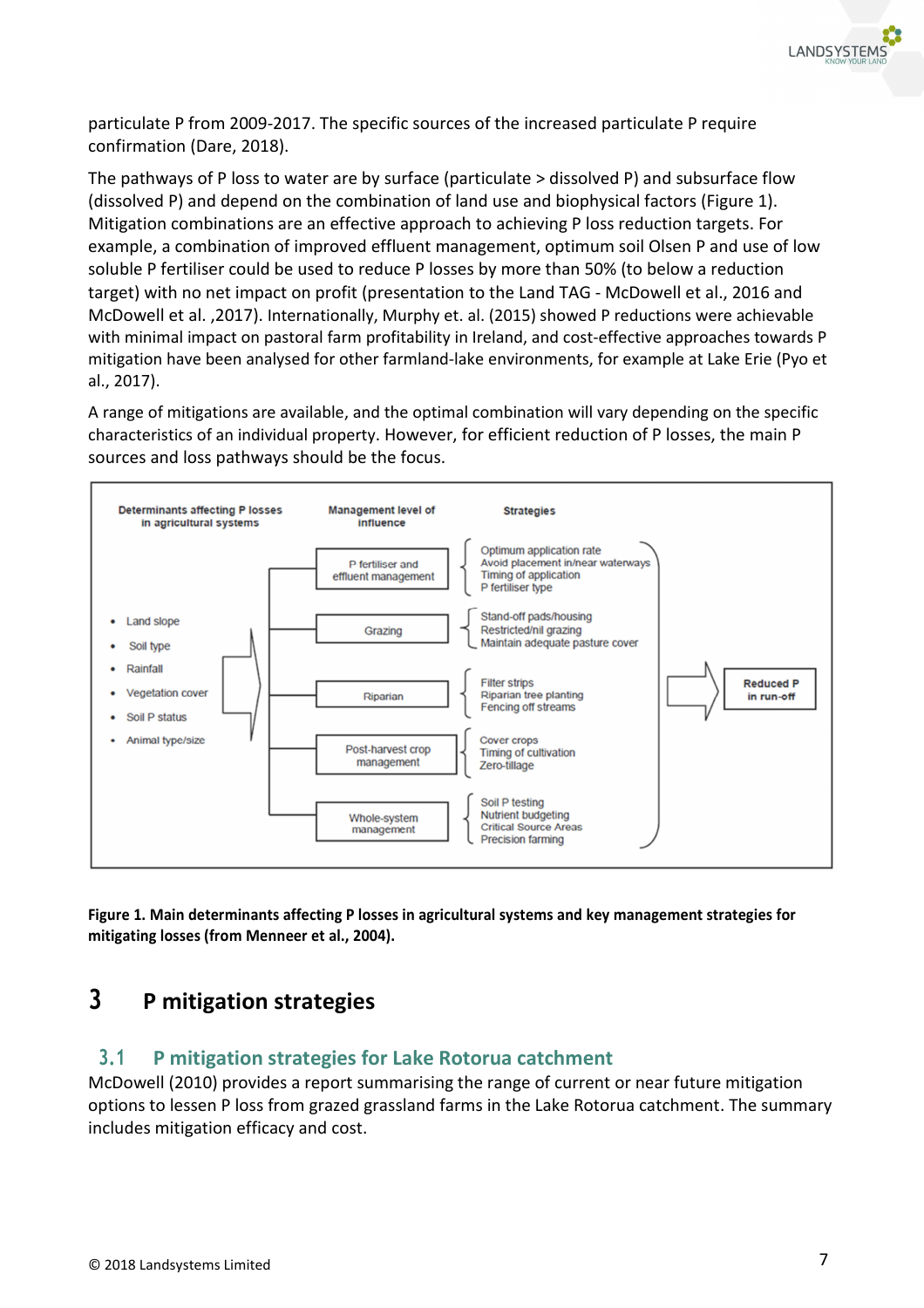particulate P from 2009-2017. The specific sources of the increased particulate P require confirmation (Dare, 2018).

The pathways of P loss to water are by surface (particulate > dissolved P) and subsurface flow (dissolved P) and depend on the combination of land use and biophysical factors (Figure 1). Mitigation combinations are an effective approach to achieving P loss reduction targets. For example, a combination of improved effluent management, optimum soil Olsen P and use of low soluble P fertiliser could be used to reduce P losses by more than 50% (to below a reduction target) with no net impact on profit (presentation to the Land TAG - McDowell et al., 2016 and McDowell et al. ,2017). Internationally, Murphy et. al. (2015) showed P reductions were achievable with minimal impact on pastoral farm profitability in Ireland, and cost-effective approaches towards P mitigation have been analysed for other farmland-lake environments, for example at Lake Erie (Pyo et al., 2017).

A range of mitigations are available, and the optimal combination will vary depending on the specific characteristics of an individual property. However, for efficient reduction of P losses, the main P sources and loss pathways should be the focus.

**Determinants affecting P losses in agricultural systems**

- Land slope
- Soil type
- Rainfall
- Vegetation cover
- Soil P status
- Animal type/size

| Management level of influence | Strategies |
|---|---|
| P fertiliser and effluent management | Optimum application rate; Avoid placement in/near waterways; Timing of application; P fertiliser type |
| Grazing | Stand-off pads/housing; Restricted/nil grazing; Maintain adequate pasture cover |
| Riparian | Filter strips; Riparian tree planting; Fencing off streams |
| Post-harvest crop management | Cover crops; Timing of cultivation; Zero-tillage |
| Whole-system management | Soil P testing; Nutrient budgeting; Critical Source Areas; Precision farming |

→ **Reduced P in run-off**

**Figure 1. Main determinants affecting P losses in agricultural systems and key management strategies for mitigating losses (from Menneer et al., 2004).**

# 3 P mitigation strategies

## 3.1 P mitigation strategies for Lake Rotorua catchment

McDowell (2010) provides a report summarising the range of current or near future mitigation options to lessen P loss from grazed grassland farms in the Lake Rotorua catchment. The summary includes mitigation efficacy and cost.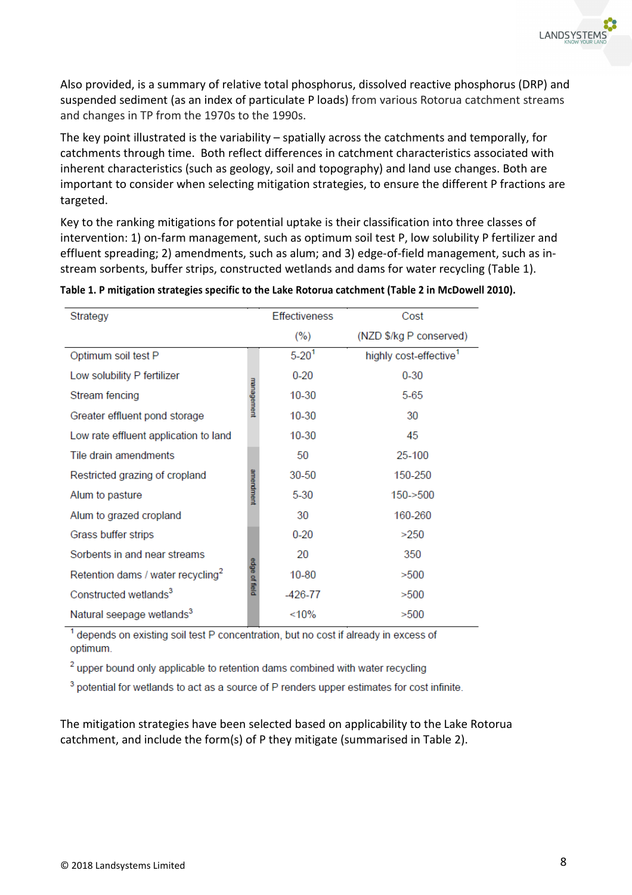Also provided, is a summary of relative total phosphorus, dissolved reactive phosphorus (DRP) and suspended sediment (as an index of particulate P loads) from various Rotorua catchment streams and changes in TP from the 1970s to the 1990s.

The key point illustrated is the variability – spatially across the catchments and temporally, for catchments through time. Both reflect differences in catchment characteristics associated with inherent characteristics (such as geology, soil and topography) and land use changes. Both are important to consider when selecting mitigation strategies, to ensure the different P fractions are targeted.

Key to the ranking mitigations for potential uptake is their classification into three classes of intervention: 1) on-farm management, such as optimum soil test P, low solubility P fertilizer and effluent spreading; 2) amendments, such as alum; and 3) edge-of-field management, such as in-stream sorbents, buffer strips, constructed wetlands and dams for water recycling (Table 1).

**Table 1. P mitigation strategies specific to the Lake Rotorua catchment (Table 2 in McDowell 2010).**

| Strategy | | Effectiveness (%) | Cost (NZD $/kg P conserved) |
|---|---|---|---|
| Optimum soil test P | management | 5-20[1] | highly cost-effective[1] |
| Low solubility P fertilizer | management | 0-20 | 0-30 |
| Stream fencing | management | 10-30 | 5-65 |
| Greater effluent pond storage | management | 10-30 | 30 |
| Low rate effluent application to land | management | 10-30 | 45 |
| Tile drain amendments | amendment | 50 | 25-100 |
| Restricted grazing of cropland | amendment | 30-50 | 150-250 |
| Alum to pasture | amendment | 5-30 | 150->500 |
| Alum to grazed cropland | amendment | 30 | 160-260 |
| Grass buffer strips | edge of field | 0-20 | >250 |
| Sorbents in and near streams | edge of field | 20 | 350 |
| Retention dams / water recycling[2] | edge of field | 10-80 | >500 |
| Constructed wetlands[3] | edge of field | -426-77 | >500 |
| Natural seepage wetlands[3] | edge of field | <10% | >500 |

[1] depends on existing soil test P concentration, but no cost if already in excess of optimum.

[2] upper bound only applicable to retention dams combined with water recycling

[3] potential for wetlands to act as a source of P renders upper estimates for cost infinite.

The mitigation strategies have been selected based on applicability to the Lake Rotorua catchment, and include the form(s) of P they mitigate (summarised in Table 2).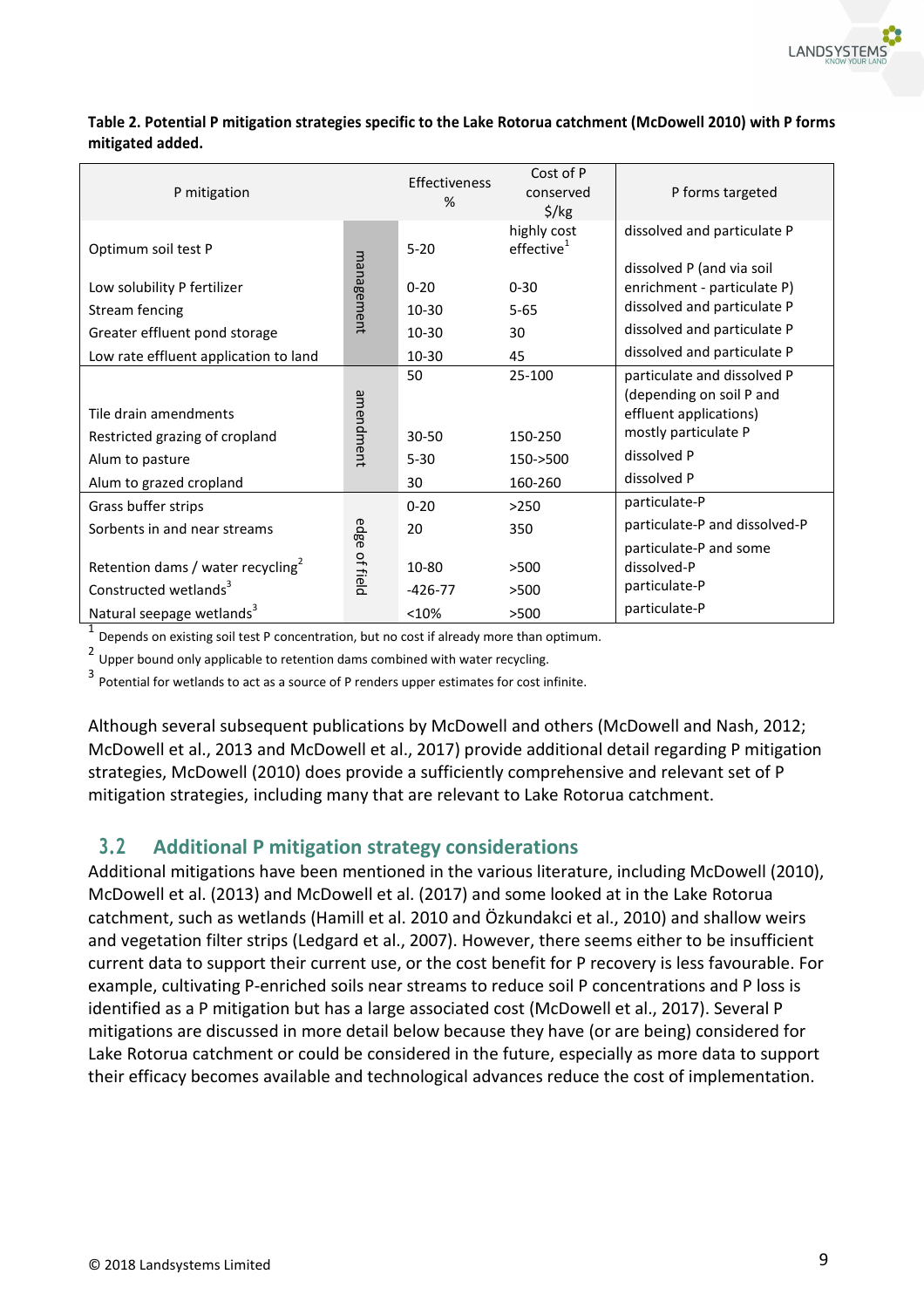**Table 2. Potential P mitigation strategies specific to the Lake Rotorua catchment (McDowell 2010) with P forms mitigated added.**

| P mitigation | | Effectiveness % | Cost of P conserved $/kg | P forms targeted |
|---|---|---|---|---|
| Optimum soil test P | management | 5-20 | highly cost effective[1] | dissolved and particulate P |
| Low solubility P fertilizer | management | 0-20 | 0-30 | dissolved P (and via soil enrichment - particulate P) |
| Stream fencing | management | 10-30 | 5-65 | dissolved and particulate P |
| Greater effluent pond storage | management | 10-30 | 30 | dissolved and particulate P |
| Low rate effluent application to land | management | 10-30 | 45 | dissolved and particulate P |
| Tile drain amendments | amendment | 50 | 25-100 | particulate and dissolved P (depending on soil P and effluent applications) |
| Restricted grazing of cropland | amendment | 30-50 | 150-250 | mostly particulate P |
| Alum to pasture | amendment | 5-30 | 150->500 | dissolved P |
| Alum to grazed cropland | amendment | 30 | 160-260 | dissolved P |
| Grass buffer strips | edge of field | 0-20 | >250 | particulate-P |
| Sorbents in and near streams | edge of field | 20 | 350 | particulate-P and dissolved-P |
| Retention dams / water recycling[2] | edge of field | 10-80 | >500 | particulate-P and some dissolved-P |
| Constructed wetlands[3] | edge of field | -426-77 | >500 | particulate-P |
| Natural seepage wetlands[3] | edge of field | <10% | >500 | particulate-P |

[1] Depends on existing soil test P concentration, but no cost if already more than optimum.

[2] Upper bound only applicable to retention dams combined with water recycling.

[3] Potential for wetlands to act as a source of P renders upper estimates for cost infinite.

Although several subsequent publications by McDowell and others (McDowell and Nash, 2012; McDowell et al., 2013 and McDowell et al., 2017) provide additional detail regarding P mitigation strategies, McDowell (2010) does provide a sufficiently comprehensive and relevant set of P mitigation strategies, including many that are relevant to Lake Rotorua catchment.

## 3.2 Additional P mitigation strategy considerations

Additional mitigations have been mentioned in the various literature, including McDowell (2010), McDowell et al. (2013) and McDowell et al. (2017) and some looked at in the Lake Rotorua catchment, such as wetlands (Hamill et al. 2010 and Özkundakci et al., 2010) and shallow weirs and vegetation filter strips (Ledgard et al., 2007). However, there seems either to be insufficient current data to support their current use, or the cost benefit for P recovery is less favourable. For example, cultivating P-enriched soils near streams to reduce soil P concentrations and P loss is identified as a P mitigation but has a large associated cost (McDowell et al., 2017). Several P mitigations are discussed in more detail below because they have (or are being) considered for Lake Rotorua catchment or could be considered in the future, especially as more data to support their efficacy becomes available and technological advances reduce the cost of implementation.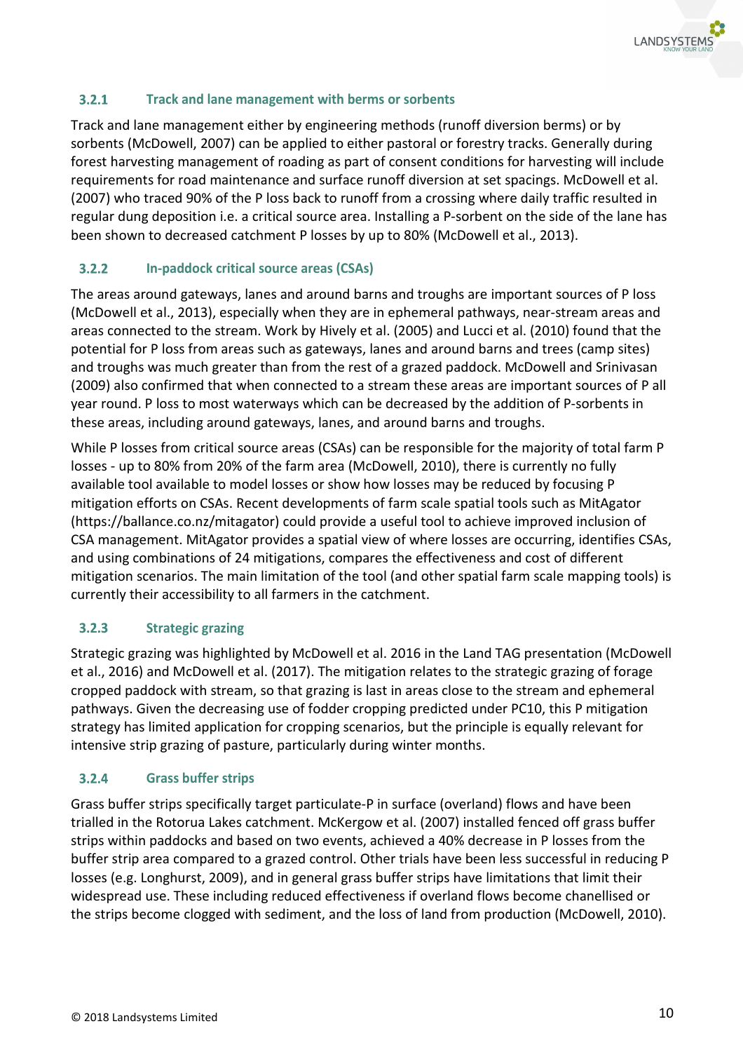### 3.2.1 Track and lane management with berms or sorbents

Track and lane management either by engineering methods (runoff diversion berms) or by sorbents (McDowell, 2007) can be applied to either pastoral or forestry tracks. Generally during forest harvesting management of roading as part of consent conditions for harvesting will include requirements for road maintenance and surface runoff diversion at set spacings. McDowell et al. (2007) who traced 90% of the P loss back to runoff from a crossing where daily traffic resulted in regular dung deposition i.e. a critical source area. Installing a P-sorbent on the side of the lane has been shown to decreased catchment P losses by up to 80% (McDowell et al., 2013).

### 3.2.2 In-paddock critical source areas (CSAs)

The areas around gateways, lanes and around barns and troughs are important sources of P loss (McDowell et al., 2013), especially when they are in ephemeral pathways, near-stream areas and areas connected to the stream. Work by Hively et al. (2005) and Lucci et al. (2010) found that the potential for P loss from areas such as gateways, lanes and around barns and trees (camp sites) and troughs was much greater than from the rest of a grazed paddock. McDowell and Srinivasan (2009) also confirmed that when connected to a stream these areas are important sources of P all year round. P loss to most waterways which can be decreased by the addition of P-sorbents in these areas, including around gateways, lanes, and around barns and troughs.

While P losses from critical source areas (CSAs) can be responsible for the majority of total farm P losses - up to 80% from 20% of the farm area (McDowell, 2010), there is currently no fully available tool available to model losses or show how losses may be reduced by focusing P mitigation efforts on CSAs. Recent developments of farm scale spatial tools such as MitAgator (https://ballance.co.nz/mitagator) could provide a useful tool to achieve improved inclusion of CSA management. MitAgator provides a spatial view of where losses are occurring, identifies CSAs, and using combinations of 24 mitigations, compares the effectiveness and cost of different mitigation scenarios. The main limitation of the tool (and other spatial farm scale mapping tools) is currently their accessibility to all farmers in the catchment.

### 3.2.3 Strategic grazing

Strategic grazing was highlighted by McDowell et al. 2016 in the Land TAG presentation (McDowell et al., 2016) and McDowell et al. (2017). The mitigation relates to the strategic grazing of forage cropped paddock with stream, so that grazing is last in areas close to the stream and ephemeral pathways. Given the decreasing use of fodder cropping predicted under PC10, this P mitigation strategy has limited application for cropping scenarios, but the principle is equally relevant for intensive strip grazing of pasture, particularly during winter months.

### 3.2.4 Grass buffer strips

Grass buffer strips specifically target particulate-P in surface (overland) flows and have been trialled in the Rotorua Lakes catchment. McKergow et al. (2007) installed fenced off grass buffer strips within paddocks and based on two events, achieved a 40% decrease in P losses from the buffer strip area compared to a grazed control. Other trials have been less successful in reducing P losses (e.g. Longhurst, 2009), and in general grass buffer strips have limitations that limit their widespread use. These including reduced effectiveness if overland flows become chanellised or the strips become clogged with sediment, and the loss of land from production (McDowell, 2010).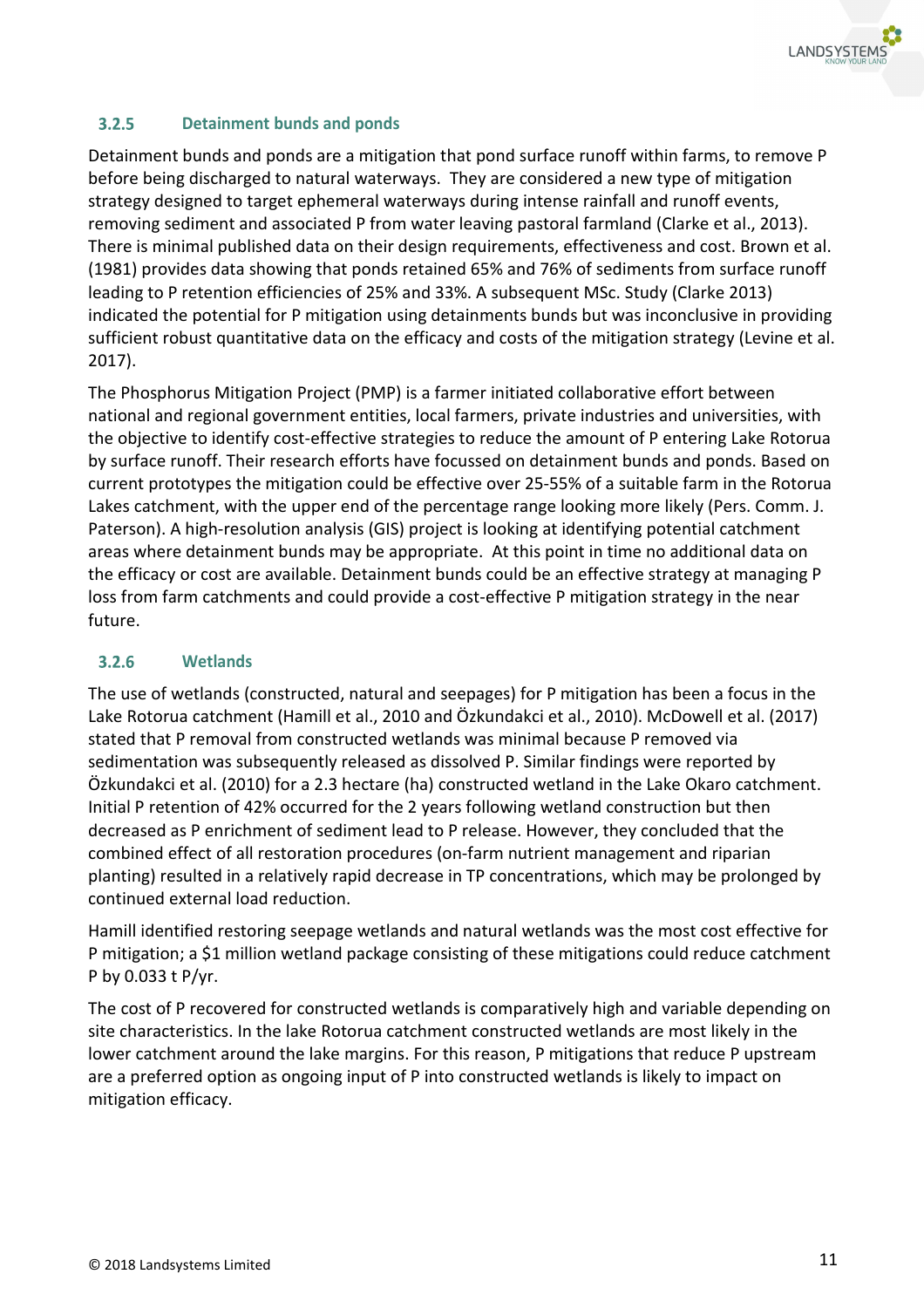### 3.2.5 Detainment bunds and ponds

Detainment bunds and ponds are a mitigation that pond surface runoff within farms, to remove P before being discharged to natural waterways. They are considered a new type of mitigation strategy designed to target ephemeral waterways during intense rainfall and runoff events, removing sediment and associated P from water leaving pastoral farmland (Clarke et al., 2013). There is minimal published data on their design requirements, effectiveness and cost. Brown et al. (1981) provides data showing that ponds retained 65% and 76% of sediments from surface runoff leading to P retention efficiencies of 25% and 33%. A subsequent MSc. Study (Clarke 2013) indicated the potential for P mitigation using detainments bunds but was inconclusive in providing sufficient robust quantitative data on the efficacy and costs of the mitigation strategy (Levine et al. 2017).

The Phosphorus Mitigation Project (PMP) is a farmer initiated collaborative effort between national and regional government entities, local farmers, private industries and universities, with the objective to identify cost-effective strategies to reduce the amount of P entering Lake Rotorua by surface runoff. Their research efforts have focussed on detainment bunds and ponds. Based on current prototypes the mitigation could be effective over 25-55% of a suitable farm in the Rotorua Lakes catchment, with the upper end of the percentage range looking more likely (Pers. Comm. J. Paterson). A high-resolution analysis (GIS) project is looking at identifying potential catchment areas where detainment bunds may be appropriate. At this point in time no additional data on the efficacy or cost are available. Detainment bunds could be an effective strategy at managing P loss from farm catchments and could provide a cost-effective P mitigation strategy in the near future.

### 3.2.6 Wetlands

The use of wetlands (constructed, natural and seepages) for P mitigation has been a focus in the Lake Rotorua catchment (Hamill et al., 2010 and Özkundakci et al., 2010). McDowell et al. (2017) stated that P removal from constructed wetlands was minimal because P removed via sedimentation was subsequently released as dissolved P. Similar findings were reported by Özkundakci et al. (2010) for a 2.3 hectare (ha) constructed wetland in the Lake Okaro catchment. Initial P retention of 42% occurred for the 2 years following wetland construction but then decreased as P enrichment of sediment lead to P release. However, they concluded that the combined effect of all restoration procedures (on-farm nutrient management and riparian planting) resulted in a relatively rapid decrease in TP concentrations, which may be prolonged by continued external load reduction.

Hamill identified restoring seepage wetlands and natural wetlands was the most cost effective for P mitigation; a $1 million wetland package consisting of these mitigations could reduce catchment P by 0.033 t P/yr.

The cost of P recovered for constructed wetlands is comparatively high and variable depending on site characteristics. In the lake Rotorua catchment constructed wetlands are most likely in the lower catchment around the lake margins. For this reason, P mitigations that reduce P upstream are a preferred option as ongoing input of P into constructed wetlands is likely to impact on mitigation efficacy.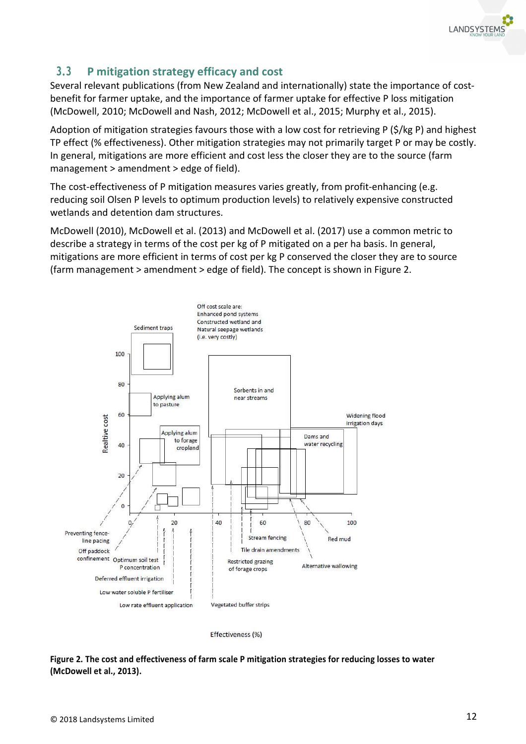## 3.3 P mitigation strategy efficacy and cost

Several relevant publications (from New Zealand and internationally) state the importance of cost-benefit for farmer uptake, and the importance of farmer uptake for effective P loss mitigation (McDowell, 2010; McDowell and Nash, 2012; McDowell et al., 2015; Murphy et al., 2015).

Adoption of mitigation strategies favours those with a low cost for retrieving P ($/kg P) and highest TP effect (% effectiveness). Other mitigation strategies may not primarily target P or may be costly. In general, mitigations are more efficient and cost less the closer they are to the source (farm management > amendment > edge of field).

The cost-effectiveness of P mitigation measures varies greatly, from profit-enhancing (e.g. reducing soil Olsen P levels to optimum production levels) to relatively expensive constructed wetlands and detention dam structures.

McDowell (2010), McDowell et al. (2013) and McDowell et al. (2017) use a common metric to describe a strategy in terms of the cost per kg of P mitigated on a per ha basis. In general, mitigations are more efficient in terms of cost per kg P conserved the closer they are to source (farm management > amendment > edge of field). The concept is shown in Figure 2.

Off cost scale are:
Enhanced pond systems
Constructed wetland and
Natural seepage wetlands
(i.e. very costly)

Sediment traps

Applying alum to pasture

Sorbents in and near streams

Widening flood irrigation days

Applying alum to forage cropland

Dams and water recycling

Realtive cost

Preventing fence-line pacing

Off paddock confinement

Optimum soil test P concentration

Deferred effluent irrigation

Low water soluble P fertiliser

Low rate effluent application

Stream fencing

Tile drain amendments

Restricted grazing of forage crops

Vegetated buffer strips

Red mud

Alternative wallowing

Effectiveness (%)

**Figure 2. The cost and effectiveness of farm scale P mitigation strategies for reducing losses to water (McDowell et al., 2013).**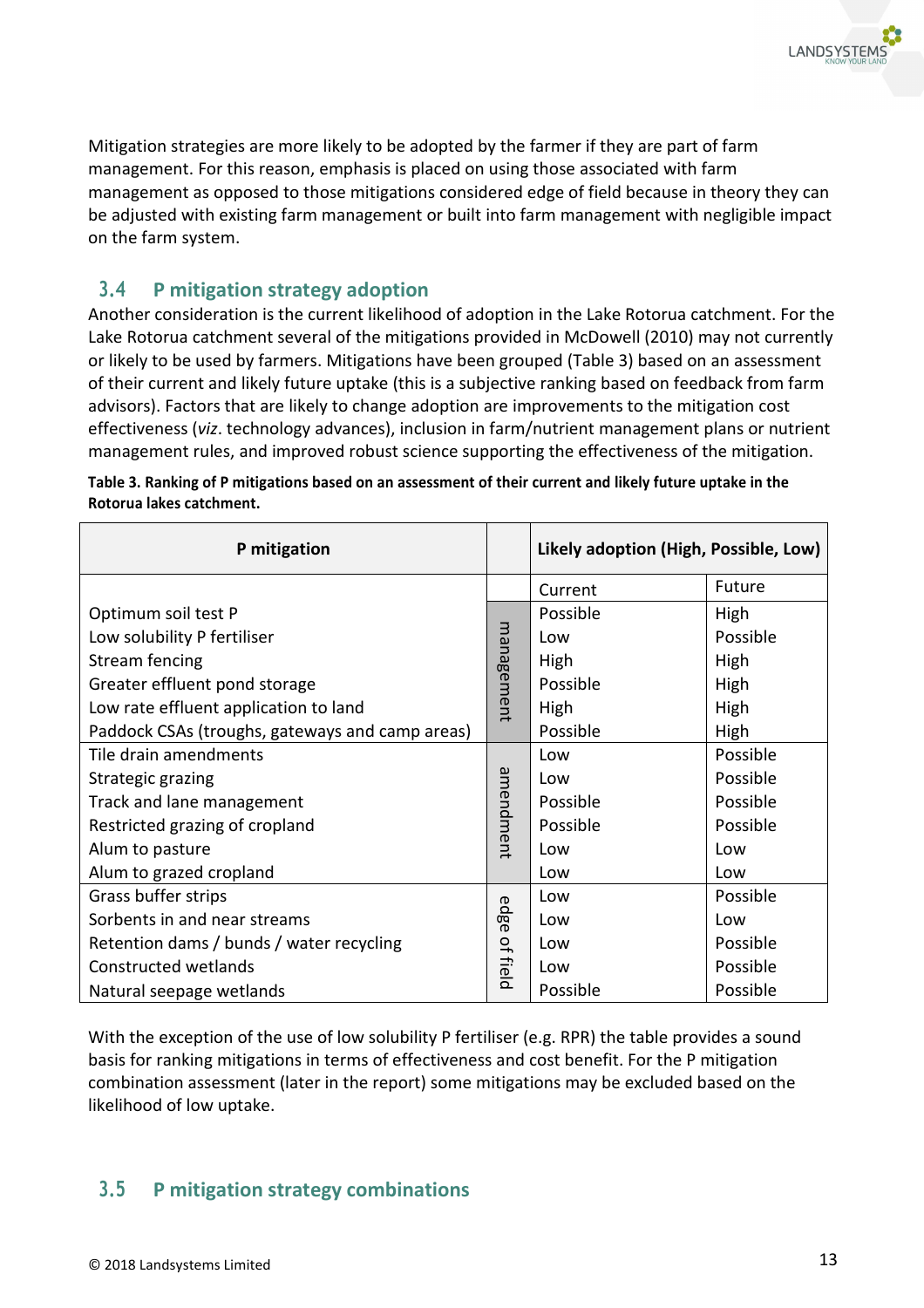Mitigation strategies are more likely to be adopted by the farmer if they are part of farm management. For this reason, emphasis is placed on using those associated with farm management as opposed to those mitigations considered edge of field because in theory they can be adjusted with existing farm management or built into farm management with negligible impact on the farm system.

## 3.4 P mitigation strategy adoption

Another consideration is the current likelihood of adoption in the Lake Rotorua catchment. For the Lake Rotorua catchment several of the mitigations provided in McDowell (2010) may not currently or likely to be used by farmers. Mitigations have been grouped (Table 3) based on an assessment of their current and likely future uptake (this is a subjective ranking based on feedback from farm advisors). Factors that are likely to change adoption are improvements to the mitigation cost effectiveness (*viz*. technology advances), inclusion in farm/nutrient management plans or nutrient management rules, and improved robust science supporting the effectiveness of the mitigation.

**Table 3. Ranking of P mitigations based on an assessment of their current and likely future uptake in the Rotorua lakes catchment.**

| P mitigation | | Likely adoption (High, Possible, Low) | |
|---|---|---|---|
| | | Current | Future |
| Optimum soil test P | management | Possible | High |
| Low solubility P fertiliser | management | Low | Possible |
| Stream fencing | management | High | High |
| Greater effluent pond storage | management | Possible | High |
| Low rate effluent application to land | management | High | High |
| Paddock CSAs (troughs, gateways and camp areas) | management | Possible | High |
| Tile drain amendments | amendment | Low | Possible |
| Strategic grazing | amendment | Low | Possible |
| Track and lane management | amendment | Possible | Possible |
| Restricted grazing of cropland | amendment | Possible | Possible |
| Alum to pasture | amendment | Low | Low |
| Alum to grazed cropland | amendment | Low | Low |
| Grass buffer strips | edge of field | Low | Possible |
| Sorbents in and near streams | edge of field | Low | Low |
| Retention dams / bunds / water recycling | edge of field | Low | Possible |
| Constructed wetlands | edge of field | Low | Possible |
| Natural seepage wetlands | edge of field | Possible | Possible |

With the exception of the use of low solubility P fertiliser (e.g. RPR) the table provides a sound basis for ranking mitigations in terms of effectiveness and cost benefit. For the P mitigation combination assessment (later in the report) some mitigations may be excluded based on the likelihood of low uptake.

## 3.5 P mitigation strategy combinations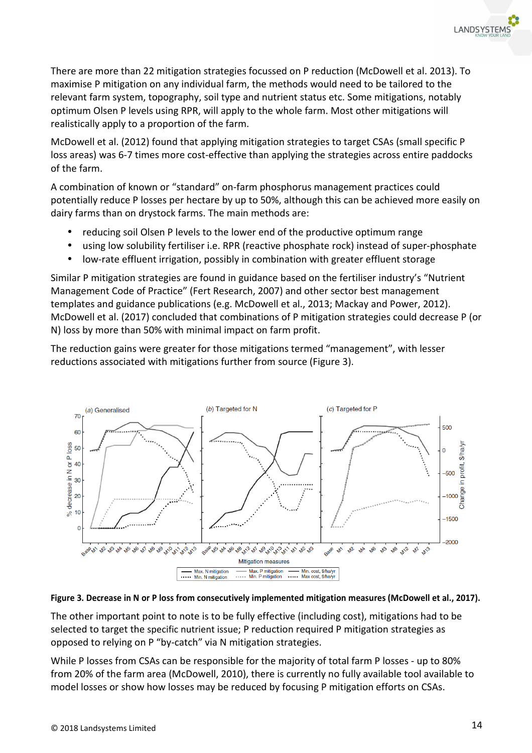There are more than 22 mitigation strategies focussed on P reduction (McDowell et al. 2013). To maximise P mitigation on any individual farm, the methods would need to be tailored to the relevant farm system, topography, soil type and nutrient status etc. Some mitigations, notably optimum Olsen P levels using RPR, will apply to the whole farm. Most other mitigations will realistically apply to a proportion of the farm.

McDowell et al. (2012) found that applying mitigation strategies to target CSAs (small specific P loss areas) was 6-7 times more cost-effective than applying the strategies across entire paddocks of the farm.

A combination of known or "standard" on-farm phosphorus management practices could potentially reduce P losses per hectare by up to 50%, although this can be achieved more easily on dairy farms than on drystock farms. The main methods are:

- reducing soil Olsen P levels to the lower end of the productive optimum range
- using low solubility fertiliser i.e. RPR (reactive phosphate rock) instead of super-phosphate
- low-rate effluent irrigation, possibly in combination with greater effluent storage

Similar P mitigation strategies are found in guidance based on the fertiliser industry's "Nutrient Management Code of Practice" (Fert Research, 2007) and other sector best management templates and guidance publications (e.g. McDowell et al., 2013; Mackay and Power, 2012). McDowell et al. (2017) concluded that combinations of P mitigation strategies could decrease P (or N) loss by more than 50% with minimal impact on farm profit.

The reduction gains were greater for those mitigations termed "management", with lesser reductions associated with mitigations further from source (Figure 3).

**Figure 3. Decrease in N or P loss from consecutively implemented mitigation measures (McDowell et al., 2017).**

The other important point to note is to be fully effective (including cost), mitigations had to be selected to target the specific nutrient issue; P reduction required P mitigation strategies as opposed to relying on P "by-catch" via N mitigation strategies.

While P losses from CSAs can be responsible for the majority of total farm P losses - up to 80% from 20% of the farm area (McDowell, 2010), there is currently no fully available tool available to model losses or show how losses may be reduced by focusing P mitigation efforts on CSAs.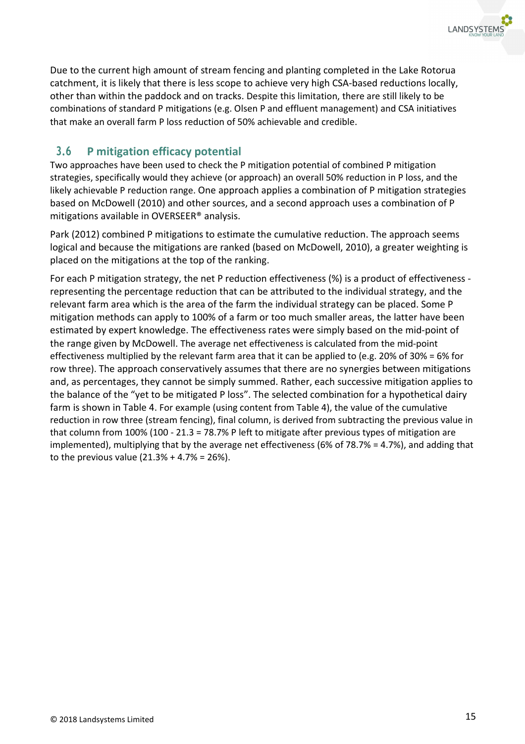Due to the current high amount of stream fencing and planting completed in the Lake Rotorua catchment, it is likely that there is less scope to achieve very high CSA-based reductions locally, other than within the paddock and on tracks. Despite this limitation, there are still likely to be combinations of standard P mitigations (e.g. Olsen P and effluent management) and CSA initiatives that make an overall farm P loss reduction of 50% achievable and credible.

## 3.6 P mitigation efficacy potential

Two approaches have been used to check the P mitigation potential of combined P mitigation strategies, specifically would they achieve (or approach) an overall 50% reduction in P loss, and the likely achievable P reduction range. One approach applies a combination of P mitigation strategies based on McDowell (2010) and other sources, and a second approach uses a combination of P mitigations available in OVERSEER® analysis.

Park (2012) combined P mitigations to estimate the cumulative reduction. The approach seems logical and because the mitigations are ranked (based on McDowell, 2010), a greater weighting is placed on the mitigations at the top of the ranking.

For each P mitigation strategy, the net P reduction effectiveness (%) is a product of effectiveness - representing the percentage reduction that can be attributed to the individual strategy, and the relevant farm area which is the area of the farm the individual strategy can be placed. Some P mitigation methods can apply to 100% of a farm or too much smaller areas, the latter have been estimated by expert knowledge. The effectiveness rates were simply based on the mid-point of the range given by McDowell. The average net effectiveness is calculated from the mid-point effectiveness multiplied by the relevant farm area that it can be applied to (e.g. 20% of 30% = 6% for row three). The approach conservatively assumes that there are no synergies between mitigations and, as percentages, they cannot be simply summed. Rather, each successive mitigation applies to the balance of the "yet to be mitigated P loss". The selected combination for a hypothetical dairy farm is shown in Table 4. For example (using content from Table 4), the value of the cumulative reduction in row three (stream fencing), final column, is derived from subtracting the previous value in that column from 100% (100 - 21.3 = 78.7% P left to mitigate after previous types of mitigation are implemented), multiplying that by the average net effectiveness (6% of 78.7% = 4.7%), and adding that to the previous value (21.3% + 4.7% = 26%).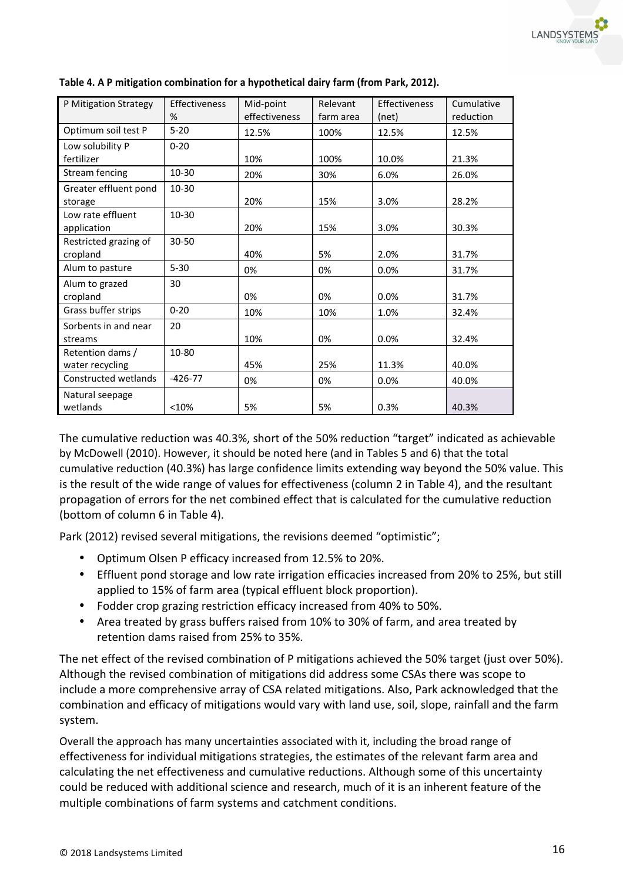**Table 4. A P mitigation combination for a hypothetical dairy farm (from Park, 2012).**

| P Mitigation Strategy | Effectiveness % | Mid-point effectiveness | Relevant farm area | Effectiveness (net) | Cumulative reduction |
|---|---|---|---|---|---|
| Optimum soil test P | 5-20 | 12.5% | 100% | 12.5% | 12.5% |
| Low solubility P fertilizer | 0-20 | 10% | 100% | 10.0% | 21.3% |
| Stream fencing | 10-30 | 20% | 30% | 6.0% | 26.0% |
| Greater effluent pond storage | 10-30 | 20% | 15% | 3.0% | 28.2% |
| Low rate effluent application | 10-30 | 20% | 15% | 3.0% | 30.3% |
| Restricted grazing of cropland | 30-50 | 40% | 5% | 2.0% | 31.7% |
| Alum to pasture | 5-30 | 0% | 0% | 0.0% | 31.7% |
| Alum to grazed cropland | 30 | 0% | 0% | 0.0% | 31.7% |
| Grass buffer strips | 0-20 | 10% | 10% | 1.0% | 32.4% |
| Sorbents in and near streams | 20 | 10% | 0% | 0.0% | 32.4% |
| Retention dams / water recycling | 10-80 | 45% | 25% | 11.3% | 40.0% |
| Constructed wetlands | -426-77 | 0% | 0% | 0.0% | 40.0% |
| Natural seepage wetlands | <10% | 5% | 5% | 0.3% | 40.3% |

The cumulative reduction was 40.3%, short of the 50% reduction "target" indicated as achievable by McDowell (2010). However, it should be noted here (and in Tables 5 and 6) that the total cumulative reduction (40.3%) has large confidence limits extending way beyond the 50% value. This is the result of the wide range of values for effectiveness (column 2 in Table 4), and the resultant propagation of errors for the net combined effect that is calculated for the cumulative reduction (bottom of column 6 in Table 4).

Park (2012) revised several mitigations, the revisions deemed "optimistic";

- Optimum Olsen P efficacy increased from 12.5% to 20%.
- Effluent pond storage and low rate irrigation efficacies increased from 20% to 25%, but still applied to 15% of farm area (typical effluent block proportion).
- Fodder crop grazing restriction efficacy increased from 40% to 50%.
- Area treated by grass buffers raised from 10% to 30% of farm, and area treated by retention dams raised from 25% to 35%.

The net effect of the revised combination of P mitigations achieved the 50% target (just over 50%). Although the revised combination of mitigations did address some CSAs there was scope to include a more comprehensive array of CSA related mitigations. Also, Park acknowledged that the combination and efficacy of mitigations would vary with land use, soil, slope, rainfall and the farm system.

Overall the approach has many uncertainties associated with it, including the broad range of effectiveness for individual mitigations strategies, the estimates of the relevant farm area and calculating the net effectiveness and cumulative reductions. Although some of this uncertainty could be reduced with additional science and research, much of it is an inherent feature of the multiple combinations of farm systems and catchment conditions.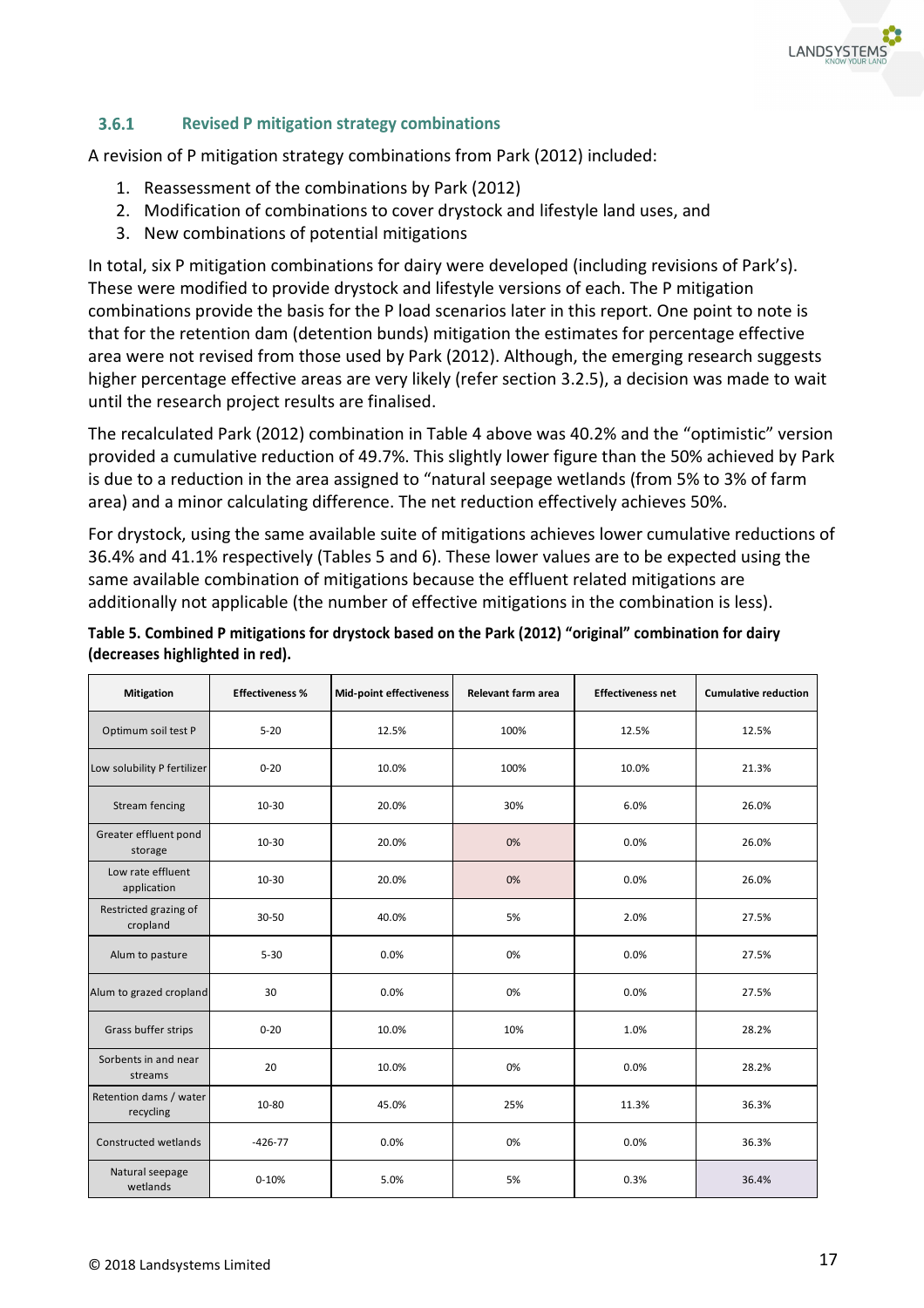### 3.6.1 Revised P mitigation strategy combinations

A revision of P mitigation strategy combinations from Park (2012) included:

1. Reassessment of the combinations by Park (2012)
2. Modification of combinations to cover drystock and lifestyle land uses, and
3. New combinations of potential mitigations

In total, six P mitigation combinations for dairy were developed (including revisions of Park's). These were modified to provide drystock and lifestyle versions of each. The P mitigation combinations provide the basis for the P load scenarios later in this report. One point to note is that for the retention dam (detention bunds) mitigation the estimates for percentage effective area were not revised from those used by Park (2012). Although, the emerging research suggests higher percentage effective areas are very likely (refer section 3.2.5), a decision was made to wait until the research project results are finalised.

The recalculated Park (2012) combination in Table 4 above was 40.2% and the "optimistic" version provided a cumulative reduction of 49.7%. This slightly lower figure than the 50% achieved by Park is due to a reduction in the area assigned to "natural seepage wetlands (from 5% to 3% of farm area) and a minor calculating difference. The net reduction effectively achieves 50%.

For drystock, using the same available suite of mitigations achieves lower cumulative reductions of 36.4% and 41.1% respectively (Tables 5 and 6). These lower values are to be expected using the same available combination of mitigations because the effluent related mitigations are additionally not applicable (the number of effective mitigations in the combination is less).

**Table 5. Combined P mitigations for drystock based on the Park (2012) "original" combination for dairy (decreases highlighted in red).**

| Mitigation | Effectiveness % | Mid-point effectiveness | Relevant farm area | Effectiveness net | Cumulative reduction |
|---|---|---|---|---|---|
| Optimum soil test P | 5-20 | 12.5% | 100% | 12.5% | 12.5% |
| Low solubility P fertilizer | 0-20 | 10.0% | 100% | 10.0% | 21.3% |
| Stream fencing | 10-30 | 20.0% | 30% | 6.0% | 26.0% |
| Greater effluent pond storage | 10-30 | 20.0% | 0% | 0.0% | 26.0% |
| Low rate effluent application | 10-30 | 20.0% | 0% | 0.0% | 26.0% |
| Restricted grazing of cropland | 30-50 | 40.0% | 5% | 2.0% | 27.5% |
| Alum to pasture | 5-30 | 0.0% | 0% | 0.0% | 27.5% |
| Alum to grazed cropland | 30 | 0.0% | 0% | 0.0% | 27.5% |
| Grass buffer strips | 0-20 | 10.0% | 10% | 1.0% | 28.2% |
| Sorbents in and near streams | 20 | 10.0% | 0% | 0.0% | 28.2% |
| Retention dams / water recycling | 10-80 | 45.0% | 25% | 11.3% | 36.3% |
| Constructed wetlands | -426-77 | 0.0% | 0% | 0.0% | 36.3% |
| Natural seepage wetlands | 0-10% | 5.0% | 5% | 0.3% | 36.4% |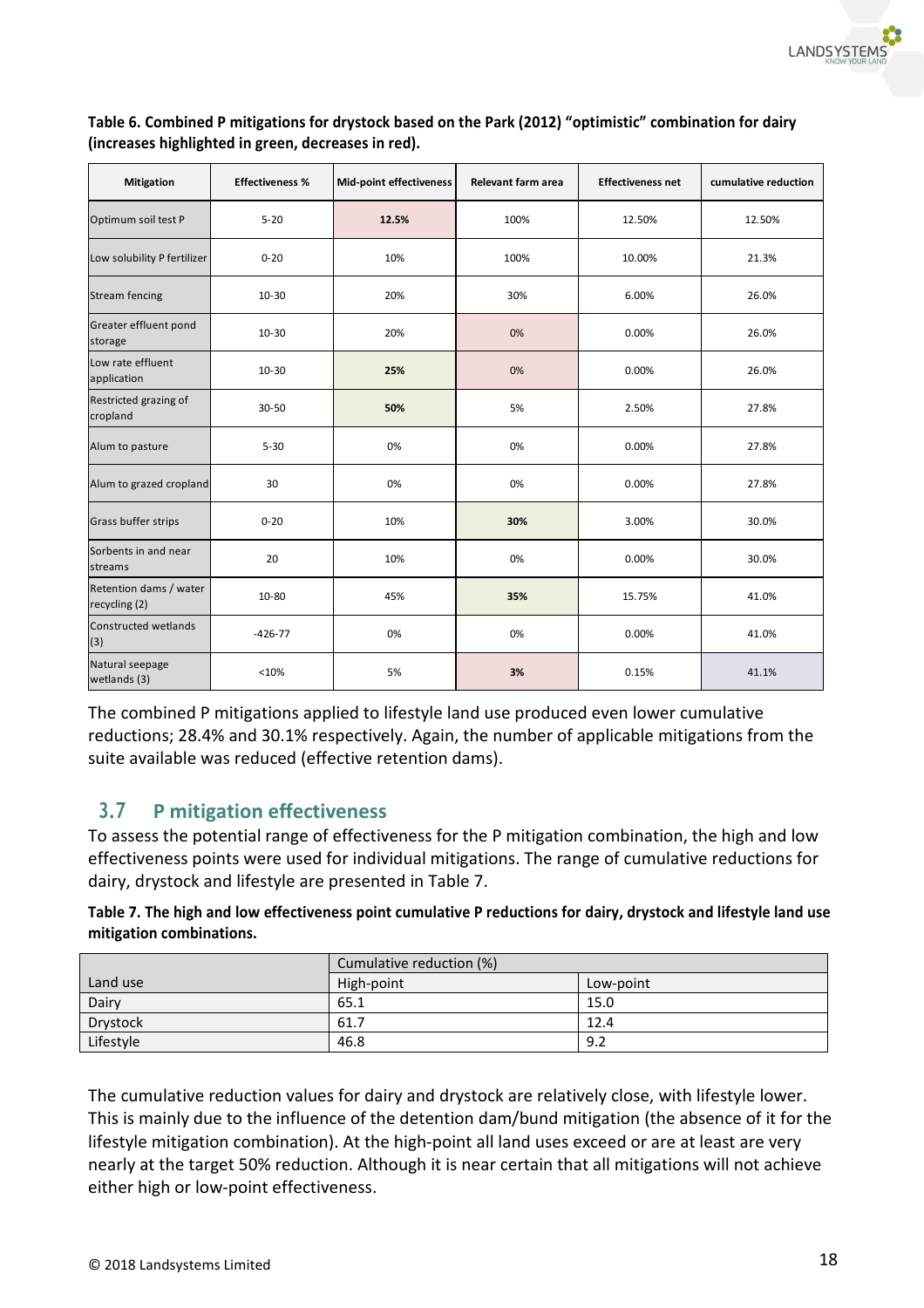**Table 6. Combined P mitigations for drystock based on the Park (2012) "optimistic" combination for dairy (increases highlighted in green, decreases in red).**

| Mitigation | Effectiveness % | Mid-point effectiveness | Relevant farm area | Effectiveness net | cumulative reduction |
|---|---|---|---|---|---|
| Optimum soil test P | 5-20 | **12.5%** | 100% | 12.50% | 12.50% |
| Low solubility P fertilizer | 0-20 | 10% | 100% | 10.00% | 21.3% |
| Stream fencing | 10-30 | 20% | 30% | 6.00% | 26.0% |
| Greater effluent pond storage | 10-30 | 20% | 0% | 0.00% | 26.0% |
| Low rate effluent application | 10-30 | **25%** | 0% | 0.00% | 26.0% |
| Restricted grazing of cropland | 30-50 | **50%** | 5% | 2.50% | 27.8% |
| Alum to pasture | 5-30 | 0% | 0% | 0.00% | 27.8% |
| Alum to grazed cropland | 30 | 0% | 0% | 0.00% | 27.8% |
| Grass buffer strips | 0-20 | 10% | **30%** | 3.00% | 30.0% |
| Sorbents in and near streams | 20 | 10% | 0% | 0.00% | 30.0% |
| Retention dams / water recycling (2) | 10-80 | 45% | **35%** | 15.75% | 41.0% |
| Constructed wetlands (3) | -426-77 | 0% | 0% | 0.00% | 41.0% |
| Natural seepage wetlands (3) | <10% | 5% | **3%** | 0.15% | 41.1% |

The combined P mitigations applied to lifestyle land use produced even lower cumulative reductions; 28.4% and 30.1% respectively. Again, the number of applicable mitigations from the suite available was reduced (effective retention dams).

## 3.7 P mitigation effectiveness

To assess the potential range of effectiveness for the P mitigation combination, the high and low effectiveness points were used for individual mitigations. The range of cumulative reductions for dairy, drystock and lifestyle are presented in Table 7.

**Table 7. The high and low effectiveness point cumulative P reductions for dairy, drystock and lifestyle land use mitigation combinations.**

| | Cumulative reduction (%) | |
|---|---|---|
| Land use | High-point | Low-point |
| Dairy | 65.1 | 15.0 |
| Drystock | 61.7 | 12.4 |
| Lifestyle | 46.8 | 9.2 |

The cumulative reduction values for dairy and drystock are relatively close, with lifestyle lower. This is mainly due to the influence of the detention dam/bund mitigation (the absence of it for the lifestyle mitigation combination). At the high-point all land uses exceed or are at least are very nearly at the target 50% reduction. Although it is near certain that all mitigations will not achieve either high or low-point effectiveness.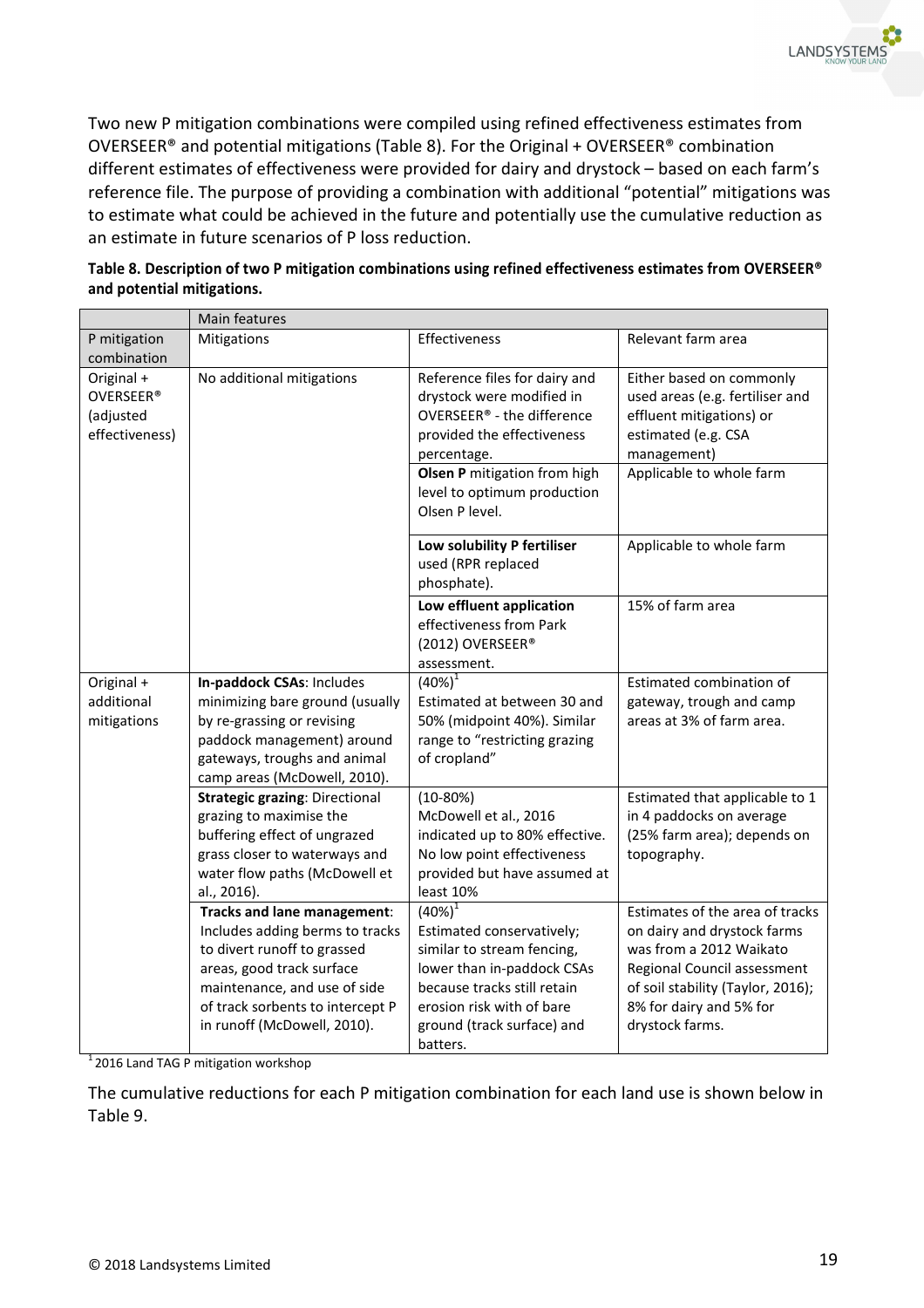Two new P mitigation combinations were compiled using refined effectiveness estimates from OVERSEER® and potential mitigations (Table 8). For the Original + OVERSEER® combination different estimates of effectiveness were provided for dairy and drystock – based on each farm's reference file. The purpose of providing a combination with additional "potential" mitigations was to estimate what could be achieved in the future and potentially use the cumulative reduction as an estimate in future scenarios of P loss reduction.

**Table 8. Description of two P mitigation combinations using refined effectiveness estimates from OVERSEER® and potential mitigations.**

| | Main features | | |
|---|---|---|---|
| P mitigation combination | Mitigations | Effectiveness | Relevant farm area |
| Original + OVERSEER® (adjusted effectiveness) | No additional mitigations | Reference files for dairy and drystock were modified in OVERSEER® - the difference provided the effectiveness percentage. | Either based on commonly used areas (e.g. fertiliser and effluent mitigations) or estimated (e.g. CSA management) |
| | | **Olsen P** mitigation from high level to optimum production Olsen P level. | Applicable to whole farm |
| | | **Low solubility P fertiliser** used (RPR replaced phosphate). | Applicable to whole farm |
| | | **Low effluent application** effectiveness from Park (2012) OVERSEER® assessment. | 15% of farm area |
| Original + additional mitigations | **In-paddock CSAs**: Includes minimizing bare ground (usually by re-grassing or revising paddock management) around gateways, troughs and animal camp areas (McDowell, 2010). | (40%)[1] Estimated at between 30 and 50% (midpoint 40%). Similar range to "restricting grazing of cropland" | Estimated combination of gateway, trough and camp areas at 3% of farm area. |
| | **Strategic grazing**: Directional grazing to maximise the buffering effect of ungrazed grass closer to waterways and water flow paths (McDowell et al., 2016). | (10-80%) McDowell et al., 2016 indicated up to 80% effective. No low point effectiveness provided but have assumed at least 10% | Estimated that applicable to 1 in 4 paddocks on average (25% farm area); depends on topography. |
| | **Tracks and lane management**: Includes adding berms to tracks to divert runoff to grassed areas, good track surface maintenance, and use of side of track sorbents to intercept P in runoff (McDowell, 2010). | (40%)[1] Estimated conservatively; similar to stream fencing, lower than in-paddock CSAs because tracks still retain erosion risk with of bare ground (track surface) and batters. | Estimates of the area of tracks on dairy and drystock farms was from a 2012 Waikato Regional Council assessment of soil stability (Taylor, 2016); 8% for dairy and 5% for drystock farms. |

[1] 2016 Land TAG P mitigation workshop

The cumulative reductions for each P mitigation combination for each land use is shown below in Table 9.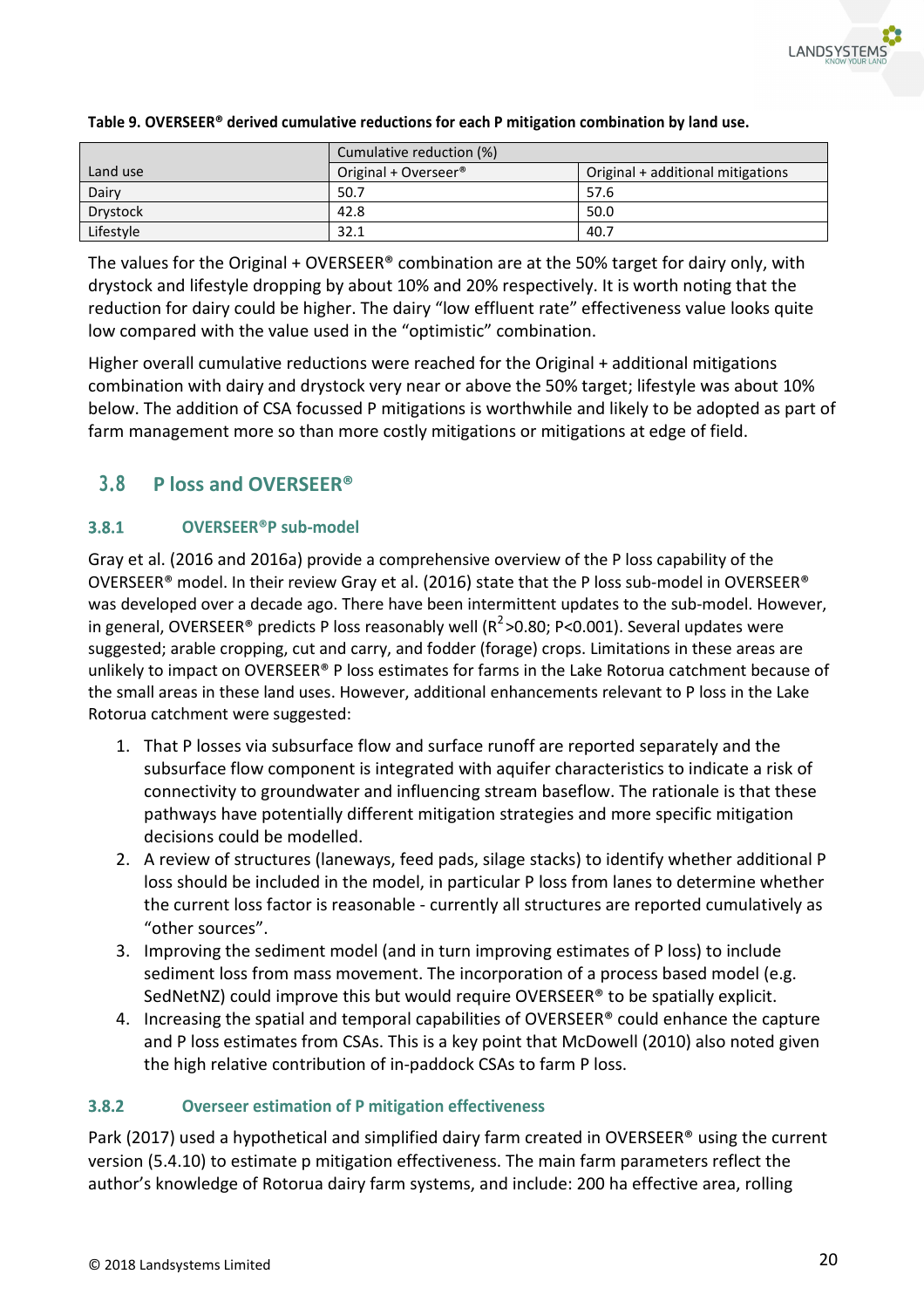**Table 9. OVERSEER® derived cumulative reductions for each P mitigation combination by land use.**

| Land use | Cumulative reduction (%) | |
|---|---|---|
| | Original + Overseer® | Original + additional mitigations |
| Dairy | 50.7 | 57.6 |
| Drystock | 42.8 | 50.0 |
| Lifestyle | 32.1 | 40.7 |

The values for the Original + OVERSEER® combination are at the 50% target for dairy only, with drystock and lifestyle dropping by about 10% and 20% respectively. It is worth noting that the reduction for dairy could be higher. The dairy "low effluent rate" effectiveness value looks quite low compared with the value used in the "optimistic" combination.

Higher overall cumulative reductions were reached for the Original + additional mitigations combination with dairy and drystock very near or above the 50% target; lifestyle was about 10% below. The addition of CSA focussed P mitigations is worthwhile and likely to be adopted as part of farm management more so than more costly mitigations or mitigations at edge of field.

## 3.8 P loss and OVERSEER®

### 3.8.1 OVERSEER® P sub-model

Gray et al. (2016 and 2016a) provide a comprehensive overview of the P loss capability of the OVERSEER® model. In their review Gray et al. (2016) state that the P loss sub-model in OVERSEER® was developed over a decade ago. There have been intermittent updates to the sub-model. However, in general, OVERSEER® predicts P loss reasonably well ($R^2$>0.80; P<0.001). Several updates were suggested; arable cropping, cut and carry, and fodder (forage) crops. Limitations in these areas are unlikely to impact on OVERSEER® P loss estimates for farms in the Lake Rotorua catchment because of the small areas in these land uses. However, additional enhancements relevant to P loss in the Lake Rotorua catchment were suggested:

1. That P losses via subsurface flow and surface runoff are reported separately and the subsurface flow component is integrated with aquifer characteristics to indicate a risk of connectivity to groundwater and influencing stream baseflow. The rationale is that these pathways have potentially different mitigation strategies and more specific mitigation decisions could be modelled.
2. A review of structures (laneways, feed pads, silage stacks) to identify whether additional P loss should be included in the model, in particular P loss from lanes to determine whether the current loss factor is reasonable - currently all structures are reported cumulatively as "other sources".
3. Improving the sediment model (and in turn improving estimates of P loss) to include sediment loss from mass movement. The incorporation of a process based model (e.g. SedNetNZ) could improve this but would require OVERSEER® to be spatially explicit.
4. Increasing the spatial and temporal capabilities of OVERSEER® could enhance the capture and P loss estimates from CSAs. This is a key point that McDowell (2010) also noted given the high relative contribution of in-paddock CSAs to farm P loss.

### 3.8.2 Overseer estimation of P mitigation effectiveness

Park (2017) used a hypothetical and simplified dairy farm created in OVERSEER® using the current version (5.4.10) to estimate p mitigation effectiveness. The main farm parameters reflect the author's knowledge of Rotorua dairy farm systems, and include: 200 ha effective area, rolling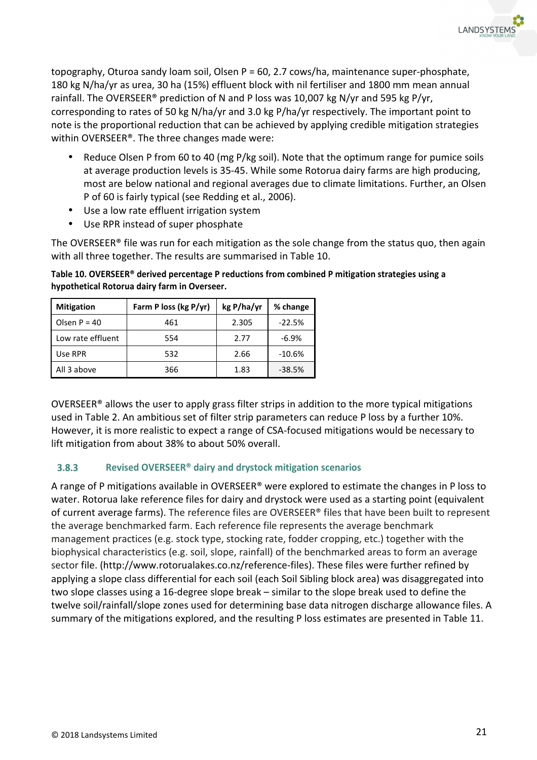topography, Oturoa sandy loam soil, Olsen P = 60, 2.7 cows/ha, maintenance super-phosphate, 180 kg N/ha/yr as urea, 30 ha (15%) effluent block with nil fertiliser and 1800 mm mean annual rainfall. The OVERSEER® prediction of N and P loss was 10,007 kg N/yr and 595 kg P/yr, corresponding to rates of 50 kg N/ha/yr and 3.0 kg P/ha/yr respectively. The important point to note is the proportional reduction that can be achieved by applying credible mitigation strategies within OVERSEER®. The three changes made were:

- Reduce Olsen P from 60 to 40 (mg P/kg soil). Note that the optimum range for pumice soils at average production levels is 35-45. While some Rotorua dairy farms are high producing, most are below national and regional averages due to climate limitations. Further, an Olsen P of 60 is fairly typical (see Redding et al., 2006).
- Use a low rate effluent irrigation system
- Use RPR instead of super phosphate

The OVERSEER® file was run for each mitigation as the sole change from the status quo, then again with all three together. The results are summarised in Table 10.

**Table 10. OVERSEER® derived percentage P reductions from combined P mitigation strategies using a hypothetical Rotorua dairy farm in Overseer.**

| Mitigation | Farm P loss (kg P/yr) | kg P/ha/yr | % change |
|---|---|---|---|
| Olsen P = 40 | 461 | 2.305 | -22.5% |
| Low rate effluent | 554 | 2.77 | -6.9% |
| Use RPR | 532 | 2.66 | -10.6% |
| All 3 above | 366 | 1.83 | -38.5% |

OVERSEER® allows the user to apply grass filter strips in addition to the more typical mitigations used in Table 2. An ambitious set of filter strip parameters can reduce P loss by a further 10%. However, it is more realistic to expect a range of CSA-focused mitigations would be necessary to lift mitigation from about 38% to about 50% overall.

### 3.8.3 Revised OVERSEER® dairy and drystock mitigation scenarios

A range of P mitigations available in OVERSEER® were explored to estimate the changes in P loss to water. Rotorua lake reference files for dairy and drystock were used as a starting point (equivalent of current average farms). The reference files are OVERSEER® files that have been built to represent the average benchmarked farm. Each reference file represents the average benchmark management practices (e.g. stock type, stocking rate, fodder cropping, etc.) together with the biophysical characteristics (e.g. soil, slope, rainfall) of the benchmarked areas to form an average sector file. (http://www.rotorualakes.co.nz/reference-files). These files were further refined by applying a slope class differential for each soil (each Soil Sibling block area) was disaggregated into two slope classes using a 16-degree slope break – similar to the slope break used to define the twelve soil/rainfall/slope zones used for determining base data nitrogen discharge allowance files. A summary of the mitigations explored, and the resulting P loss estimates are presented in Table 11.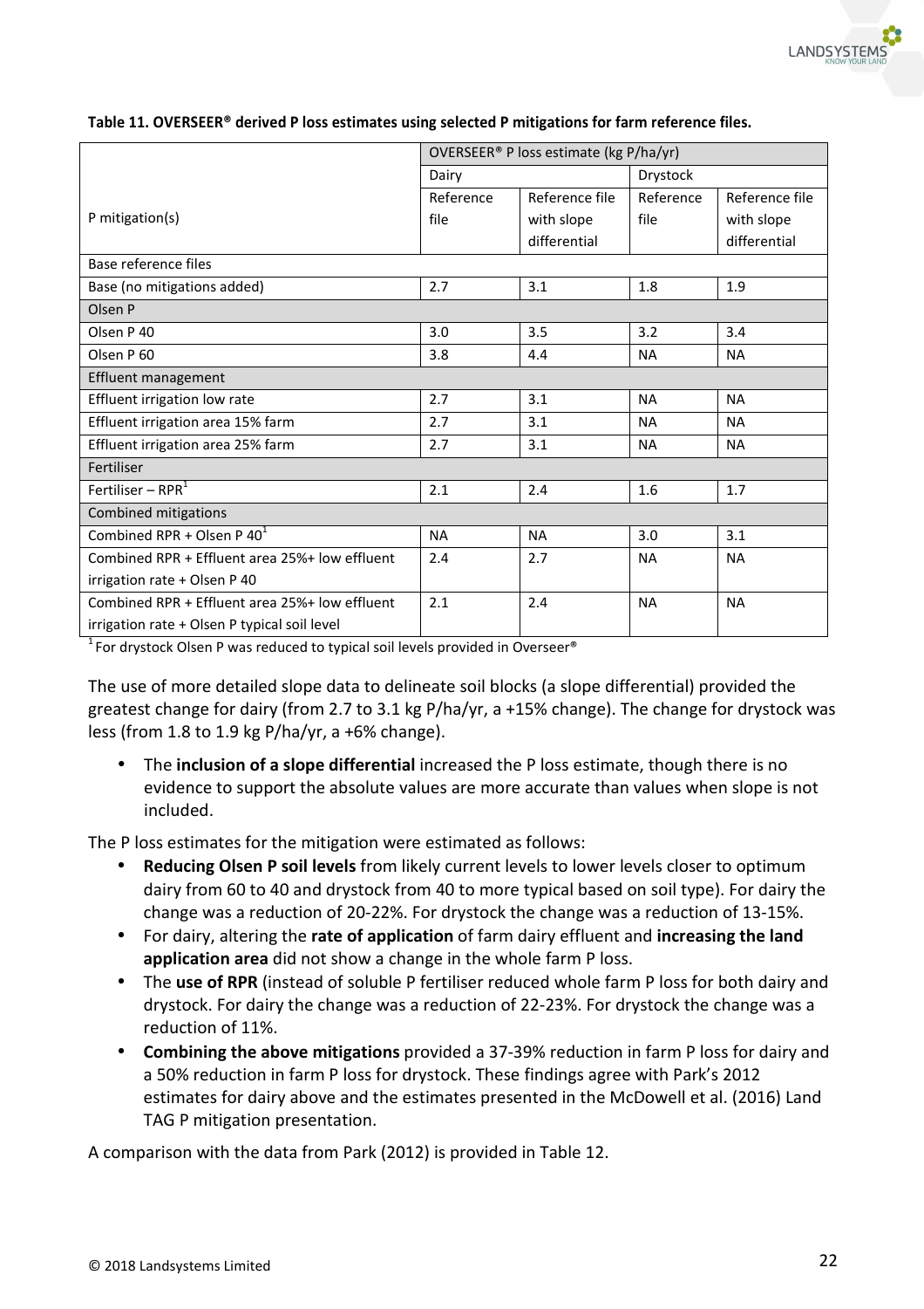**Table 11. OVERSEER® derived P loss estimates using selected P mitigations for farm reference files.**

| P mitigation(s) | OVERSEER® P loss estimate (kg P/ha/yr) | | | |
|---|---|---|---|---|
| | Dairy | | Drystock | |
| | Reference file | Reference file with slope differential | Reference file | Reference file with slope differential |
| Base reference files | | | | |
| Base (no mitigations added) | 2.7 | 3.1 | 1.8 | 1.9 |
| Olsen P | | | | |
| Olsen P 40 | 3.0 | 3.5 | 3.2 | 3.4 |
| Olsen P 60 | 3.8 | 4.4 | NA | NA |
| Effluent management | | | | |
| Effluent irrigation low rate | 2.7 | 3.1 | NA | NA |
| Effluent irrigation area 15% farm | 2.7 | 3.1 | NA | NA |
| Effluent irrigation area 25% farm | 2.7 | 3.1 | NA | NA |
| Fertiliser | | | | |
| Fertiliser – RPR[1] | 2.1 | 2.4 | 1.6 | 1.7 |
| Combined mitigations | | | | |
| Combined RPR + Olsen P 40[1] | NA | NA | 3.0 | 3.1 |
| Combined RPR + Effluent area 25%+ low effluent irrigation rate + Olsen P 40 | 2.4 | 2.7 | NA | NA |
| Combined RPR + Effluent area 25%+ low effluent irrigation rate + Olsen P typical soil level | 2.1 | 2.4 | NA | NA |

[1] For drystock Olsen P was reduced to typical soil levels provided in Overseer®

The use of more detailed slope data to delineate soil blocks (a slope differential) provided the greatest change for dairy (from 2.7 to 3.1 kg P/ha/yr, a +15% change). The change for drystock was less (from 1.8 to 1.9 kg P/ha/yr, a +6% change).

- The **inclusion of a slope differential** increased the P loss estimate, though there is no evidence to support the absolute values are more accurate than values when slope is not included.

The P loss estimates for the mitigation were estimated as follows:

- **Reducing Olsen P soil levels** from likely current levels to lower levels closer to optimum dairy from 60 to 40 and drystock from 40 to more typical based on soil type). For dairy the change was a reduction of 20-22%. For drystock the change was a reduction of 13-15%.
- For dairy, altering the **rate of application** of farm dairy effluent and **increasing the land application area** did not show a change in the whole farm P loss.
- The **use of RPR** (instead of soluble P fertiliser reduced whole farm P loss for both dairy and drystock. For dairy the change was a reduction of 22-23%. For drystock the change was a reduction of 11%.
- **Combining the above mitigations** provided a 37-39% reduction in farm P loss for dairy and a 50% reduction in farm P loss for drystock. These findings agree with Park's 2012 estimates for dairy above and the estimates presented in the McDowell et al. (2016) Land TAG P mitigation presentation.

A comparison with the data from Park (2012) is provided in Table 12.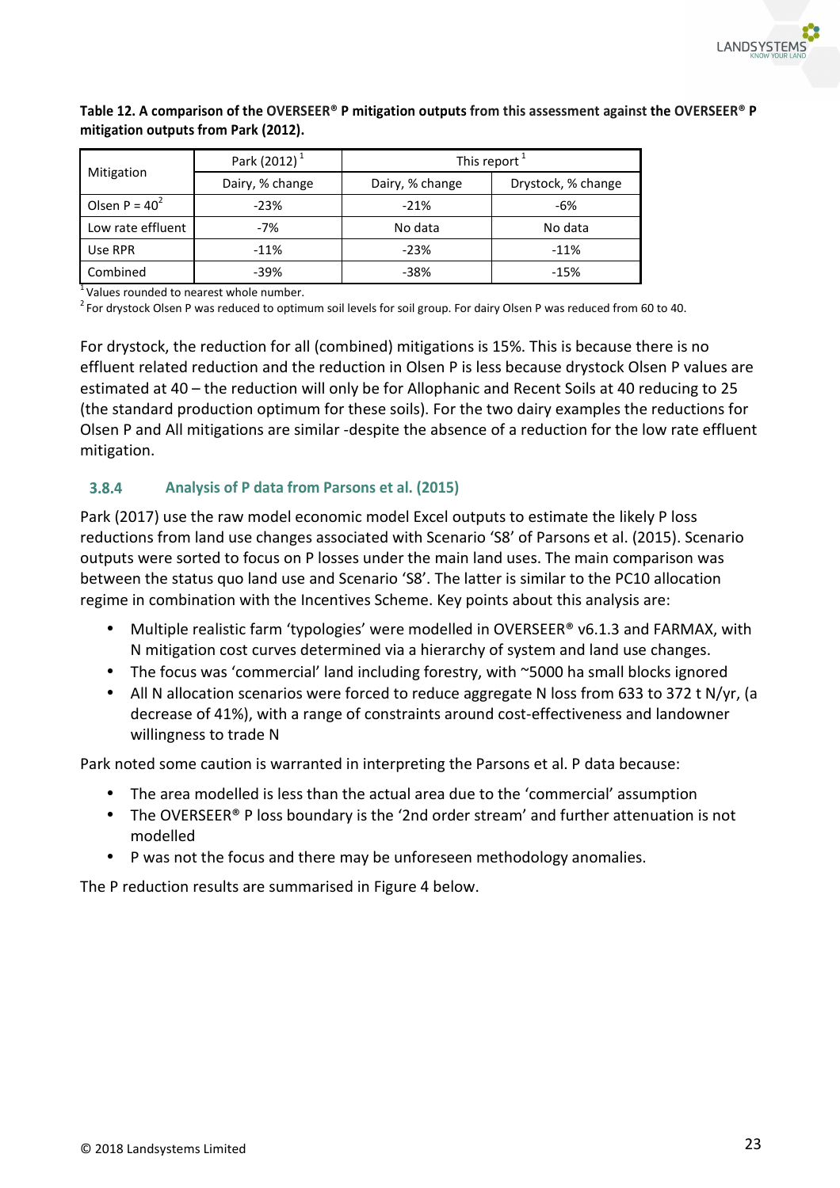**Table 12. A comparison of the OVERSEER® P mitigation outputs from this assessment against the OVERSEER® P mitigation outputs from Park (2012).**

| Mitigation | Park (2012) [1] | This report [1] | |
|---|---|---|---|
| | Dairy, % change | Dairy, % change | Drystock, % change |
| Olsen P = 40 [2] | -23% | -21% | -6% |
| Low rate effluent | -7% | No data | No data |
| Use RPR | -11% | -23% | -11% |
| Combined | -39% | -38% | -15% |

[1] Values rounded to nearest whole number.
[2] For drystock Olsen P was reduced to optimum soil levels for soil group. For dairy Olsen P was reduced from 60 to 40.

For drystock, the reduction for all (combined) mitigations is 15%. This is because there is no effluent related reduction and the reduction in Olsen P is less because drystock Olsen P values are estimated at 40 – the reduction will only be for Allophanic and Recent Soils at 40 reducing to 25 (the standard production optimum for these soils). For the two dairy examples the reductions for Olsen P and All mitigations are similar -despite the absence of a reduction for the low rate effluent mitigation.

### 3.8.4 Analysis of P data from Parsons et al. (2015)

Park (2017) use the raw model economic model Excel outputs to estimate the likely P loss reductions from land use changes associated with Scenario 'S8' of Parsons et al. (2015). Scenario outputs were sorted to focus on P losses under the main land uses. The main comparison was between the status quo land use and Scenario 'S8'. The latter is similar to the PC10 allocation regime in combination with the Incentives Scheme. Key points about this analysis are:

- Multiple realistic farm 'typologies' were modelled in OVERSEER® v6.1.3 and FARMAX, with N mitigation cost curves determined via a hierarchy of system and land use changes.
- The focus was 'commercial' land including forestry, with ~5000 ha small blocks ignored
- All N allocation scenarios were forced to reduce aggregate N loss from 633 to 372 t N/yr, (a decrease of 41%), with a range of constraints around cost-effectiveness and landowner willingness to trade N

Park noted some caution is warranted in interpreting the Parsons et al. P data because:

- The area modelled is less than the actual area due to the 'commercial' assumption
- The OVERSEER® P loss boundary is the '2nd order stream' and further attenuation is not modelled
- P was not the focus and there may be unforeseen methodology anomalies.

The P reduction results are summarised in Figure 4 below.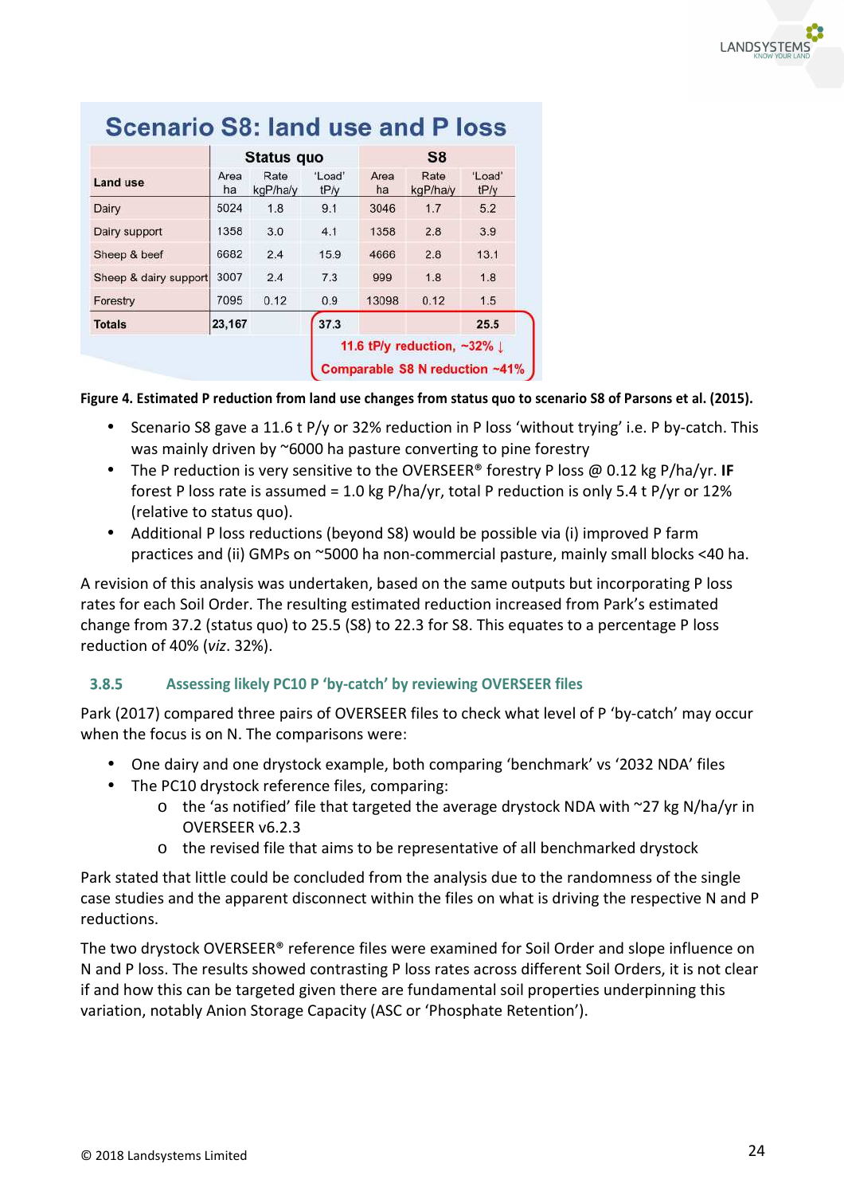**Scenario S8: land use and P loss**

| Land use | Status quo | | | S8 | | |
|---|---|---|---|---|---|---|
| | Area ha | Rate kgP/ha/y | 'Load' tP/y | Area ha | Rate kgP/ha/y | 'Load' tP/y |
| Dairy | 5024 | 1.8 | 9.1 | 3046 | 1.7 | 5.2 |
| Dairy support | 1358 | 3.0 | 4.1 | 1358 | 2.8 | 3.9 |
| Sheep & beef | 6682 | 2.4 | 15.9 | 4666 | 2.8 | 13.1 |
| Sheep & dairy support | 3007 | 2.4 | 7.3 | 999 | 1.8 | 1.8 |
| Forestry | 7095 | 0.12 | 0.9 | 13098 | 0.12 | 1.5 |
| **Totals** | **23,167** | | **37.3** | | | **25.5** |

11.6 tP/y reduction, ~32% ↓

Comparable S8 N reduction ~41%

**Figure 4. Estimated P reduction from land use changes from status quo to scenario S8 of Parsons et al. (2015).**

- Scenario S8 gave a 11.6 t P/y or 32% reduction in P loss 'without trying' i.e. P by-catch. This was mainly driven by ~6000 ha pasture converting to pine forestry
- The P reduction is very sensitive to the OVERSEER® forestry P loss @ 0.12 kg P/ha/yr. **IF** forest P loss rate is assumed = 1.0 kg P/ha/yr, total P reduction is only 5.4 t P/yr or 12% (relative to status quo).
- Additional P loss reductions (beyond S8) would be possible via (i) improved P farm practices and (ii) GMPs on ~5000 ha non-commercial pasture, mainly small blocks <40 ha.

A revision of this analysis was undertaken, based on the same outputs but incorporating P loss rates for each Soil Order. The resulting estimated reduction increased from Park's estimated change from 37.2 (status quo) to 25.5 (S8) to 22.3 for S8. This equates to a percentage P loss reduction of 40% (*viz*. 32%).

### 3.8.5 Assessing likely PC10 P 'by-catch' by reviewing OVERSEER files

Park (2017) compared three pairs of OVERSEER files to check what level of P 'by-catch' may occur when the focus is on N. The comparisons were:

- One dairy and one drystock example, both comparing 'benchmark' vs '2032 NDA' files
- The PC10 drystock reference files, comparing:
  - the 'as notified' file that targeted the average drystock NDA with ~27 kg N/ha/yr in OVERSEER v6.2.3
  - the revised file that aims to be representative of all benchmarked drystock

Park stated that little could be concluded from the analysis due to the randomness of the single case studies and the apparent disconnect within the files on what is driving the respective N and P reductions.

The two drystock OVERSEER® reference files were examined for Soil Order and slope influence on N and P loss. The results showed contrasting P loss rates across different Soil Orders, it is not clear if and how this can be targeted given there are fundamental soil properties underpinning this variation, notably Anion Storage Capacity (ASC or 'Phosphate Retention').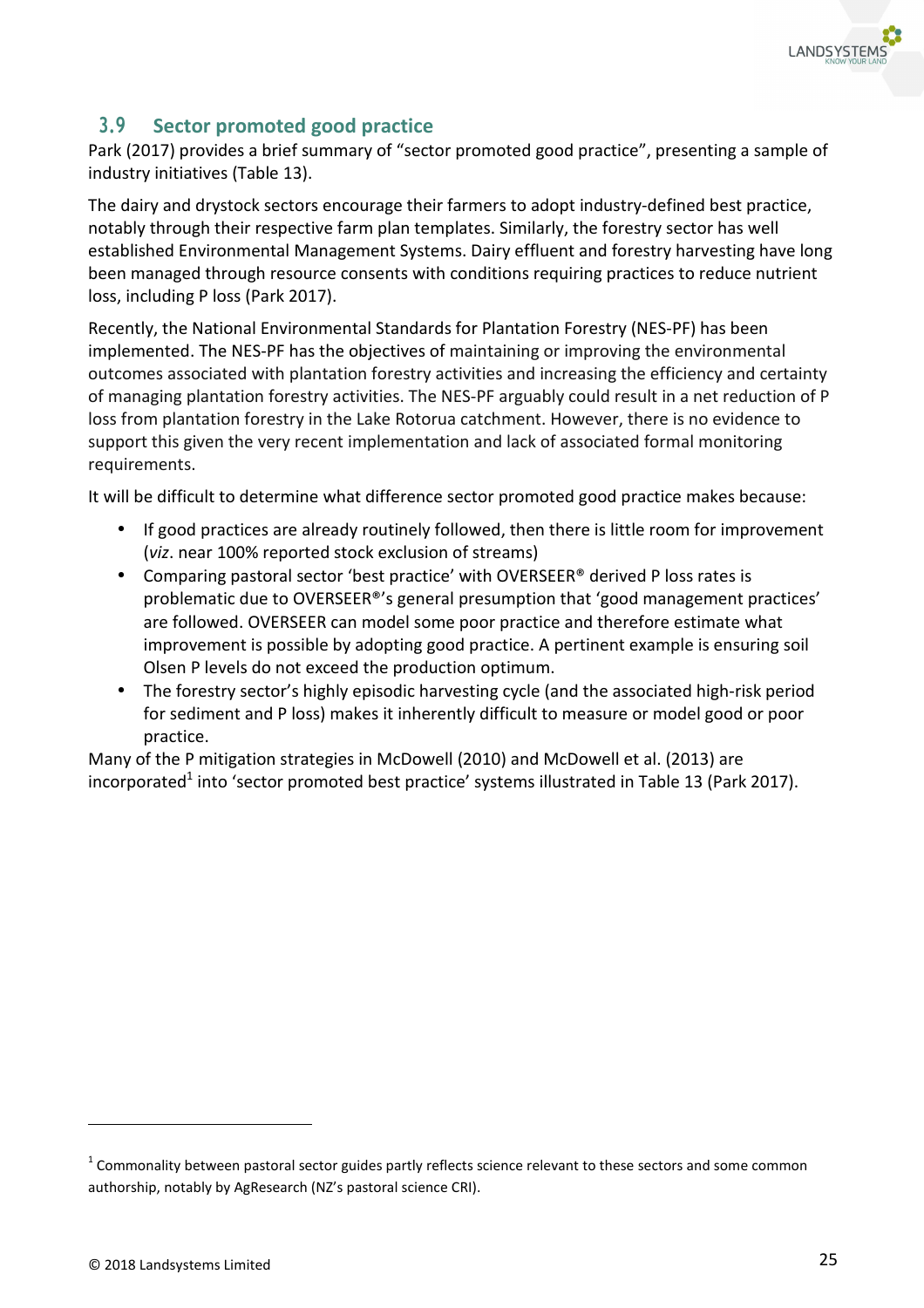## 3.9 Sector promoted good practice

Park (2017) provides a brief summary of "sector promoted good practice", presenting a sample of industry initiatives (Table 13).

The dairy and drystock sectors encourage their farmers to adopt industry-defined best practice, notably through their respective farm plan templates. Similarly, the forestry sector has well established Environmental Management Systems. Dairy effluent and forestry harvesting have long been managed through resource consents with conditions requiring practices to reduce nutrient loss, including P loss (Park 2017).

Recently, the National Environmental Standards for Plantation Forestry (NES-PF) has been implemented. The NES-PF has the objectives of maintaining or improving the environmental outcomes associated with plantation forestry activities and increasing the efficiency and certainty of managing plantation forestry activities. The NES-PF arguably could result in a net reduction of P loss from plantation forestry in the Lake Rotorua catchment. However, there is no evidence to support this given the very recent implementation and lack of associated formal monitoring requirements.

It will be difficult to determine what difference sector promoted good practice makes because:

- If good practices are already routinely followed, then there is little room for improvement (*viz*. near 100% reported stock exclusion of streams)
- Comparing pastoral sector 'best practice' with OVERSEER® derived P loss rates is problematic due to OVERSEER®'s general presumption that 'good management practices' are followed. OVERSEER can model some poor practice and therefore estimate what improvement is possible by adopting good practice. A pertinent example is ensuring soil Olsen P levels do not exceed the production optimum.
- The forestry sector's highly episodic harvesting cycle (and the associated high-risk period for sediment and P loss) makes it inherently difficult to measure or model good or poor practice.

Many of the P mitigation strategies in McDowell (2010) and McDowell et al. (2013) are incorporated[1] into 'sector promoted best practice' systems illustrated in Table 13 (Park 2017).

[1] Commonality between pastoral sector guides partly reflects science relevant to these sectors and some common authorship, notably by AgResearch (NZ's pastoral science CRI).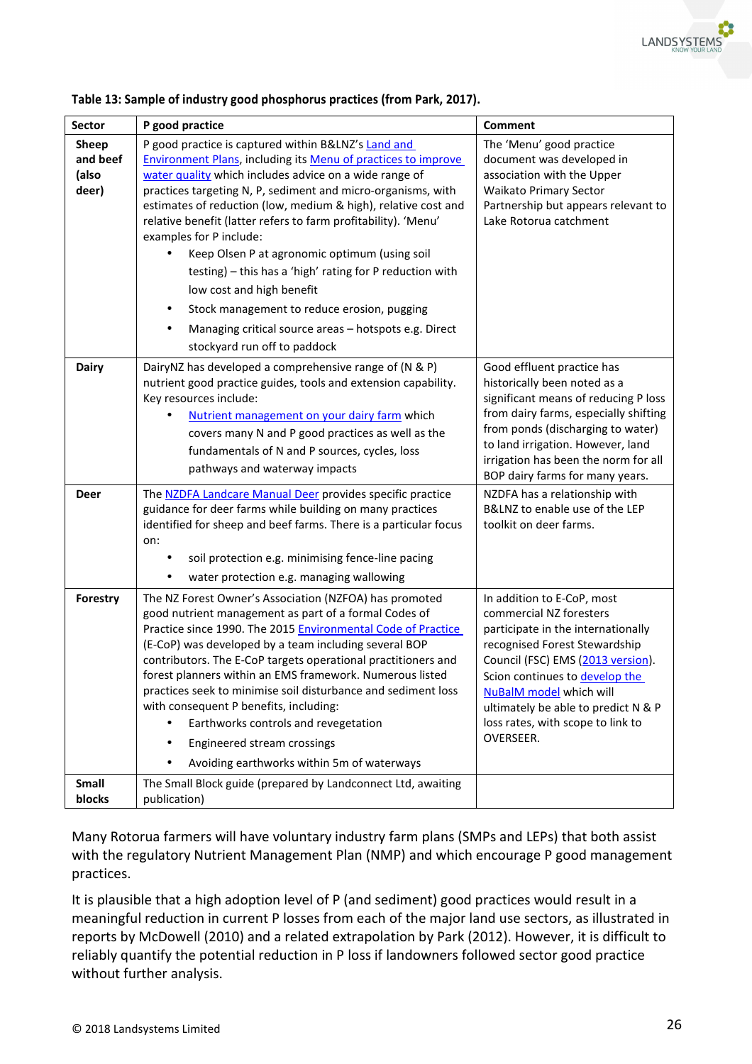**Table 13: Sample of industry good phosphorus practices (from Park, 2017).**

| Sector | P good practice | Comment |
|---|---|---|
| **Sheep and beef (also deer)** | P good practice is captured within B&LNZ's Land and Environment Plans, including its Menu of practices to improve water quality which includes advice on a wide range of practices targeting N, P, sediment and micro-organisms, with estimates of reduction (low, medium & high), relative cost and relative benefit (latter refers to farm profitability). 'Menu' examples for P include: <br>• Keep Olsen P at agronomic optimum (using soil testing) – this has a 'high' rating for P reduction with low cost and high benefit <br>• Stock management to reduce erosion, pugging <br>• Managing critical source areas – hotspots e.g. Direct stockyard run off to paddock | The 'Menu' good practice document was developed in association with the Upper Waikato Primary Sector Partnership but appears relevant to Lake Rotorua catchment |
| **Dairy** | DairyNZ has developed a comprehensive range of (N & P) nutrient good practice guides, tools and extension capability. Key resources include: <br>• Nutrient management on your dairy farm which covers many N and P good practices as well as the fundamentals of N and P sources, cycles, loss pathways and waterway impacts | Good effluent practice has historically been noted as a significant means of reducing P loss from dairy farms, especially shifting from ponds (discharging to water) to land irrigation. However, land irrigation has been the norm for all BOP dairy farms for many years. |
| **Deer** | The NZDFA Landcare Manual Deer provides specific practice guidance for deer farms while building on many practices identified for sheep and beef farms. There is a particular focus on: <br>• soil protection e.g. minimising fence-line pacing <br>• water protection e.g. managing wallowing | NZDFA has a relationship with B&LNZ to enable use of the LEP toolkit on deer farms. |
| **Forestry** | The NZ Forest Owner's Association (NZFOA) has promoted good nutrient management as part of a formal Codes of Practice since 1990. The 2015 Environmental Code of Practice (E-CoP) was developed by a team including several BOP contributors. The E-CoP targets operational practitioners and forest planners within an EMS framework. Numerous listed practices seek to minimise soil disturbance and sediment loss with consequent P benefits, including: <br>• Earthworks controls and revegetation <br>• Engineered stream crossings <br>• Avoiding earthworks within 5m of waterways | In addition to E-CoP, most commercial NZ foresters participate in the internationally recognised Forest Stewardship Council (FSC) EMS (2013 version). Scion continues to develop the NuBalM model which will ultimately be able to predict N & P loss rates, with scope to link to OVERSEER. |
| **Small blocks** | The Small Block guide (prepared by Landconnect Ltd, awaiting publication) | |

Many Rotorua farmers will have voluntary industry farm plans (SMPs and LEPs) that both assist with the regulatory Nutrient Management Plan (NMP) and which encourage P good management practices.

It is plausible that a high adoption level of P (and sediment) good practices would result in a meaningful reduction in current P losses from each of the major land use sectors, as illustrated in reports by McDowell (2010) and a related extrapolation by Park (2012). However, it is difficult to reliably quantify the potential reduction in P loss if landowners followed sector good practice without further analysis.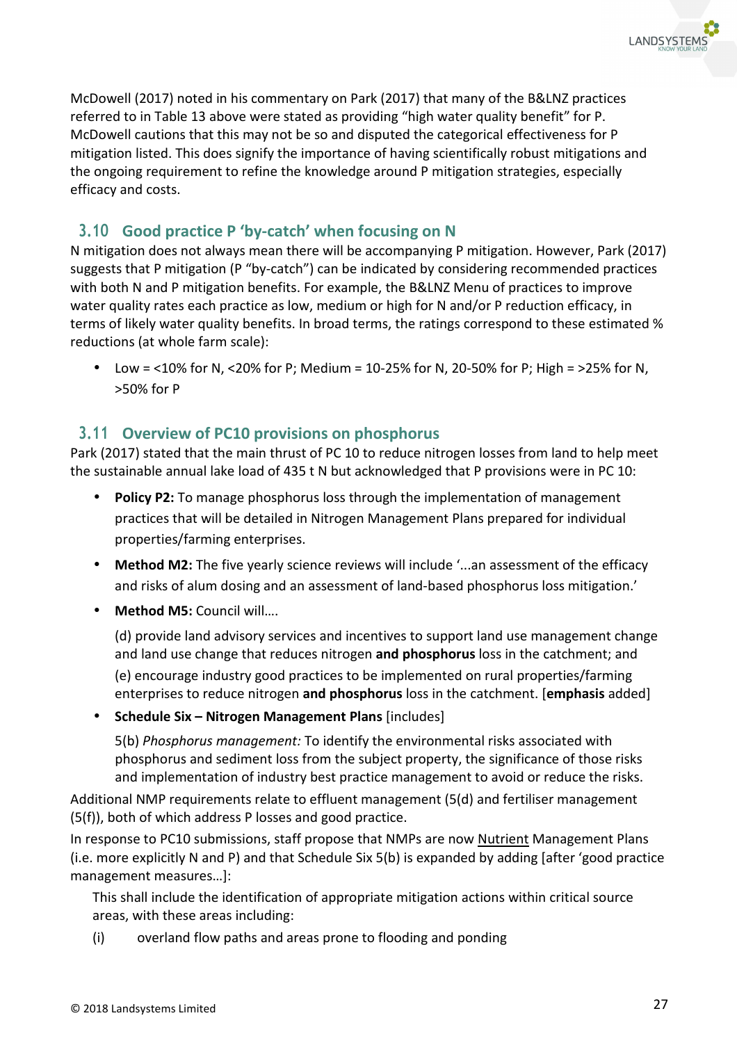McDowell (2017) noted in his commentary on Park (2017) that many of the B&LNZ practices referred to in Table 13 above were stated as providing "high water quality benefit" for P. McDowell cautions that this may not be so and disputed the categorical effectiveness for P mitigation listed. This does signify the importance of having scientifically robust mitigations and the ongoing requirement to refine the knowledge around P mitigation strategies, especially efficacy and costs.

## 3.10 Good practice P 'by-catch' when focusing on N

N mitigation does not always mean there will be accompanying P mitigation. However, Park (2017) suggests that P mitigation (P "by-catch") can be indicated by considering recommended practices with both N and P mitigation benefits. For example, the B&LNZ Menu of practices to improve water quality rates each practice as low, medium or high for N and/or P reduction efficacy, in terms of likely water quality benefits. In broad terms, the ratings correspond to these estimated % reductions (at whole farm scale):

- Low = <10% for N, <20% for P; Medium = 10-25% for N, 20-50% for P; High = >25% for N, >50% for P

## 3.11 Overview of PC10 provisions on phosphorus

Park (2017) stated that the main thrust of PC 10 to reduce nitrogen losses from land to help meet the sustainable annual lake load of 435 t N but acknowledged that P provisions were in PC 10:

- **Policy P2:** To manage phosphorus loss through the implementation of management practices that will be detailed in Nitrogen Management Plans prepared for individual properties/farming enterprises.
- **Method M2:** The five yearly science reviews will include '...an assessment of the efficacy and risks of alum dosing and an assessment of land-based phosphorus loss mitigation.'
- **Method M5:** Council will….

  (d) provide land advisory services and incentives to support land use management change and land use change that reduces nitrogen **and phosphorus** loss in the catchment; and

  (e) encourage industry good practices to be implemented on rural properties/farming enterprises to reduce nitrogen **and phosphorus** loss in the catchment. [**emphasis** added]
- **Schedule Six – Nitrogen Management Plans** [includes]

  5(b) *Phosphorus management:* To identify the environmental risks associated with phosphorus and sediment loss from the subject property, the significance of those risks and implementation of industry best practice management to avoid or reduce the risks.

Additional NMP requirements relate to effluent management (5(d) and fertiliser management (5(f)), both of which address P losses and good practice.

In response to PC10 submissions, staff propose that NMPs are now <u>Nutrient</u> Management Plans (i.e. more explicitly N and P) and that Schedule Six 5(b) is expanded by adding [after 'good practice management measures…]:

> This shall include the identification of appropriate mitigation actions within critical source areas, with these areas including:
>
> (i) overland flow paths and areas prone to flooding and ponding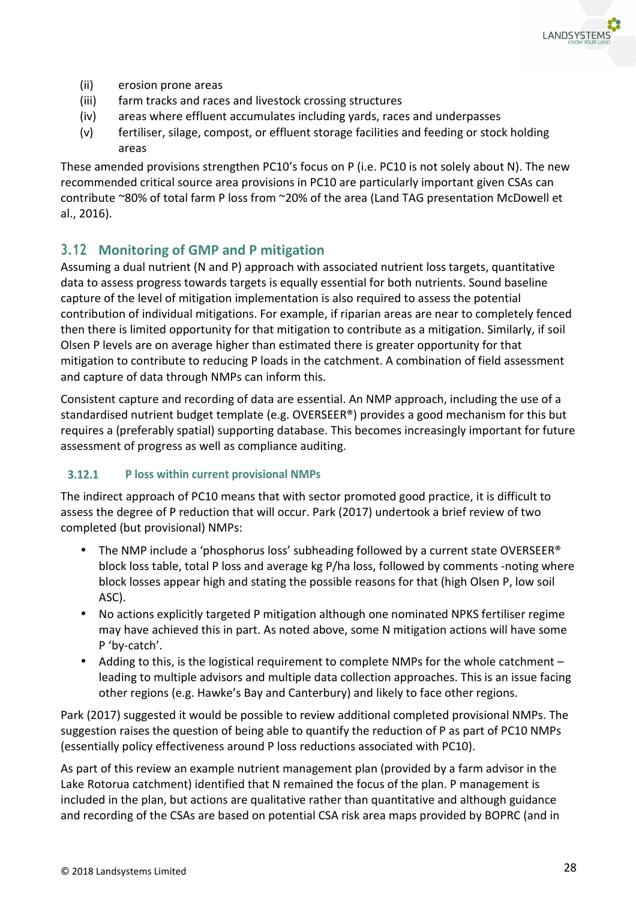(ii) erosion prone areas
(iii) farm tracks and races and livestock crossing structures
(iv) areas where effluent accumulates including yards, races and underpasses
(v) fertiliser, silage, compost, or effluent storage facilities and feeding or stock holding areas

These amended provisions strengthen PC10's focus on P (i.e. PC10 is not solely about N). The new recommended critical source area provisions in PC10 are particularly important given CSAs can contribute ~80% of total farm P loss from ~20% of the area (Land TAG presentation McDowell et al., 2016).

## 3.12 Monitoring of GMP and P mitigation

Assuming a dual nutrient (N and P) approach with associated nutrient loss targets, quantitative data to assess progress towards targets is equally essential for both nutrients. Sound baseline capture of the level of mitigation implementation is also required to assess the potential contribution of individual mitigations. For example, if riparian areas are near to completely fenced then there is limited opportunity for that mitigation to contribute as a mitigation. Similarly, if soil Olsen P levels are on average higher than estimated there is greater opportunity for that mitigation to contribute to reducing P loads in the catchment. A combination of field assessment and capture of data through NMPs can inform this.

Consistent capture and recording of data are essential. An NMP approach, including the use of a standardised nutrient budget template (e.g. OVERSEER®) provides a good mechanism for this but requires a (preferably spatial) supporting database. This becomes increasingly important for future assessment of progress as well as compliance auditing.

### 3.12.1 P loss within current provisional NMPs

The indirect approach of PC10 means that with sector promoted good practice, it is difficult to assess the degree of P reduction that will occur. Park (2017) undertook a brief review of two completed (but provisional) NMPs:

- The NMP include a 'phosphorus loss' subheading followed by a current state OVERSEER® block loss table, total P loss and average kg P/ha loss, followed by comments -noting where block losses appear high and stating the possible reasons for that (high Olsen P, low soil ASC).
- No actions explicitly targeted P mitigation although one nominated NPKS fertiliser regime may have achieved this in part. As noted above, some N mitigation actions will have some P 'by-catch'.
- Adding to this, is the logistical requirement to complete NMPs for the whole catchment – leading to multiple advisors and multiple data collection approaches. This is an issue facing other regions (e.g. Hawke's Bay and Canterbury) and likely to face other regions.

Park (2017) suggested it would be possible to review additional completed provisional NMPs. The suggestion raises the question of being able to quantify the reduction of P as part of PC10 NMPs (essentially policy effectiveness around P loss reductions associated with PC10).

As part of this review an example nutrient management plan (provided by a farm advisor in the Lake Rotorua catchment) identified that N remained the focus of the plan. P management is included in the plan, but actions are qualitative rather than quantitative and although guidance and recording of the CSAs are based on potential CSA risk area maps provided by BOPRC (and in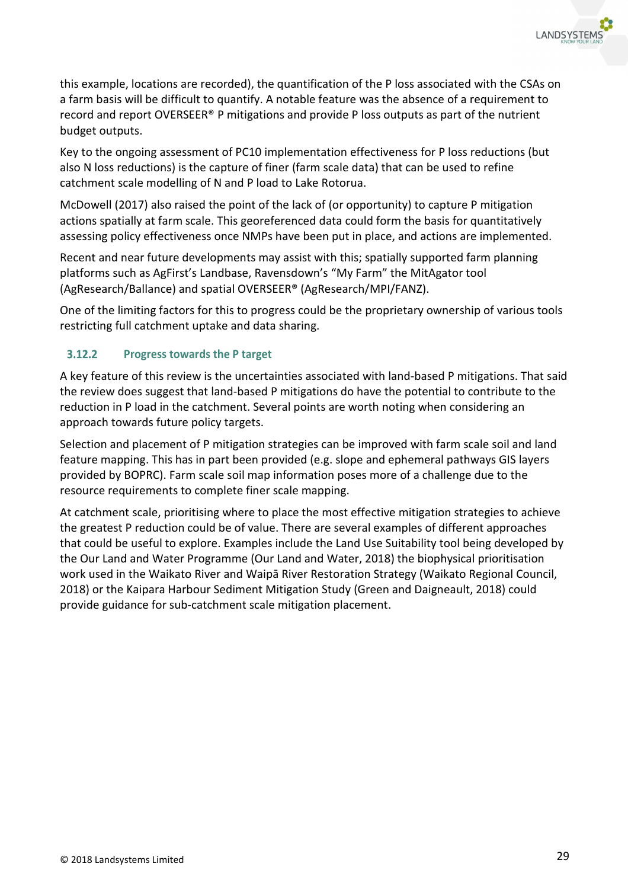this example, locations are recorded), the quantification of the P loss associated with the CSAs on a farm basis will be difficult to quantify. A notable feature was the absence of a requirement to record and report OVERSEER® P mitigations and provide P loss outputs as part of the nutrient budget outputs.

Key to the ongoing assessment of PC10 implementation effectiveness for P loss reductions (but also N loss reductions) is the capture of finer (farm scale data) that can be used to refine catchment scale modelling of N and P load to Lake Rotorua.

McDowell (2017) also raised the point of the lack of (or opportunity) to capture P mitigation actions spatially at farm scale. This georeferenced data could form the basis for quantitatively assessing policy effectiveness once NMPs have been put in place, and actions are implemented.

Recent and near future developments may assist with this; spatially supported farm planning platforms such as AgFirst's Landbase, Ravensdown's "My Farm" the MitAgator tool (AgResearch/Ballance) and spatial OVERSEER® (AgResearch/MPI/FANZ).

One of the limiting factors for this to progress could be the proprietary ownership of various tools restricting full catchment uptake and data sharing.

### 3.12.2 Progress towards the P target

A key feature of this review is the uncertainties associated with land-based P mitigations. That said the review does suggest that land-based P mitigations do have the potential to contribute to the reduction in P load in the catchment. Several points are worth noting when considering an approach towards future policy targets.

Selection and placement of P mitigation strategies can be improved with farm scale soil and land feature mapping. This has in part been provided (e.g. slope and ephemeral pathways GIS layers provided by BOPRC). Farm scale soil map information poses more of a challenge due to the resource requirements to complete finer scale mapping.

At catchment scale, prioritising where to place the most effective mitigation strategies to achieve the greatest P reduction could be of value. There are several examples of different approaches that could be useful to explore. Examples include the Land Use Suitability tool being developed by the Our Land and Water Programme (Our Land and Water, 2018) the biophysical prioritisation work used in the Waikato River and Waipā River Restoration Strategy (Waikato Regional Council, 2018) or the Kaipara Harbour Sediment Mitigation Study (Green and Daigneault, 2018) could provide guidance for sub-catchment scale mitigation placement.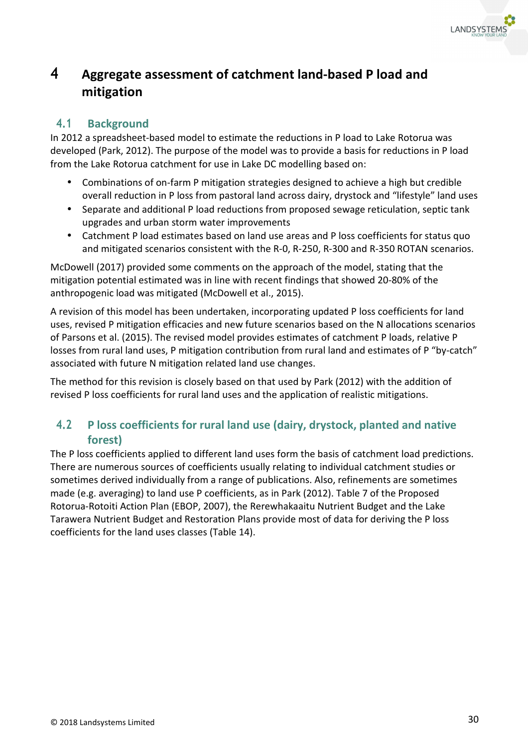# 4 Aggregate assessment of catchment land-based P load and mitigation

## 4.1 Background

In 2012 a spreadsheet-based model to estimate the reductions in P load to Lake Rotorua was developed (Park, 2012). The purpose of the model was to provide a basis for reductions in P load from the Lake Rotorua catchment for use in Lake DC modelling based on:

- Combinations of on-farm P mitigation strategies designed to achieve a high but credible overall reduction in P loss from pastoral land across dairy, drystock and "lifestyle" land uses
- Separate and additional P load reductions from proposed sewage reticulation, septic tank upgrades and urban storm water improvements
- Catchment P load estimates based on land use areas and P loss coefficients for status quo and mitigated scenarios consistent with the R-0, R-250, R-300 and R-350 ROTAN scenarios.

McDowell (2017) provided some comments on the approach of the model, stating that the mitigation potential estimated was in line with recent findings that showed 20-80% of the anthropogenic load was mitigated (McDowell et al., 2015).

A revision of this model has been undertaken, incorporating updated P loss coefficients for land uses, revised P mitigation efficacies and new future scenarios based on the N allocations scenarios of Parsons et al. (2015). The revised model provides estimates of catchment P loads, relative P losses from rural land uses, P mitigation contribution from rural land and estimates of P "by-catch" associated with future N mitigation related land use changes.

The method for this revision is closely based on that used by Park (2012) with the addition of revised P loss coefficients for rural land uses and the application of realistic mitigations.

## 4.2 P loss coefficients for rural land use (dairy, drystock, planted and native forest)

The P loss coefficients applied to different land uses form the basis of catchment load predictions. There are numerous sources of coefficients usually relating to individual catchment studies or sometimes derived individually from a range of publications. Also, refinements are sometimes made (e.g. averaging) to land use P coefficients, as in Park (2012). Table 7 of the Proposed Rotorua-Rotoiti Action Plan (EBOP, 2007), the Rerewhakaaitu Nutrient Budget and the Lake Tarawera Nutrient Budget and Restoration Plans provide most of data for deriving the P loss coefficients for the land uses classes (Table 14).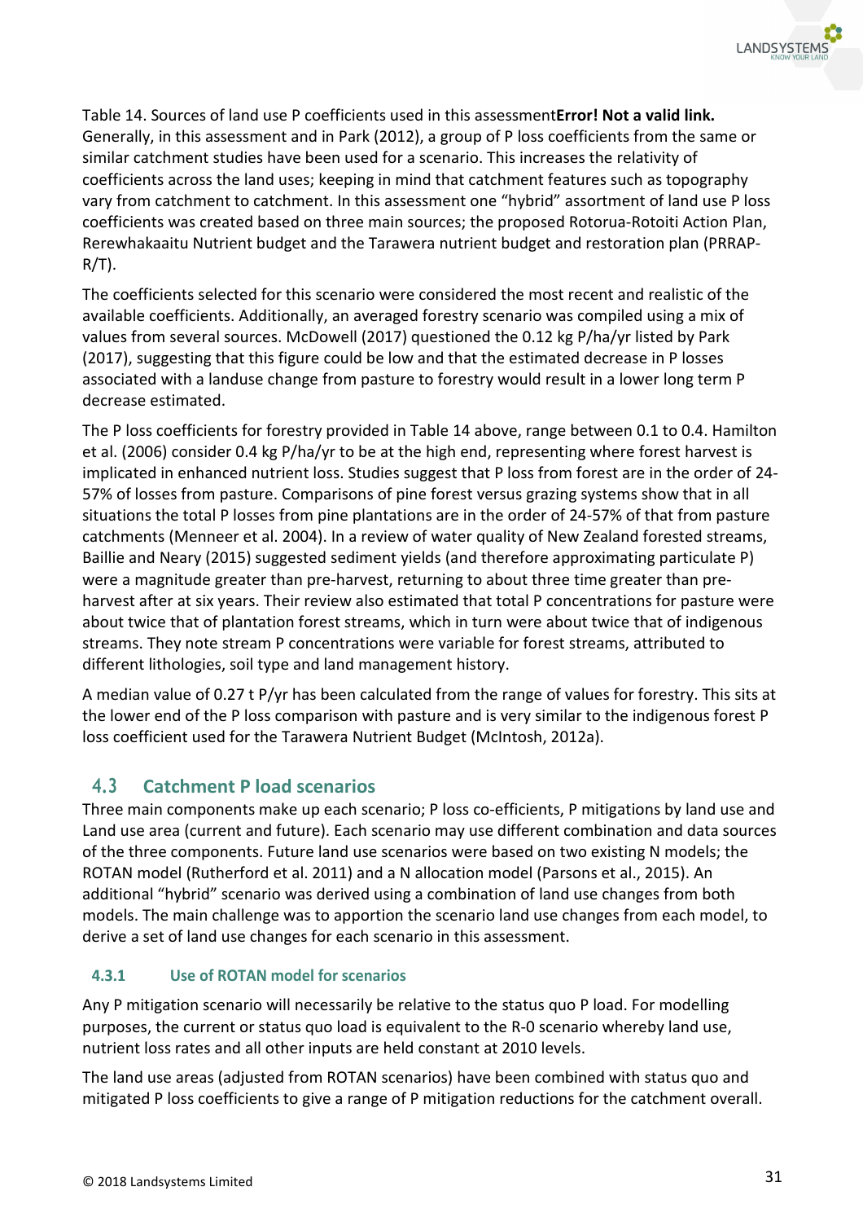Table 14. Sources of land use P coefficients used in this assessment**Error! Not a valid link.** Generally, in this assessment and in Park (2012), a group of P loss coefficients from the same or similar catchment studies have been used for a scenario. This increases the relativity of coefficients across the land uses; keeping in mind that catchment features such as topography vary from catchment to catchment. In this assessment one "hybrid" assortment of land use P loss coefficients was created based on three main sources; the proposed Rotorua-Rotoiti Action Plan, Rerewhakaaitu Nutrient budget and the Tarawera nutrient budget and restoration plan (PRRAP-R/T).

The coefficients selected for this scenario were considered the most recent and realistic of the available coefficients. Additionally, an averaged forestry scenario was compiled using a mix of values from several sources. McDowell (2017) questioned the 0.12 kg P/ha/yr listed by Park (2017), suggesting that this figure could be low and that the estimated decrease in P losses associated with a landuse change from pasture to forestry would result in a lower long term P decrease estimated.

The P loss coefficients for forestry provided in Table 14 above, range between 0.1 to 0.4. Hamilton et al. (2006) consider 0.4 kg P/ha/yr to be at the high end, representing where forest harvest is implicated in enhanced nutrient loss. Studies suggest that P loss from forest are in the order of 24-57% of losses from pasture. Comparisons of pine forest versus grazing systems show that in all situations the total P losses from pine plantations are in the order of 24-57% of that from pasture catchments (Menneer et al. 2004). In a review of water quality of New Zealand forested streams, Baillie and Neary (2015) suggested sediment yields (and therefore approximating particulate P) were a magnitude greater than pre-harvest, returning to about three time greater than pre-harvest after at six years. Their review also estimated that total P concentrations for pasture were about twice that of plantation forest streams, which in turn were about twice that of indigenous streams. They note stream P concentrations were variable for forest streams, attributed to different lithologies, soil type and land management history.

A median value of 0.27 t P/yr has been calculated from the range of values for forestry. This sits at the lower end of the P loss comparison with pasture and is very similar to the indigenous forest P loss coefficient used for the Tarawera Nutrient Budget (McIntosh, 2012a).

## 4.3 Catchment P load scenarios

Three main components make up each scenario; P loss co-efficients, P mitigations by land use and Land use area (current and future). Each scenario may use different combination and data sources of the three components. Future land use scenarios were based on two existing N models; the ROTAN model (Rutherford et al. 2011) and a N allocation model (Parsons et al., 2015). An additional "hybrid" scenario was derived using a combination of land use changes from both models. The main challenge was to apportion the scenario land use changes from each model, to derive a set of land use changes for each scenario in this assessment.

### 4.3.1 Use of ROTAN model for scenarios

Any P mitigation scenario will necessarily be relative to the status quo P load. For modelling purposes, the current or status quo load is equivalent to the R-0 scenario whereby land use, nutrient loss rates and all other inputs are held constant at 2010 levels.

The land use areas (adjusted from ROTAN scenarios) have been combined with status quo and mitigated P loss coefficients to give a range of P mitigation reductions for the catchment overall.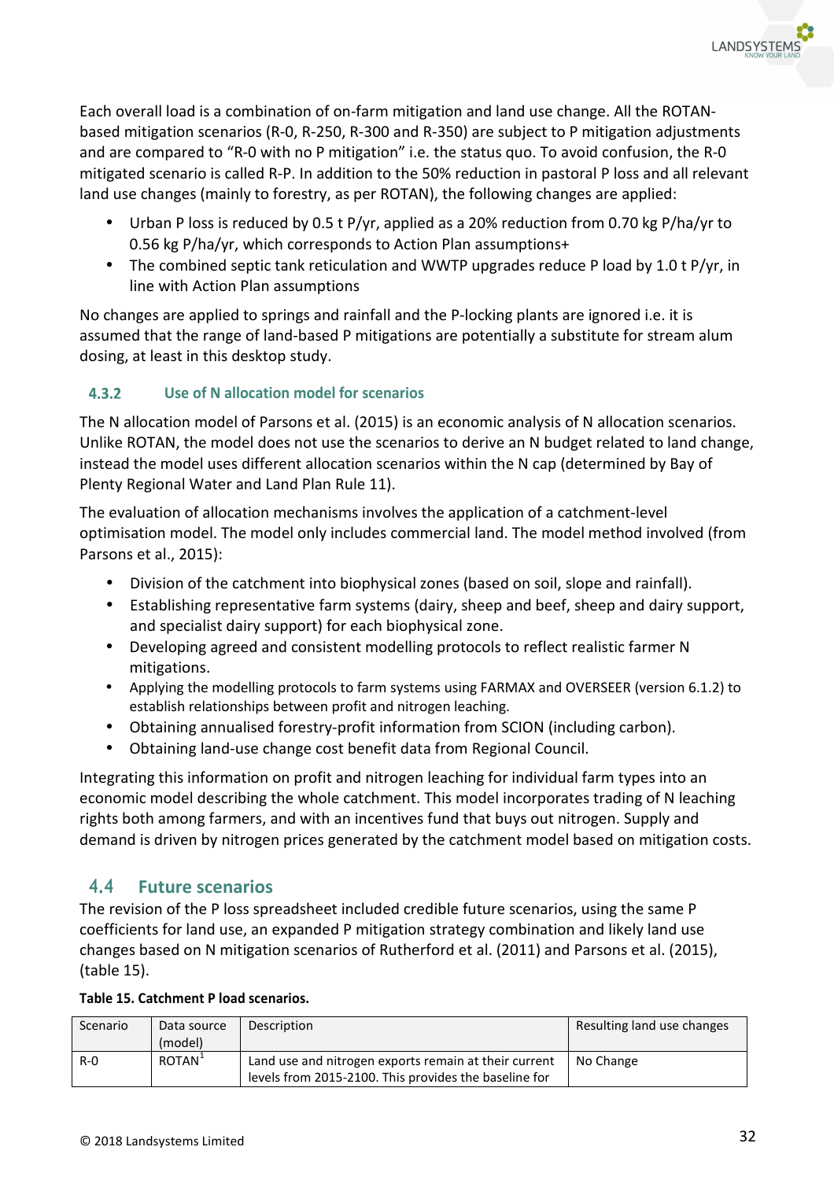Each overall load is a combination of on-farm mitigation and land use change. All the ROTAN-based mitigation scenarios (R-0, R-250, R-300 and R-350) are subject to P mitigation adjustments and are compared to "R-0 with no P mitigation" i.e. the status quo. To avoid confusion, the R-0 mitigated scenario is called R-P. In addition to the 50% reduction in pastoral P loss and all relevant land use changes (mainly to forestry, as per ROTAN), the following changes are applied:

- Urban P loss is reduced by 0.5 t P/yr, applied as a 20% reduction from 0.70 kg P/ha/yr to 0.56 kg P/ha/yr, which corresponds to Action Plan assumptions+
- The combined septic tank reticulation and WWTP upgrades reduce P load by 1.0 t P/yr, in line with Action Plan assumptions

No changes are applied to springs and rainfall and the P-locking plants are ignored i.e. it is assumed that the range of land-based P mitigations are potentially a substitute for stream alum dosing, at least in this desktop study.

### 4.3.2 Use of N allocation model for scenarios

The N allocation model of Parsons et al. (2015) is an economic analysis of N allocation scenarios. Unlike ROTAN, the model does not use the scenarios to derive an N budget related to land change, instead the model uses different allocation scenarios within the N cap (determined by Bay of Plenty Regional Water and Land Plan Rule 11).

The evaluation of allocation mechanisms involves the application of a catchment-level optimisation model. The model only includes commercial land. The model method involved (from Parsons et al., 2015):

- Division of the catchment into biophysical zones (based on soil, slope and rainfall).
- Establishing representative farm systems (dairy, sheep and beef, sheep and dairy support, and specialist dairy support) for each biophysical zone.
- Developing agreed and consistent modelling protocols to reflect realistic farmer N mitigations.
- Applying the modelling protocols to farm systems using FARMAX and OVERSEER (version 6.1.2) to establish relationships between profit and nitrogen leaching.
- Obtaining annualised forestry-profit information from SCION (including carbon).
- Obtaining land-use change cost benefit data from Regional Council.

Integrating this information on profit and nitrogen leaching for individual farm types into an economic model describing the whole catchment. This model incorporates trading of N leaching rights both among farmers, and with an incentives fund that buys out nitrogen. Supply and demand is driven by nitrogen prices generated by the catchment model based on mitigation costs.

## 4.4 Future scenarios

The revision of the P loss spreadsheet included credible future scenarios, using the same P coefficients for land use, an expanded P mitigation strategy combination and likely land use changes based on N mitigation scenarios of Rutherford et al. (2011) and Parsons et al. (2015), (table 15).

**Table 15. Catchment P load scenarios.**

| Scenario | Data source (model) | Description | Resulting land use changes |
|---|---|---|---|
| R-0 | ROTAN[1] | Land use and nitrogen exports remain at their current levels from 2015-2100. This provides the baseline for | No Change |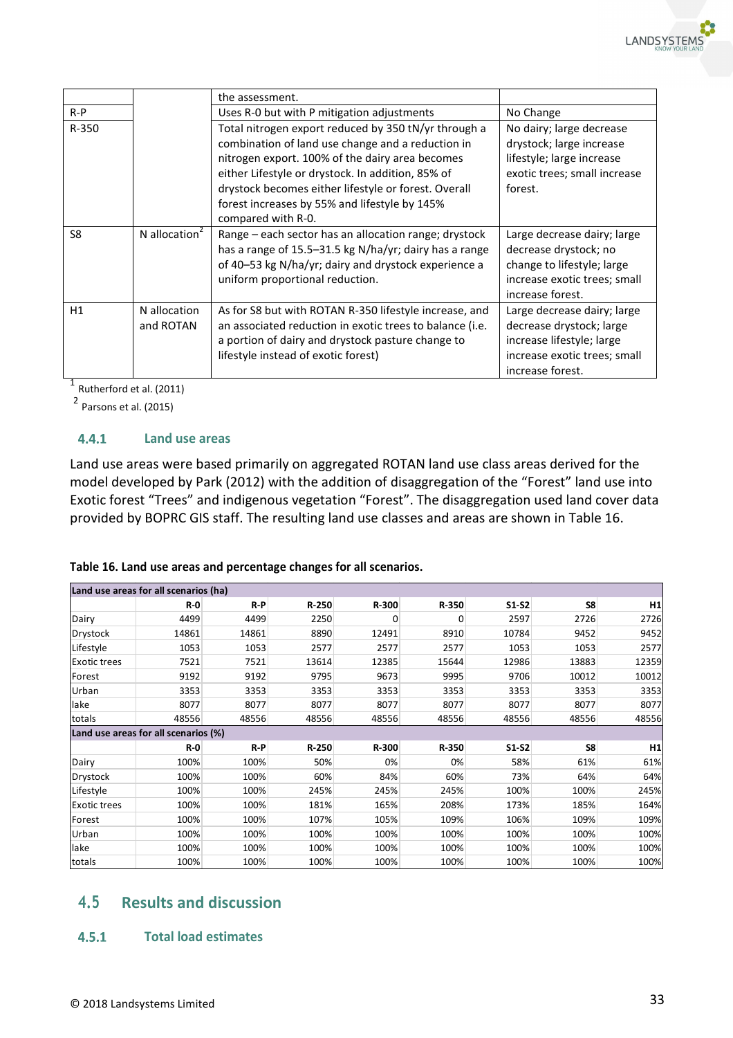|  |  | the assessment. |  |
|---|---|---|---|
| R-P |  | Uses R-0 but with P mitigation adjustments | No Change |
| R-350 |  | Total nitrogen export reduced by 350 tN/yr through a combination of land use change and a reduction in nitrogen export. 100% of the dairy area becomes either Lifestyle or drystock. In addition, 85% of drystock becomes either lifestyle or forest. Overall forest increases by 55% and lifestyle by 145% compared with R-0. | No dairy; large decrease drystock; large increase lifestyle; large increase exotic trees; small increase forest. |
| S8 | N allocation[2] | Range – each sector has an allocation range; drystock has a range of 15.5–31.5 kg N/ha/yr; dairy has a range of 40–53 kg N/ha/yr; dairy and drystock experience a uniform proportional reduction. | Large decrease dairy; large decrease drystock; no change to lifestyle; large increase exotic trees; small increase forest. |
| H1 | N allocation and ROTAN | As for S8 but with ROTAN R-350 lifestyle increase, and an associated reduction in exotic trees to balance (i.e. a portion of dairy and drystock pasture change to lifestyle instead of exotic forest) | Large decrease dairy; large decrease drystock; large increase lifestyle; large increase exotic trees; small increase forest. |

[1] Rutherford et al. (2011)

[2] Parsons et al. (2015)

### 4.4.1 Land use areas

Land use areas were based primarily on aggregated ROTAN land use class areas derived for the model developed by Park (2012) with the addition of disaggregation of the "Forest" land use into Exotic forest "Trees" and indigenous vegetation "Forest". The disaggregation used land cover data provided by BOPRC GIS staff. The resulting land use classes and areas are shown in Table 16.

**Table 16. Land use areas and percentage changes for all scenarios.**

| Land use areas for all scenarios (ha) |  |  |  |  |  |  |  |  |
|---|---|---|---|---|---|---|---|---|
|  | R-0 | R-P | R-250 | R-300 | R-350 | S1-S2 | S8 | H1 |
| Dairy | 4499 | 4499 | 2250 | 0 | 0 | 2597 | 2726 | 2726 |
| Drystock | 14861 | 14861 | 8890 | 12491 | 8910 | 10784 | 9452 | 9452 |
| Lifestyle | 1053 | 1053 | 2577 | 2577 | 2577 | 1053 | 1053 | 2577 |
| Exotic trees | 7521 | 7521 | 13614 | 12385 | 15644 | 12986 | 13883 | 12359 |
| Forest | 9192 | 9192 | 9795 | 9673 | 9995 | 9706 | 10012 | 10012 |
| Urban | 3353 | 3353 | 3353 | 3353 | 3353 | 3353 | 3353 | 3353 |
| lake | 8077 | 8077 | 8077 | 8077 | 8077 | 8077 | 8077 | 8077 |
| totals | 48556 | 48556 | 48556 | 48556 | 48556 | 48556 | 48556 | 48556 |
| **Land use areas for all scenarios (%)** |  |  |  |  |  |  |  |  |
|  | R-0 | R-P | R-250 | R-300 | R-350 | S1-S2 | S8 | H1 |
| Dairy | 100% | 100% | 50% | 0% | 0% | 58% | 61% | 61% |
| Drystock | 100% | 100% | 60% | 84% | 60% | 73% | 64% | 64% |
| Lifestyle | 100% | 100% | 245% | 245% | 245% | 100% | 100% | 245% |
| Exotic trees | 100% | 100% | 181% | 165% | 208% | 173% | 185% | 164% |
| Forest | 100% | 100% | 107% | 105% | 109% | 106% | 109% | 109% |
| Urban | 100% | 100% | 100% | 100% | 100% | 100% | 100% | 100% |
| lake | 100% | 100% | 100% | 100% | 100% | 100% | 100% | 100% |
| totals | 100% | 100% | 100% | 100% | 100% | 100% | 100% | 100% |

## 4.5 Results and discussion

### 4.5.1 Total load estimates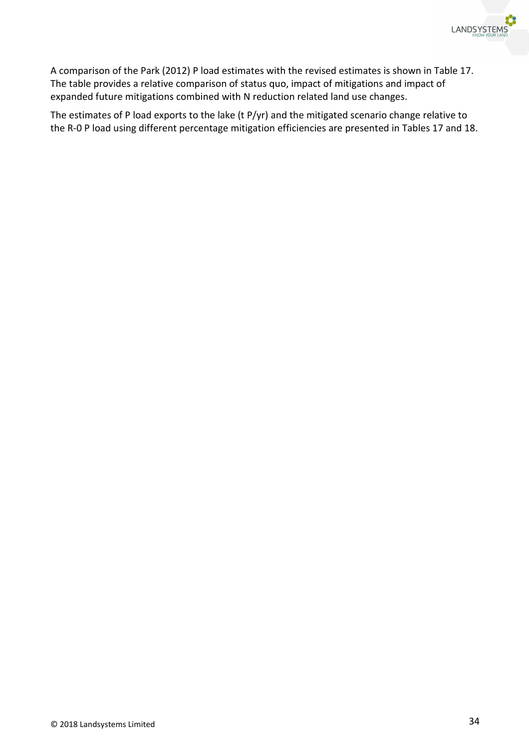A comparison of the Park (2012) P load estimates with the revised estimates is shown in Table 17. The table provides a relative comparison of status quo, impact of mitigations and impact of expanded future mitigations combined with N reduction related land use changes.

The estimates of P load exports to the lake (t P/yr) and the mitigated scenario change relative to the R-0 P load using different percentage mitigation efficiencies are presented in Tables 17 and 18.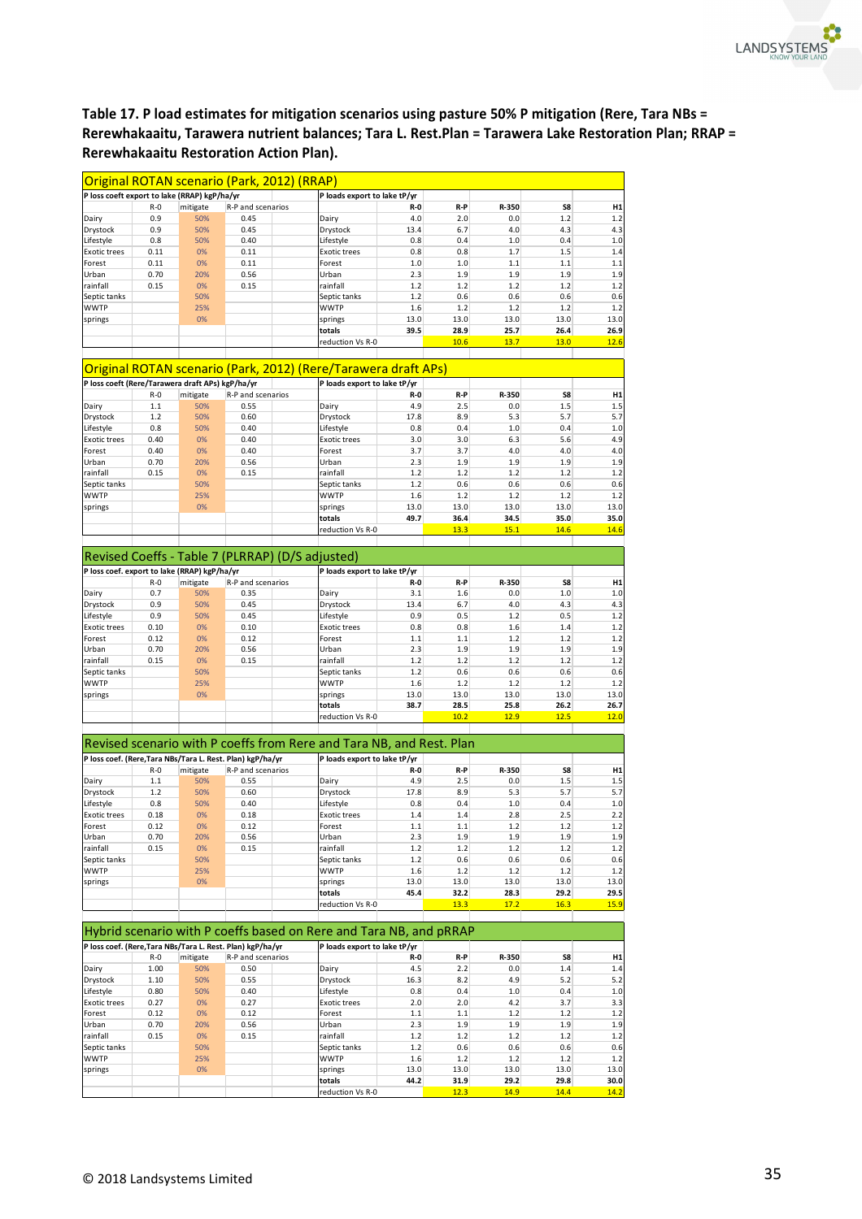**Table 17. P load estimates for mitigation scenarios using pasture 50% P mitigation (Rere, Tara NBs = Rerewhakaaitu, Tarawera nutrient balances; Tara L. Rest.Plan = Tarawera Lake Restoration Plan; RRAP = Rerewhakaaitu Restoration Action Plan).**

**Original ROTAN scenario (Park, 2012) (RRAP)**

| P loss coeft export to lake (RRAP) kgP/ha/yr | | | | P loads export to lake tP/yr | | | | | |
|---|---|---|---|---|---|---|---|---|---|
| | R-0 | mitigate | R-P and scenarios | | R-0 | R-P | R-350 | S8 | H1 |
| Dairy | 0.9 | 50% | 0.45 | Dairy | 4.0 | 2.0 | 0.0 | 1.2 | 1.2 |
| Drystock | 0.9 | 50% | 0.45 | Drystock | 13.4 | 6.7 | 4.0 | 4.3 | 4.3 |
| Lifestyle | 0.8 | 50% | 0.40 | Lifestyle | 0.8 | 0.4 | 1.0 | 0.4 | 1.0 |
| Exotic trees | 0.11 | 0% | 0.11 | Exotic trees | 0.8 | 0.8 | 1.7 | 1.5 | 1.4 |
| Forest | 0.11 | 0% | 0.11 | Forest | 1.0 | 1.0 | 1.1 | 1.1 | 1.1 |
| Urban | 0.70 | 20% | 0.56 | Urban | 2.3 | 1.9 | 1.9 | 1.9 | 1.9 |
| rainfall | 0.15 | 0% | 0.15 | rainfall | 1.2 | 1.2 | 1.2 | 1.2 | 1.2 |
| Septic tanks | | 50% | | Septic tanks | 1.2 | 0.6 | 0.6 | 0.6 | 0.6 |
| WWTP | | 25% | | WWTP | 1.6 | 1.2 | 1.2 | 1.2 | 1.2 |
| springs | | 0% | | springs | 13.0 | 13.0 | 13.0 | 13.0 | 13.0 |
| | | | | totals | 39.5 | 28.9 | 25.7 | 26.4 | 26.9 |
| | | | | reduction Vs R-0 | | 10.6 | 13.7 | 13.0 | 12.6 |

**Original ROTAN scenario (Park, 2012) (Rere/Tarawera draft APs)**

| P loss coeft (Rere/Tarawera draft APs) kgP/ha/yr | | | | P loads export to lake tP/yr | | | | | |
|---|---|---|---|---|---|---|---|---|---|
| | R-0 | mitigate | R-P and scenarios | | R-0 | R-P | R-350 | S8 | H1 |
| Dairy | 1.1 | 50% | 0.55 | Dairy | 4.9 | 2.5 | 0.0 | 1.5 | 1.5 |
| Drystock | 1.2 | 50% | 0.60 | Drystock | 17.8 | 8.9 | 5.3 | 5.7 | 5.7 |
| Lifestyle | 0.8 | 50% | 0.40 | Lifestyle | 0.8 | 0.4 | 1.0 | 0.4 | 1.0 |
| Exotic trees | 0.40 | 0% | 0.40 | Exotic trees | 3.0 | 3.0 | 6.3 | 5.6 | 4.9 |
| Forest | 0.40 | 0% | 0.40 | Forest | 3.7 | 3.7 | 4.0 | 4.0 | 4.0 |
| Urban | 0.70 | 20% | 0.56 | Urban | 2.3 | 1.9 | 1.9 | 1.9 | 1.9 |
| rainfall | 0.15 | 0% | 0.15 | rainfall | 1.2 | 1.2 | 1.2 | 1.2 | 1.2 |
| Septic tanks | | 50% | | Septic tanks | 1.2 | 0.6 | 0.6 | 0.6 | 0.6 |
| WWTP | | 25% | | WWTP | 1.6 | 1.2 | 1.2 | 1.2 | 1.2 |
| springs | | 0% | | springs | 13.0 | 13.0 | 13.0 | 13.0 | 13.0 |
| | | | | totals | 49.7 | 36.4 | 34.5 | 35.0 | 35.0 |
| | | | | reduction Vs R-0 | | 13.3 | 15.1 | 14.6 | 14.6 |

**Revised Coeffs - Table 7 (PLRRAP) (D/S adjusted)**

| P loss coef. export to lake (RRAP) kgP/ha/yr | | | | P loads export to lake tP/yr | | | | | |
|---|---|---|---|---|---|---|---|---|---|
| | R-0 | mitigate | R-P and scenarios | | R-0 | R-P | R-350 | S8 | H1 |
| Dairy | 0.7 | 50% | 0.35 | Dairy | 3.1 | 1.6 | 0.0 | 1.0 | 1.0 |
| Drystock | 0.9 | 50% | 0.45 | Drystock | 13.4 | 6.7 | 4.0 | 4.3 | 4.3 |
| Lifestyle | 0.9 | 50% | 0.45 | Lifestyle | 0.9 | 0.5 | 1.2 | 0.5 | 1.2 |
| Exotic trees | 0.10 | 0% | 0.10 | Exotic trees | 0.8 | 0.8 | 1.6 | 1.4 | 1.2 |
| Forest | 0.12 | 0% | 0.12 | Forest | 1.1 | 1.1 | 1.2 | 1.2 | 1.2 |
| Urban | 0.70 | 20% | 0.56 | Urban | 2.3 | 1.9 | 1.9 | 1.9 | 1.9 |
| rainfall | 0.15 | 0% | 0.15 | rainfall | 1.2 | 1.2 | 1.2 | 1.2 | 1.2 |
| Septic tanks | | 50% | | Septic tanks | 1.2 | 0.6 | 0.6 | 0.6 | 0.6 |
| WWTP | | 25% | | WWTP | 1.6 | 1.2 | 1.2 | 1.2 | 1.2 |
| springs | | 0% | | springs | 13.0 | 13.0 | 13.0 | 13.0 | 13.0 |
| | | | | totals | 38.7 | 28.5 | 25.8 | 26.2 | 26.7 |
| | | | | reduction Vs R-0 | | 10.2 | 12.9 | 12.5 | 12.0 |

**Revised scenario with P coeffs from Rere and Tara NB, and Rest. Plan**

| P loss coef. (Rere,Tara NBs/Tara L. Rest. Plan) kgP/ha/yr | | | | P loads export to lake tP/yr | | | | | |
|---|---|---|---|---|---|---|---|---|---|
| | R-0 | mitigate | R-P and scenarios | | R-0 | R-P | R-350 | S8 | H1 |
| Dairy | 1.1 | 50% | 0.55 | Dairy | 4.9 | 2.5 | 0.0 | 1.5 | 1.5 |
| Drystock | 1.2 | 50% | 0.60 | Drystock | 17.8 | 8.9 | 5.3 | 5.7 | 5.7 |
| Lifestyle | 0.8 | 50% | 0.40 | Lifestyle | 0.8 | 0.4 | 1.0 | 0.4 | 1.0 |
| Exotic trees | 0.18 | 0% | 0.18 | Exotic trees | 1.4 | 1.4 | 2.8 | 2.5 | 2.2 |
| Forest | 0.12 | 0% | 0.12 | Forest | 1.1 | 1.1 | 1.2 | 1.2 | 1.2 |
| Urban | 0.70 | 20% | 0.56 | Urban | 2.3 | 1.9 | 1.9 | 1.9 | 1.9 |
| rainfall | 0.15 | 0% | 0.15 | rainfall | 1.2 | 1.2 | 1.2 | 1.2 | 1.2 |
| Septic tanks | | 50% | | Septic tanks | 1.2 | 0.6 | 0.6 | 0.6 | 0.6 |
| WWTP | | 25% | | WWTP | 1.6 | 1.2 | 1.2 | 1.2 | 1.2 |
| springs | | 0% | | springs | 13.0 | 13.0 | 13.0 | 13.0 | 13.0 |
| | | | | totals | 45.4 | 32.2 | 28.3 | 29.2 | 29.5 |
| | | | | reduction Vs R-0 | | 13.3 | 17.2 | 16.3 | 15.9 |

**Hybrid scenario with P coeffs based on Rere and Tara NB, and pRRAP**

| P loss coef. (Rere,Tara NBs/Tara L. Rest. Plan) kgP/ha/yr | | | | P loads export to lake tP/yr | | | | | |
|---|---|---|---|---|---|---|---|---|---|
| | R-0 | mitigate | R-P and scenarios | | R-0 | R-P | R-350 | S8 | H1 |
| Dairy | 1.00 | 50% | 0.50 | Dairy | 4.5 | 2.2 | 0.0 | 1.4 | 1.4 |
| Drystock | 1.10 | 50% | 0.55 | Drystock | 16.3 | 8.2 | 4.9 | 5.2 | 5.2 |
| Lifestyle | 0.80 | 50% | 0.40 | Lifestyle | 0.8 | 0.4 | 1.0 | 0.4 | 1.0 |
| Exotic trees | 0.27 | 0% | 0.27 | Exotic trees | 2.0 | 2.0 | 4.2 | 3.7 | 3.3 |
| Forest | 0.12 | 0% | 0.12 | Forest | 1.1 | 1.1 | 1.2 | 1.2 | 1.2 |
| Urban | 0.70 | 20% | 0.56 | Urban | 2.3 | 1.9 | 1.9 | 1.9 | 1.9 |
| rainfall | 0.15 | 0% | 0.15 | rainfall | 1.2 | 1.2 | 1.2 | 1.2 | 1.2 |
| Septic tanks | | 50% | | Septic tanks | 1.2 | 0.6 | 0.6 | 0.6 | 0.6 |
| WWTP | | 25% | | WWTP | 1.6 | 1.2 | 1.2 | 1.2 | 1.2 |
| springs | | 0% | | springs | 13.0 | 13.0 | 13.0 | 13.0 | 13.0 |
| | | | | totals | 44.2 | 31.9 | 29.2 | 29.8 | 30.0 |
| | | | | reduction Vs R-0 | | 12.3 | 14.9 | 14.4 | 14.2 |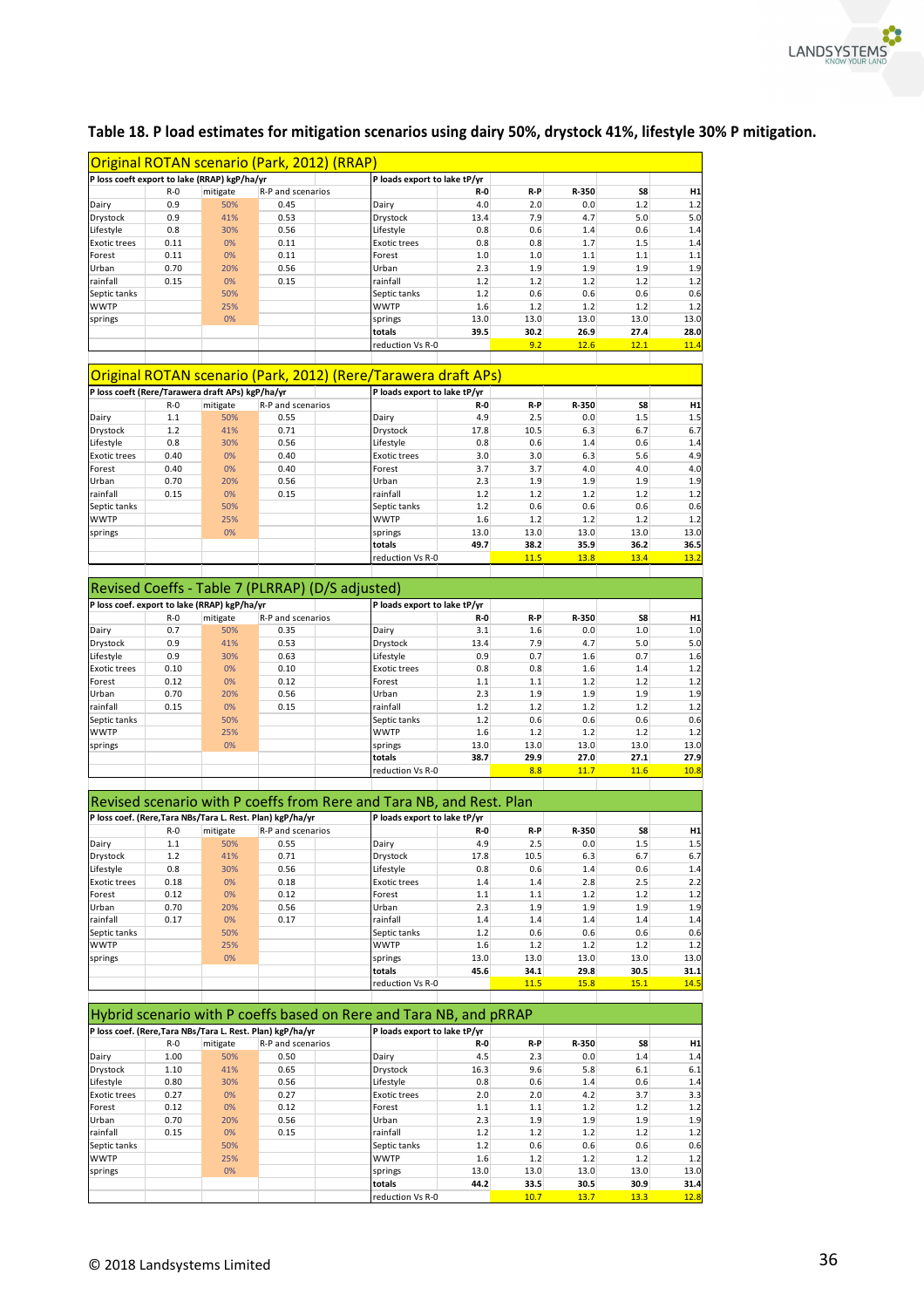## Table 18. P load estimates for mitigation scenarios using dairy 50%, drystock 41%, lifestyle 30% P mitigation.

### Original ROTAN scenario (Park, 2012) (RRAP)

| P loss coeft export to lake (RRAP) kgP/ha/yr | R-0 | mitigate | R-P and scenarios | P loads export to lake tP/yr | R-0 | R-P | R-350 | S8 | H1 |
|---|---|---|---|---|---|---|---|---|---|
| Dairy | 0.9 | 50% | 0.45 | Dairy | 4.0 | 2.0 | 0.0 | 1.2 | 1.2 |
| Drystock | 0.9 | 41% | 0.53 | Drystock | 13.4 | 7.9 | 4.7 | 5.0 | 5.0 |
| Lifestyle | 0.8 | 30% | 0.56 | Lifestyle | 0.8 | 0.6 | 1.4 | 0.6 | 1.4 |
| Exotic trees | 0.11 | 0% | 0.11 | Exotic trees | 0.8 | 0.8 | 1.7 | 1.5 | 1.4 |
| Forest | 0.11 | 0% | 0.11 | Forest | 1.0 | 1.0 | 1.1 | 1.1 | 1.1 |
| Urban | 0.70 | 20% | 0.56 | Urban | 2.3 | 1.9 | 1.9 | 1.9 | 1.9 |
| rainfall | 0.15 | 0% | 0.15 | rainfall | 1.2 | 1.2 | 1.2 | 1.2 | 1.2 |
| Septic tanks | | 50% | | Septic tanks | 1.2 | 0.6 | 0.6 | 0.6 | 0.6 |
| WWTP | | 25% | | WWTP | 1.6 | 1.2 | 1.2 | 1.2 | 1.2 |
| springs | | 0% | | springs | 13.0 | 13.0 | 13.0 | 13.0 | 13.0 |
| | | | | **totals** | **39.5** | **30.2** | **26.9** | **27.4** | **28.0** |
| | | | | reduction Vs R-0 | | 9.2 | 12.6 | 12.1 | 11.4 |

### Original ROTAN scenario (Park, 2012) (Rere/Tarawera draft APs)

| P loss coeft (Rere/Tarawera draft APs) kgP/ha/yr | R-0 | mitigate | R-P and scenarios | P loads export to lake tP/yr | R-0 | R-P | R-350 | S8 | H1 |
|---|---|---|---|---|---|---|---|---|---|
| Dairy | 1.1 | 50% | 0.55 | Dairy | 4.9 | 2.5 | 0.0 | 1.5 | 1.5 |
| Drystock | 1.2 | 41% | 0.71 | Drystock | 17.8 | 10.5 | 6.3 | 6.7 | 6.7 |
| Lifestyle | 0.8 | 30% | 0.56 | Lifestyle | 0.8 | 0.6 | 1.4 | 0.6 | 1.4 |
| Exotic trees | 0.40 | 0% | 0.40 | Exotic trees | 3.0 | 3.0 | 6.3 | 5.6 | 4.9 |
| Forest | 0.40 | 0% | 0.40 | Forest | 3.7 | 3.7 | 4.0 | 4.0 | 4.0 |
| Urban | 0.70 | 20% | 0.56 | Urban | 2.3 | 1.9 | 1.9 | 1.9 | 1.9 |
| rainfall | 0.15 | 0% | 0.15 | rainfall | 1.2 | 1.2 | 1.2 | 1.2 | 1.2 |
| Septic tanks | | 50% | | Septic tanks | 1.2 | 0.6 | 0.6 | 0.6 | 0.6 |
| WWTP | | 25% | | WWTP | 1.6 | 1.2 | 1.2 | 1.2 | 1.2 |
| springs | | 0% | | springs | 13.0 | 13.0 | 13.0 | 13.0 | 13.0 |
| | | | | **totals** | **49.7** | **38.2** | **35.9** | **36.2** | **36.5** |
| | | | | reduction Vs R-0 | | 11.5 | 13.8 | 13.4 | 13.2 |

### Revised Coeffs - Table 7 (PLRRAP) (D/S adjusted)

| P loss coef. export to lake (RRAP) kgP/ha/yr | R-0 | mitigate | R-P and scenarios | P loads export to lake tP/yr | R-0 | R-P | R-350 | S8 | H1 |
|---|---|---|---|---|---|---|---|---|---|
| Dairy | 0.7 | 50% | 0.35 | Dairy | 3.1 | 1.6 | 0.0 | 1.0 | 1.0 |
| Drystock | 0.9 | 41% | 0.53 | Drystock | 13.4 | 7.9 | 4.7 | 5.0 | 5.0 |
| Lifestyle | 0.9 | 30% | 0.63 | Lifestyle | 0.9 | 0.7 | 1.6 | 0.7 | 1.6 |
| Exotic trees | 0.10 | 0% | 0.10 | Exotic trees | 0.8 | 0.8 | 1.6 | 1.4 | 1.2 |
| Forest | 0.12 | 0% | 0.12 | Forest | 1.1 | 1.1 | 1.2 | 1.2 | 1.2 |
| Urban | 0.70 | 20% | 0.56 | Urban | 2.3 | 1.9 | 1.9 | 1.9 | 1.9 |
| rainfall | 0.15 | 0% | 0.15 | rainfall | 1.2 | 1.2 | 1.2 | 1.2 | 1.2 |
| Septic tanks | | 50% | | Septic tanks | 1.2 | 0.6 | 0.6 | 0.6 | 0.6 |
| WWTP | | 25% | | WWTP | 1.6 | 1.2 | 1.2 | 1.2 | 1.2 |
| springs | | 0% | | springs | 13.0 | 13.0 | 13.0 | 13.0 | 13.0 |
| | | | | **totals** | **38.7** | **29.9** | **27.0** | **27.1** | **27.9** |
| | | | | reduction Vs R-0 | | 8.8 | 11.7 | 11.6 | 10.8 |

### Revised scenario with P coeffs from Rere and Tara NB, and Rest. Plan

| P loss coef. (Rere,Tara NBs/Tara L. Rest. Plan) kgP/ha/yr | R-0 | mitigate | R-P and scenarios | P loads export to lake tP/yr | R-0 | R-P | R-350 | S8 | H1 |
|---|---|---|---|---|---|---|---|---|---|
| Dairy | 1.1 | 50% | 0.55 | Dairy | 4.9 | 2.5 | 0.0 | 1.5 | 1.5 |
| Drystock | 1.2 | 41% | 0.71 | Drystock | 17.8 | 10.5 | 6.3 | 6.7 | 6.7 |
| Lifestyle | 0.8 | 30% | 0.56 | Lifestyle | 0.8 | 0.6 | 1.4 | 0.6 | 1.4 |
| Exotic trees | 0.18 | 0% | 0.18 | Exotic trees | 1.4 | 1.4 | 2.8 | 2.5 | 2.2 |
| Forest | 0.12 | 0% | 0.12 | Forest | 1.1 | 1.1 | 1.2 | 1.2 | 1.2 |
| Urban | 0.70 | 20% | 0.56 | Urban | 2.3 | 1.9 | 1.9 | 1.9 | 1.9 |
| rainfall | 0.17 | 0% | 0.17 | rainfall | 1.4 | 1.4 | 1.4 | 1.4 | 1.4 |
| Septic tanks | | 50% | | Septic tanks | 1.2 | 0.6 | 0.6 | 0.6 | 0.6 |
| WWTP | | 25% | | WWTP | 1.6 | 1.2 | 1.2 | 1.2 | 1.2 |
| springs | | 0% | | springs | 13.0 | 13.0 | 13.0 | 13.0 | 13.0 |
| | | | | **totals** | **45.6** | **34.1** | **29.8** | **30.5** | **31.1** |
| | | | | reduction Vs R-0 | | 11.5 | 15.8 | 15.1 | 14.5 |

### Hybrid scenario with P coeffs based on Rere and Tara NB, and pRRAP

| P loss coef. (Rere,Tara NBs/Tara L. Rest. Plan) kgP/ha/yr | R-0 | mitigate | R-P and scenarios | P loads export to lake tP/yr | R-0 | R-P | R-350 | S8 | H1 |
|---|---|---|---|---|---|---|---|---|---|
| Dairy | 1.00 | 50% | 0.50 | Dairy | 4.5 | 2.3 | 0.0 | 1.4 | 1.4 |
| Drystock | 1.10 | 41% | 0.65 | Drystock | 16.3 | 9.6 | 5.8 | 6.1 | 6.1 |
| Lifestyle | 0.80 | 30% | 0.56 | Lifestyle | 0.8 | 0.6 | 1.4 | 0.6 | 1.4 |
| Exotic trees | 0.27 | 0% | 0.27 | Exotic trees | 2.0 | 2.0 | 4.2 | 3.7 | 3.3 |
| Forest | 0.12 | 0% | 0.12 | Forest | 1.1 | 1.1 | 1.2 | 1.2 | 1.2 |
| Urban | 0.70 | 20% | 0.56 | Urban | 2.3 | 1.9 | 1.9 | 1.9 | 1.9 |
| rainfall | 0.15 | 0% | 0.15 | rainfall | 1.2 | 1.2 | 1.2 | 1.2 | 1.2 |
| Septic tanks | | 50% | | Septic tanks | 1.2 | 0.6 | 0.6 | 0.6 | 0.6 |
| WWTP | | 25% | | WWTP | 1.6 | 1.2 | 1.2 | 1.2 | 1.2 |
| springs | | 0% | | springs | 13.0 | 13.0 | 13.0 | 13.0 | 13.0 |
| | | | | **totals** | **44.2** | **33.5** | **30.5** | **30.9** | **31.4** |
| | | | | reduction Vs R-0 | | 10.7 | 13.7 | 13.3 | 12.8 |

© 2018 Landsystems Limited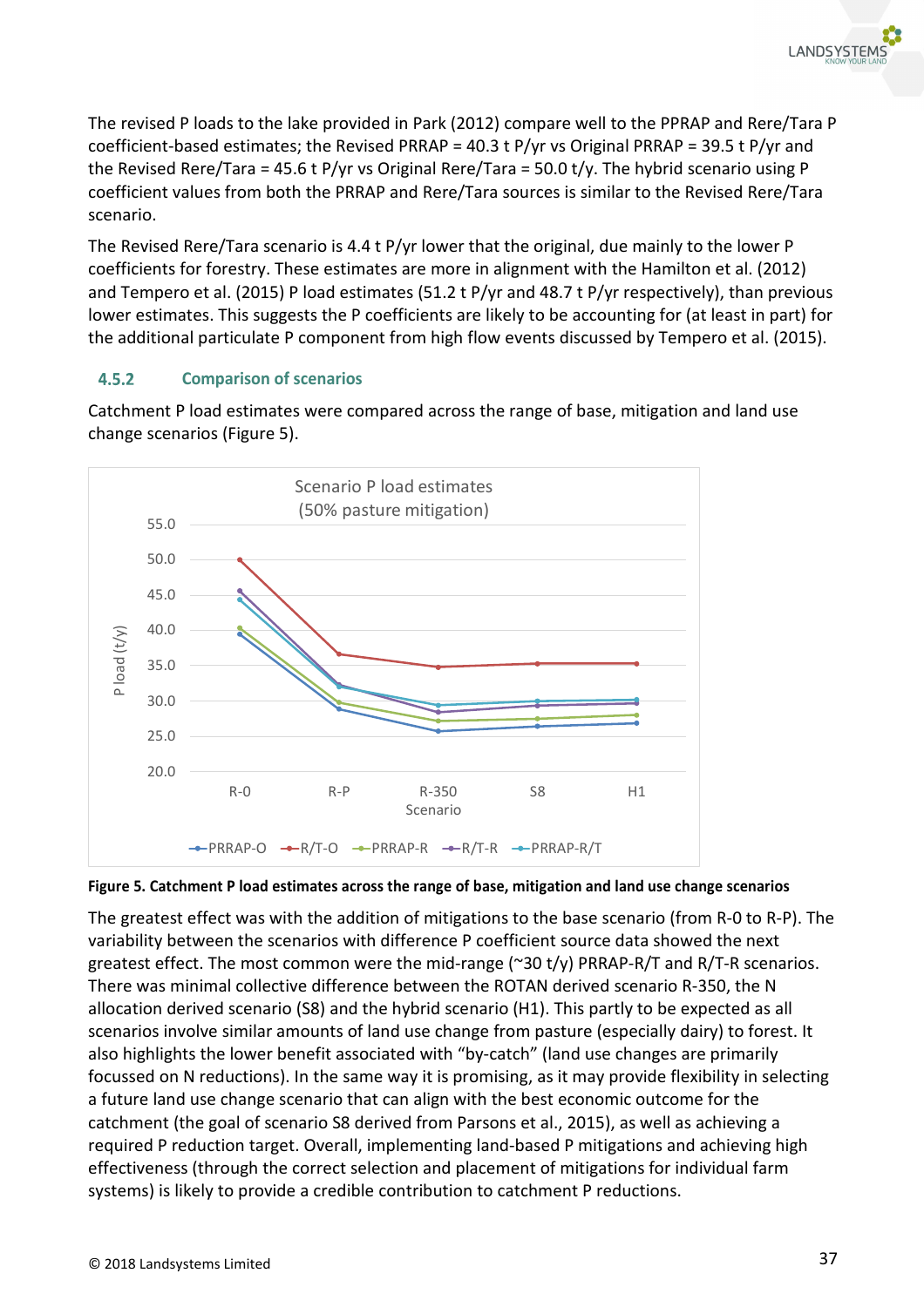The revised P loads to the lake provided in Park (2012) compare well to the PPRAP and Rere/Tara P coefficient-based estimates; the Revised PRRAP = 40.3 t P/yr vs Original PRRAP = 39.5 t P/yr and the Revised Rere/Tara = 45.6 t P/yr vs Original Rere/Tara = 50.0 t/y. The hybrid scenario using P coefficient values from both the PRRAP and Rere/Tara sources is similar to the Revised Rere/Tara scenario.

The Revised Rere/Tara scenario is 4.4 t P/yr lower that the original, due mainly to the lower P coefficients for forestry. These estimates are more in alignment with the Hamilton et al. (2012) and Tempero et al. (2015) P load estimates (51.2 t P/yr and 48.7 t P/yr respectively), than previous lower estimates. This suggests the P coefficients are likely to be accounting for (at least in part) for the additional particulate P component from high flow events discussed by Tempero et al. (2015).

### 4.5.2 Comparison of scenarios

Catchment P load estimates were compared across the range of base, mitigation and land use change scenarios (Figure 5).

**Figure 5. Catchment P load estimates across the range of base, mitigation and land use change scenarios**

The greatest effect was with the addition of mitigations to the base scenario (from R-0 to R-P). The variability between the scenarios with difference P coefficient source data showed the next greatest effect. The most common were the mid-range (~30 t/y) PRRAP-R/T and R/T-R scenarios. There was minimal collective difference between the ROTAN derived scenario R-350, the N allocation derived scenario (S8) and the hybrid scenario (H1). This partly to be expected as all scenarios involve similar amounts of land use change from pasture (especially dairy) to forest. It also highlights the lower benefit associated with "by-catch" (land use changes are primarily focussed on N reductions). In the same way it is promising, as it may provide flexibility in selecting a future land use change scenario that can align with the best economic outcome for the catchment (the goal of scenario S8 derived from Parsons et al., 2015), as well as achieving a required P reduction target. Overall, implementing land-based P mitigations and achieving high effectiveness (through the correct selection and placement of mitigations for individual farm systems) is likely to provide a credible contribution to catchment P reductions.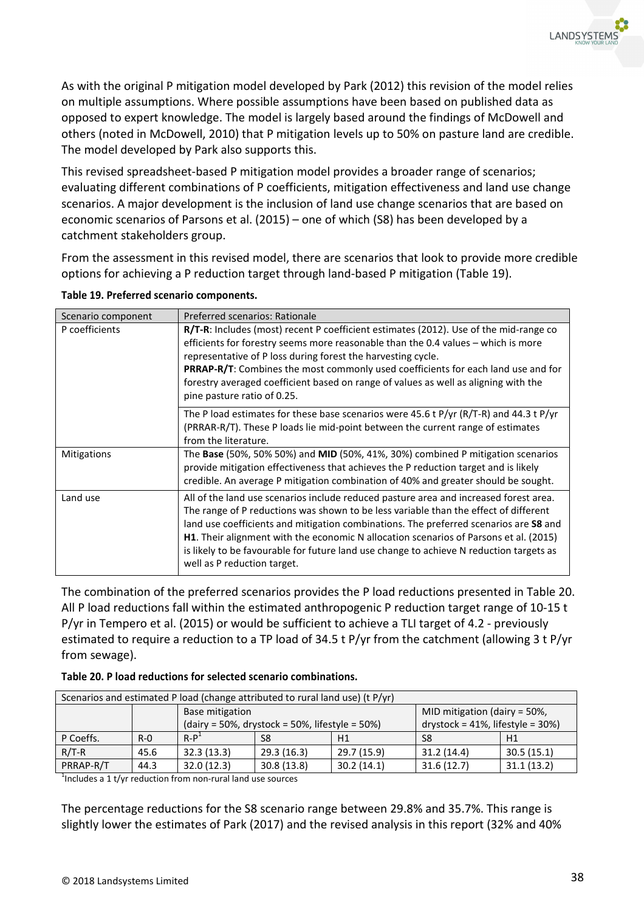As with the original P mitigation model developed by Park (2012) this revision of the model relies on multiple assumptions. Where possible assumptions have been based on published data as opposed to expert knowledge. The model is largely based around the findings of McDowell and others (noted in McDowell, 2010) that P mitigation levels up to 50% on pasture land are credible. The model developed by Park also supports this.

This revised spreadsheet-based P mitigation model provides a broader range of scenarios; evaluating different combinations of P coefficients, mitigation effectiveness and land use change scenarios. A major development is the inclusion of land use change scenarios that are based on economic scenarios of Parsons et al. (2015) – one of which (S8) has been developed by a catchment stakeholders group.

From the assessment in this revised model, there are scenarios that look to provide more credible options for achieving a P reduction target through land-based P mitigation (Table 19).

**Table 19. Preferred scenario components.**

| Scenario component | Preferred scenarios: Rationale |
|---|---|
| P coefficients | **R/T-R**: Includes (most) recent P coefficient estimates (2012). Use of the mid-range co efficients for forestry seems more reasonable than the 0.4 values – which is more representative of P loss during forest the harvesting cycle. **PRRAP-R/T**: Combines the most commonly used coefficients for each land use and for forestry averaged coefficient based on range of values as well as aligning with the pine pasture ratio of 0.25. |
| | The P load estimates for these base scenarios were 45.6 t P/yr (R/T-R) and 44.3 t P/yr (PRRAR-R/T). These P loads lie mid-point between the current range of estimates from the literature. |
| Mitigations | The **Base** (50%, 50% 50%) and **MID** (50%, 41%, 30%) combined P mitigation scenarios provide mitigation effectiveness that achieves the P reduction target and is likely credible. An average P mitigation combination of 40% and greater should be sought. |
| Land use | All of the land use scenarios include reduced pasture area and increased forest area. The range of P reductions was shown to be less variable than the effect of different land use coefficients and mitigation combinations. The preferred scenarios are **S8** and **H1**. Their alignment with the economic N allocation scenarios of Parsons et al. (2015) is likely to be favourable for future land use change to achieve N reduction targets as well as P reduction target. |

The combination of the preferred scenarios provides the P load reductions presented in Table 20. All P load reductions fall within the estimated anthropogenic P reduction target range of 10-15 t P/yr in Tempero et al. (2015) or would be sufficient to achieve a TLI target of 4.2 - previously estimated to require a reduction to a TP load of 34.5 t P/yr from the catchment (allowing 3 t P/yr from sewage).

**Table 20. P load reductions for selected scenario combinations.**

| Scenarios and estimated P load (change attributed to rural land use) (t P/yr) | | | | | | |
|---|---|---|---|---|---|---|
| | | Base mitigation (dairy = 50%, drystock = 50%, lifestyle = 50%) | | | MID mitigation (dairy = 50%, drystock = 41%, lifestyle = 30%) | |
| P Coeffs. | R-0 | R-P[1] | S8 | H1 | S8 | H1 |
| R/T-R | 45.6 | 32.3 (13.3) | 29.3 (16.3) | 29.7 (15.9) | 31.2 (14.4) | 30.5 (15.1) |
| PRRAP-R/T | 44.3 | 32.0 (12.3) | 30.8 (13.8) | 30.2 (14.1) | 31.6 (12.7) | 31.1 (13.2) |

[1]Includes a 1 t/yr reduction from non-rural land use sources

The percentage reductions for the S8 scenario range between 29.8% and 35.7%. This range is slightly lower the estimates of Park (2017) and the revised analysis in this report (32% and 40%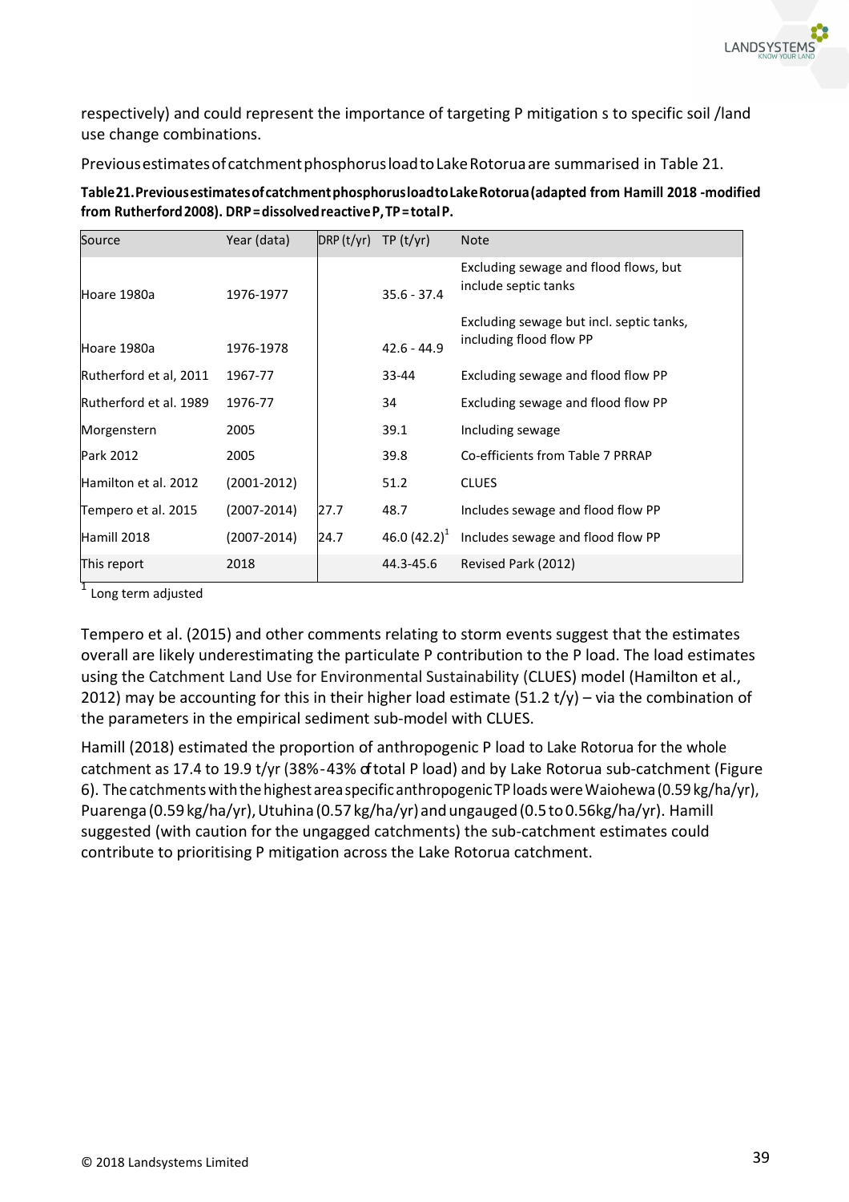respectively) and could represent the importance of targeting P mitigation s to specific soil /land use change combinations.

Previous estimates of catchment phosphorus load to Lake Rotorua are summarised in Table 21.

**Table 21. Previous estimates of catchment phosphorus load to Lake Rotorua (adapted from Hamill 2018 -modified from Rutherford 2008). DRP = dissolved reactive P, TP = total P.**

| Source | Year (data) | DRP (t/yr) | TP (t/yr) | Note |
|---|---|---|---|---|
| Hoare 1980a | 1976-1977 | | 35.6 - 37.4 | Excluding sewage and flood flows, but include septic tanks |
| Hoare 1980a | 1976-1978 | | 42.6 - 44.9 | Excluding sewage but incl. septic tanks, including flood flow PP |
| Rutherford et al, 2011 | 1967-77 | | 33-44 | Excluding sewage and flood flow PP |
| Rutherford et al. 1989 | 1976-77 | | 34 | Excluding sewage and flood flow PP |
| Morgenstern | 2005 | | 39.1 | Including sewage |
| Park 2012 | 2005 | | 39.8 | Co-efficients from Table 7 PRRAP |
| Hamilton et al. 2012 | (2001-2012) | | 51.2 | CLUES |
| Tempero et al. 2015 | (2007-2014) | 27.7 | 48.7 | Includes sewage and flood flow PP |
| Hamill 2018 | (2007-2014) | 24.7 | 46.0 (42.2)[1] | Includes sewage and flood flow PP |
| This report | 2018 | | 44.3-45.6 | Revised Park (2012) |

[1] Long term adjusted

Tempero et al. (2015) and other comments relating to storm events suggest that the estimates overall are likely underestimating the particulate P contribution to the P load. The load estimates using the Catchment Land Use for Environmental Sustainability (CLUES) model (Hamilton et al., 2012) may be accounting for this in their higher load estimate (51.2 t/y) – via the combination of the parameters in the empirical sediment sub-model with CLUES.

Hamill (2018) estimated the proportion of anthropogenic P load to Lake Rotorua for the whole catchment as 17.4 to 19.9 t/yr (38%-43% of total P load) and by Lake Rotorua sub-catchment (Figure 6). The catchments with the highest area specific anthropogenic TP loads were Waiohewa (0.59 kg/ha/yr), Puarenga (0.59 kg/ha/yr), Utuhina (0.57 kg/ha/yr) and ungauged (0.5 to 0.56kg/ha/yr). Hamill suggested (with caution for the ungagged catchments) the sub-catchment estimates could contribute to prioritising P mitigation across the Lake Rotorua catchment.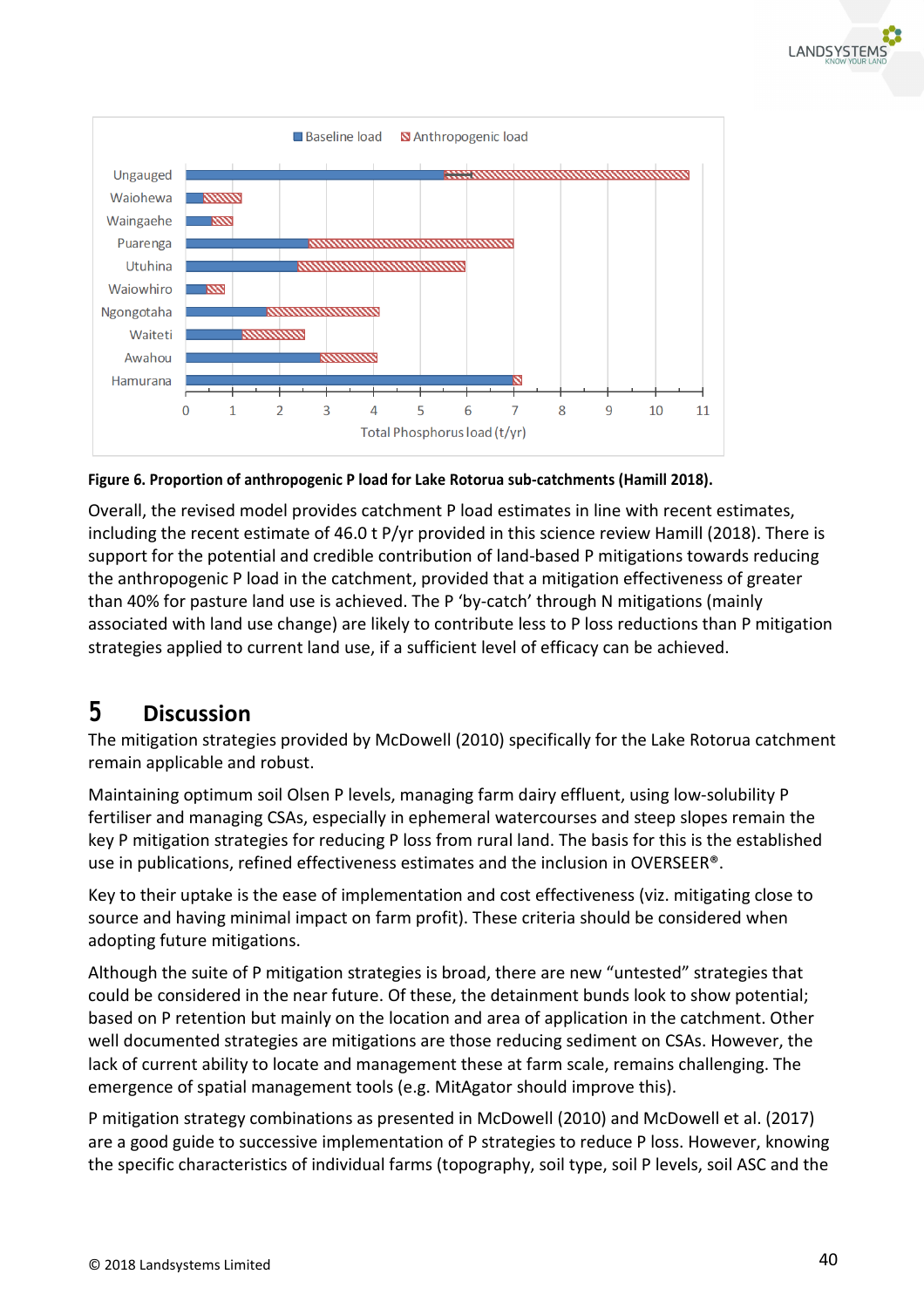Figure 6. Proportion of anthropogenic P load for Lake Rotorua sub-catchments (Hamill 2018).

Overall, the revised model provides catchment P load estimates in line with recent estimates, including the recent estimate of 46.0 t P/yr provided in this science review Hamill (2018). There is support for the potential and credible contribution of land-based P mitigations towards reducing the anthropogenic P load in the catchment, provided that a mitigation effectiveness of greater than 40% for pasture land use is achieved. The P 'by-catch' through N mitigations (mainly associated with land use change) are likely to contribute less to P loss reductions than P mitigation strategies applied to current land use, if a sufficient level of efficacy can be achieved.

# 5 Discussion

The mitigation strategies provided by McDowell (2010) specifically for the Lake Rotorua catchment remain applicable and robust.

Maintaining optimum soil Olsen P levels, managing farm dairy effluent, using low-solubility P fertiliser and managing CSAs, especially in ephemeral watercourses and steep slopes remain the key P mitigation strategies for reducing P loss from rural land. The basis for this is the established use in publications, refined effectiveness estimates and the inclusion in OVERSEER®.

Key to their uptake is the ease of implementation and cost effectiveness (viz. mitigating close to source and having minimal impact on farm profit). These criteria should be considered when adopting future mitigations.

Although the suite of P mitigation strategies is broad, there are new "untested" strategies that could be considered in the near future. Of these, the detainment bunds look to show potential; based on P retention but mainly on the location and area of application in the catchment. Other well documented strategies are mitigations are those reducing sediment on CSAs. However, the lack of current ability to locate and management these at farm scale, remains challenging. The emergence of spatial management tools (e.g. MitAgator should improve this).

P mitigation strategy combinations as presented in McDowell (2010) and McDowell et al. (2017) are a good guide to successive implementation of P strategies to reduce P loss. However, knowing the specific characteristics of individual farms (topography, soil type, soil P levels, soil ASC and the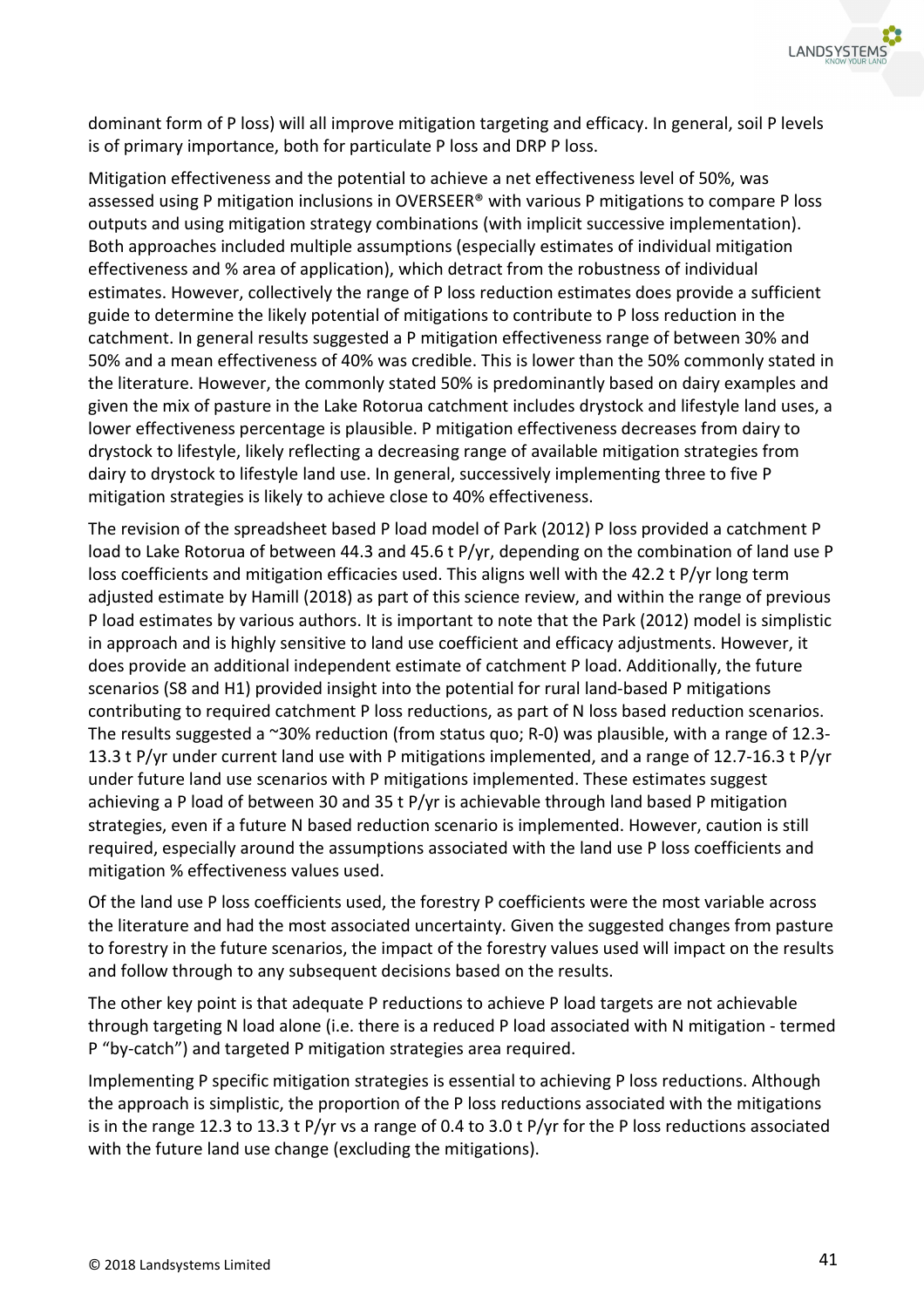dominant form of P loss) will all improve mitigation targeting and efficacy. In general, soil P levels is of primary importance, both for particulate P loss and DRP P loss.

Mitigation effectiveness and the potential to achieve a net effectiveness level of 50%, was assessed using P mitigation inclusions in OVERSEER® with various P mitigations to compare P loss outputs and using mitigation strategy combinations (with implicit successive implementation). Both approaches included multiple assumptions (especially estimates of individual mitigation effectiveness and % area of application), which detract from the robustness of individual estimates. However, collectively the range of P loss reduction estimates does provide a sufficient guide to determine the likely potential of mitigations to contribute to P loss reduction in the catchment. In general results suggested a P mitigation effectiveness range of between 30% and 50% and a mean effectiveness of 40% was credible. This is lower than the 50% commonly stated in the literature. However, the commonly stated 50% is predominantly based on dairy examples and given the mix of pasture in the Lake Rotorua catchment includes drystock and lifestyle land uses, a lower effectiveness percentage is plausible. P mitigation effectiveness decreases from dairy to drystock to lifestyle, likely reflecting a decreasing range of available mitigation strategies from dairy to drystock to lifestyle land use. In general, successively implementing three to five P mitigation strategies is likely to achieve close to 40% effectiveness.

The revision of the spreadsheet based P load model of Park (2012) P loss provided a catchment P load to Lake Rotorua of between 44.3 and 45.6 t P/yr, depending on the combination of land use P loss coefficients and mitigation efficacies used. This aligns well with the 42.2 t P/yr long term adjusted estimate by Hamill (2018) as part of this science review, and within the range of previous P load estimates by various authors. It is important to note that the Park (2012) model is simplistic in approach and is highly sensitive to land use coefficient and efficacy adjustments. However, it does provide an additional independent estimate of catchment P load. Additionally, the future scenarios (S8 and H1) provided insight into the potential for rural land-based P mitigations contributing to required catchment P loss reductions, as part of N loss based reduction scenarios. The results suggested a ~30% reduction (from status quo; R-0) was plausible, with a range of 12.3-13.3 t P/yr under current land use with P mitigations implemented, and a range of 12.7-16.3 t P/yr under future land use scenarios with P mitigations implemented. These estimates suggest achieving a P load of between 30 and 35 t P/yr is achievable through land based P mitigation strategies, even if a future N based reduction scenario is implemented. However, caution is still required, especially around the assumptions associated with the land use P loss coefficients and mitigation % effectiveness values used.

Of the land use P loss coefficients used, the forestry P coefficients were the most variable across the literature and had the most associated uncertainty. Given the suggested changes from pasture to forestry in the future scenarios, the impact of the forestry values used will impact on the results and follow through to any subsequent decisions based on the results.

The other key point is that adequate P reductions to achieve P load targets are not achievable through targeting N load alone (i.e. there is a reduced P load associated with N mitigation - termed P "by-catch") and targeted P mitigation strategies area required.

Implementing P specific mitigation strategies is essential to achieving P loss reductions. Although the approach is simplistic, the proportion of the P loss reductions associated with the mitigations is in the range 12.3 to 13.3 t P/yr vs a range of 0.4 to 3.0 t P/yr for the P loss reductions associated with the future land use change (excluding the mitigations).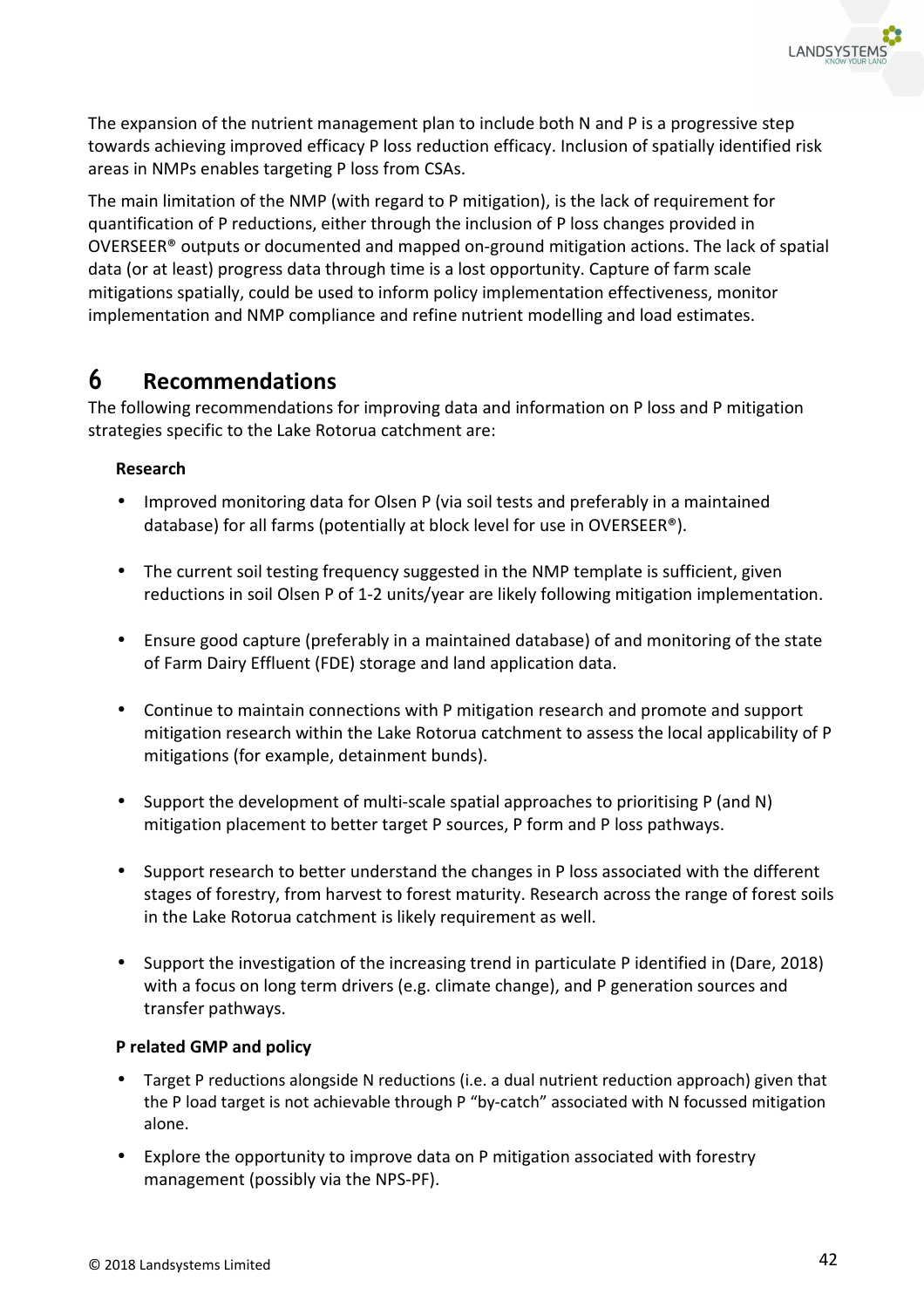The expansion of the nutrient management plan to include both N and P is a progressive step towards achieving improved efficacy P loss reduction efficacy. Inclusion of spatially identified risk areas in NMPs enables targeting P loss from CSAs.

The main limitation of the NMP (with regard to P mitigation), is the lack of requirement for quantification of P reductions, either through the inclusion of P loss changes provided in OVERSEER® outputs or documented and mapped on-ground mitigation actions. The lack of spatial data (or at least) progress data through time is a lost opportunity. Capture of farm scale mitigations spatially, could be used to inform policy implementation effectiveness, monitor implementation and NMP compliance and refine nutrient modelling and load estimates.

# 6 Recommendations

The following recommendations for improving data and information on P loss and P mitigation strategies specific to the Lake Rotorua catchment are:

**Research**

- Improved monitoring data for Olsen P (via soil tests and preferably in a maintained database) for all farms (potentially at block level for use in OVERSEER®).
- The current soil testing frequency suggested in the NMP template is sufficient, given reductions in soil Olsen P of 1-2 units/year are likely following mitigation implementation.
- Ensure good capture (preferably in a maintained database) of and monitoring of the state of Farm Dairy Effluent (FDE) storage and land application data.
- Continue to maintain connections with P mitigation research and promote and support mitigation research within the Lake Rotorua catchment to assess the local applicability of P mitigations (for example, detainment bunds).
- Support the development of multi-scale spatial approaches to prioritising P (and N) mitigation placement to better target P sources, P form and P loss pathways.
- Support research to better understand the changes in P loss associated with the different stages of forestry, from harvest to forest maturity. Research across the range of forest soils in the Lake Rotorua catchment is likely requirement as well.
- Support the investigation of the increasing trend in particulate P identified in (Dare, 2018) with a focus on long term drivers (e.g. climate change), and P generation sources and transfer pathways.

**P related GMP and policy**

- Target P reductions alongside N reductions (i.e. a dual nutrient reduction approach) given that the P load target is not achievable through P "by-catch" associated with N focussed mitigation alone.
- Explore the opportunity to improve data on P mitigation associated with forestry management (possibly via the NPS-PF).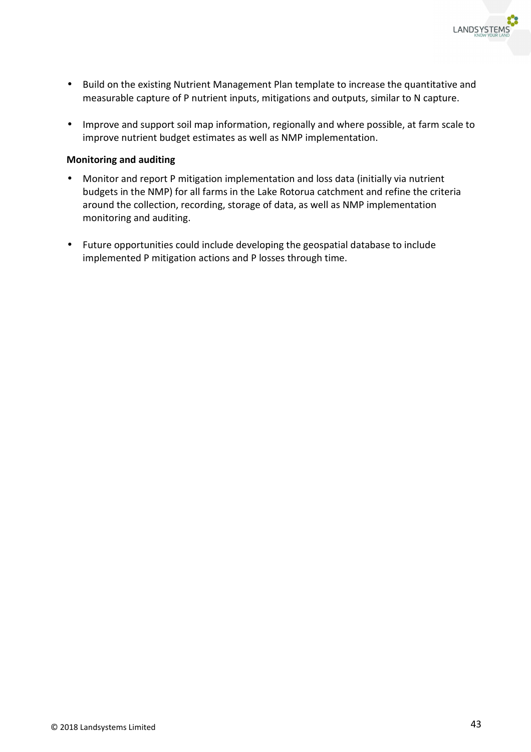- Build on the existing Nutrient Management Plan template to increase the quantitative and measurable capture of P nutrient inputs, mitigations and outputs, similar to N capture.

- Improve and support soil map information, regionally and where possible, at farm scale to improve nutrient budget estimates as well as NMP implementation.

**Monitoring and auditing**

- Monitor and report P mitigation implementation and loss data (initially via nutrient budgets in the NMP) for all farms in the Lake Rotorua catchment and refine the criteria around the collection, recording, storage of data, as well as NMP implementation monitoring and auditing.

- Future opportunities could include developing the geospatial database to include implemented P mitigation actions and P losses through time.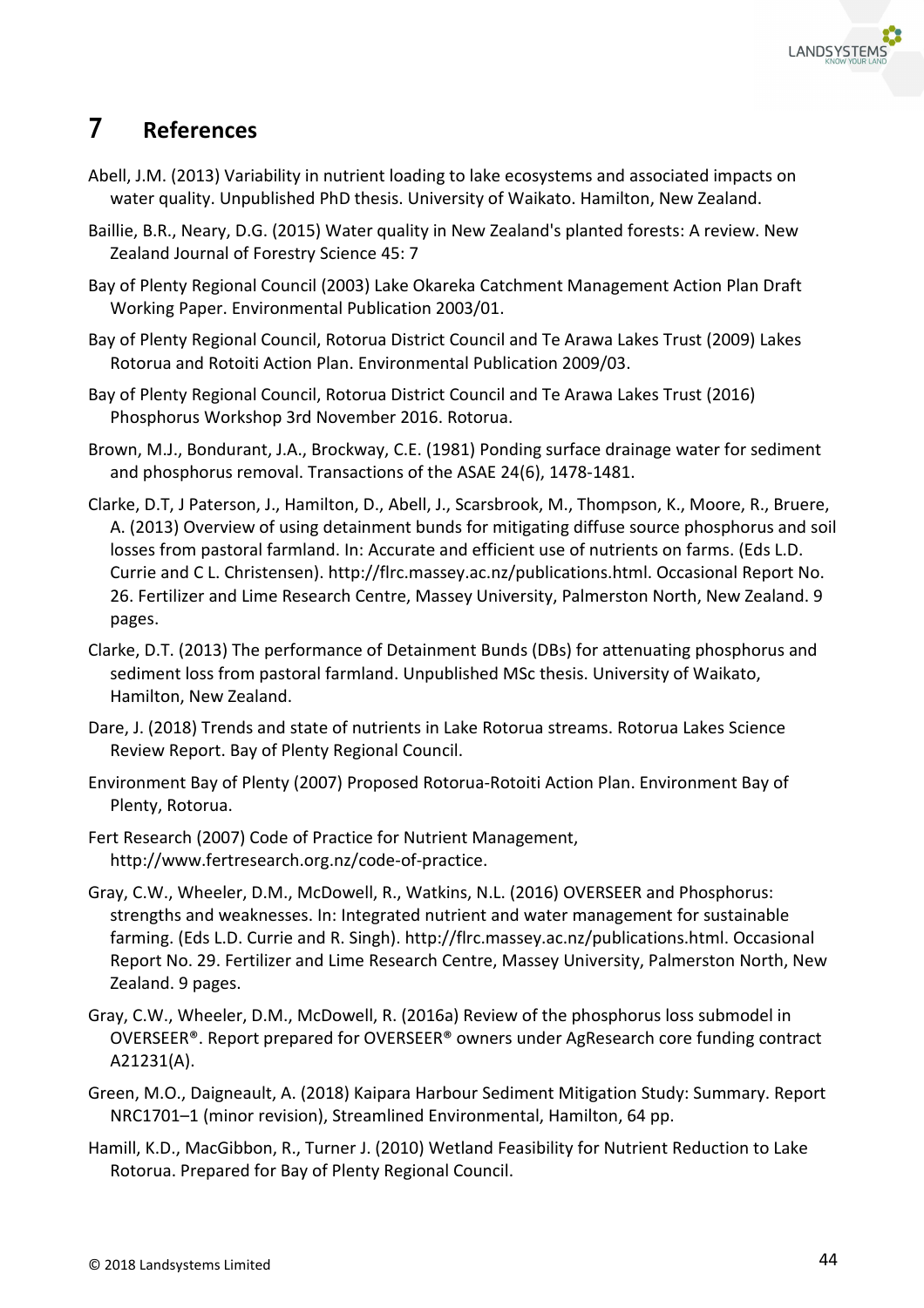# 7 References

Abell, J.M. (2013) Variability in nutrient loading to lake ecosystems and associated impacts on water quality. Unpublished PhD thesis. University of Waikato. Hamilton, New Zealand.

Baillie, B.R., Neary, D.G. (2015) Water quality in New Zealand's planted forests: A review. New Zealand Journal of Forestry Science 45: 7

Bay of Plenty Regional Council (2003) Lake Okareka Catchment Management Action Plan Draft Working Paper. Environmental Publication 2003/01.

Bay of Plenty Regional Council, Rotorua District Council and Te Arawa Lakes Trust (2009) Lakes Rotorua and Rotoiti Action Plan. Environmental Publication 2009/03.

Bay of Plenty Regional Council, Rotorua District Council and Te Arawa Lakes Trust (2016) Phosphorus Workshop 3rd November 2016. Rotorua.

Brown, M.J., Bondurant, J.A., Brockway, C.E. (1981) Ponding surface drainage water for sediment and phosphorus removal. Transactions of the ASAE 24(6), 1478-1481.

Clarke, D.T, J Paterson, J., Hamilton, D., Abell, J., Scarsbrook, M., Thompson, K., Moore, R., Bruere, A. (2013) Overview of using detainment bunds for mitigating diffuse source phosphorus and soil losses from pastoral farmland. In: Accurate and efficient use of nutrients on farms. (Eds L.D. Currie and C L. Christensen). http://flrc.massey.ac.nz/publications.html. Occasional Report No. 26. Fertilizer and Lime Research Centre, Massey University, Palmerston North, New Zealand. 9 pages.

Clarke, D.T. (2013) The performance of Detainment Bunds (DBs) for attenuating phosphorus and sediment loss from pastoral farmland. Unpublished MSc thesis. University of Waikato, Hamilton, New Zealand.

Dare, J. (2018) Trends and state of nutrients in Lake Rotorua streams. Rotorua Lakes Science Review Report. Bay of Plenty Regional Council.

Environment Bay of Plenty (2007) Proposed Rotorua-Rotoiti Action Plan. Environment Bay of Plenty, Rotorua.

Fert Research (2007) Code of Practice for Nutrient Management, http://www.fertresearch.org.nz/code-of-practice.

Gray, C.W., Wheeler, D.M., McDowell, R., Watkins, N.L. (2016) OVERSEER and Phosphorus: strengths and weaknesses. In: Integrated nutrient and water management for sustainable farming. (Eds L.D. Currie and R. Singh). http://flrc.massey.ac.nz/publications.html. Occasional Report No. 29. Fertilizer and Lime Research Centre, Massey University, Palmerston North, New Zealand. 9 pages.

Gray, C.W., Wheeler, D.M., McDowell, R. (2016a) Review of the phosphorus loss submodel in OVERSEER®. Report prepared for OVERSEER® owners under AgResearch core funding contract A21231(A).

Green, M.O., Daigneault, A. (2018) Kaipara Harbour Sediment Mitigation Study: Summary. Report NRC1701–1 (minor revision), Streamlined Environmental, Hamilton, 64 pp.

Hamill, K.D., MacGibbon, R., Turner J. (2010) Wetland Feasibility for Nutrient Reduction to Lake Rotorua. Prepared for Bay of Plenty Regional Council.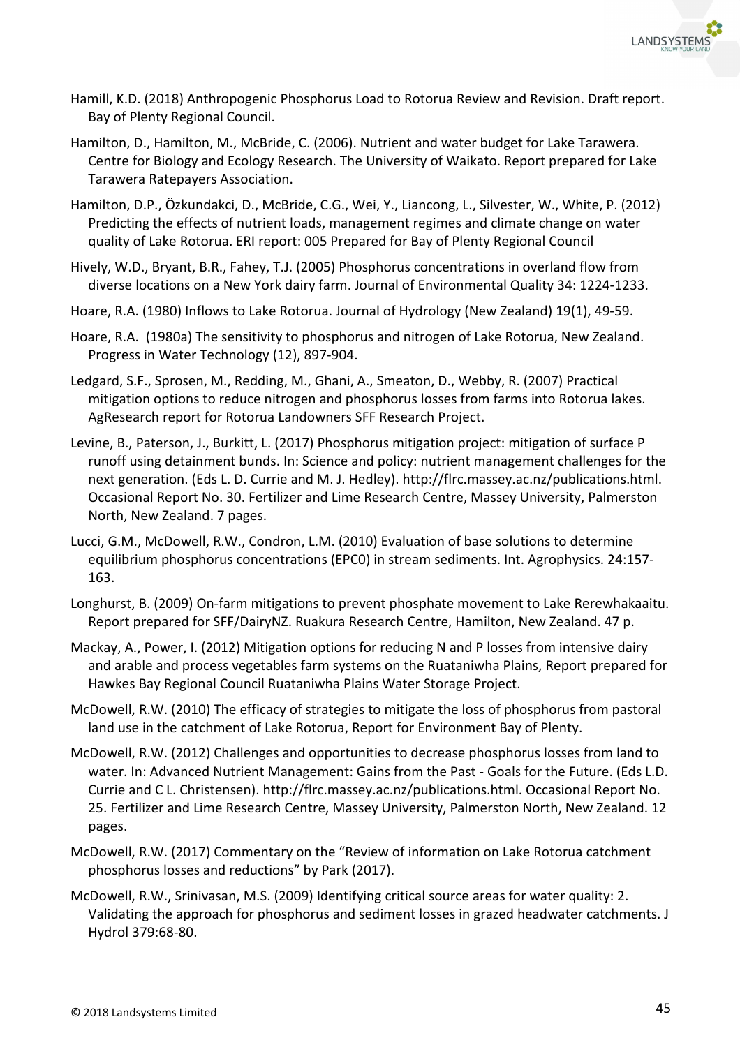Hamill, K.D. (2018) Anthropogenic Phosphorus Load to Rotorua Review and Revision. Draft report. Bay of Plenty Regional Council.

Hamilton, D., Hamilton, M., McBride, C. (2006). Nutrient and water budget for Lake Tarawera. Centre for Biology and Ecology Research. The University of Waikato. Report prepared for Lake Tarawera Ratepayers Association.

Hamilton, D.P., Özkundakci, D., McBride, C.G., Wei, Y., Liancong, L., Silvester, W., White, P. (2012) Predicting the effects of nutrient loads, management regimes and climate change on water quality of Lake Rotorua. ERI report: 005 Prepared for Bay of Plenty Regional Council

Hively, W.D., Bryant, B.R., Fahey, T.J. (2005) Phosphorus concentrations in overland flow from diverse locations on a New York dairy farm. Journal of Environmental Quality 34: 1224-1233.

Hoare, R.A. (1980) Inflows to Lake Rotorua. Journal of Hydrology (New Zealand) 19(1), 49-59.

Hoare, R.A. (1980a) The sensitivity to phosphorus and nitrogen of Lake Rotorua, New Zealand. Progress in Water Technology (12), 897-904.

Ledgard, S.F., Sprosen, M., Redding, M., Ghani, A., Smeaton, D., Webby, R. (2007) Practical mitigation options to reduce nitrogen and phosphorus losses from farms into Rotorua lakes. AgResearch report for Rotorua Landowners SFF Research Project.

Levine, B., Paterson, J., Burkitt, L. (2017) Phosphorus mitigation project: mitigation of surface P runoff using detainment bunds. In: Science and policy: nutrient management challenges for the next generation. (Eds L. D. Currie and M. J. Hedley). http://flrc.massey.ac.nz/publications.html. Occasional Report No. 30. Fertilizer and Lime Research Centre, Massey University, Palmerston North, New Zealand. 7 pages.

Lucci, G.M., McDowell, R.W., Condron, L.M. (2010) Evaluation of base solutions to determine equilibrium phosphorus concentrations (EPC0) in stream sediments. Int. Agrophysics. 24:157-163.

Longhurst, B. (2009) On-farm mitigations to prevent phosphate movement to Lake Rerewhakaaitu. Report prepared for SFF/DairyNZ. Ruakura Research Centre, Hamilton, New Zealand. 47 p.

Mackay, A., Power, I. (2012) Mitigation options for reducing N and P losses from intensive dairy and arable and process vegetables farm systems on the Ruataniwha Plains, Report prepared for Hawkes Bay Regional Council Ruataniwha Plains Water Storage Project.

McDowell, R.W. (2010) The efficacy of strategies to mitigate the loss of phosphorus from pastoral land use in the catchment of Lake Rotorua, Report for Environment Bay of Plenty.

McDowell, R.W. (2012) Challenges and opportunities to decrease phosphorus losses from land to water. In: Advanced Nutrient Management: Gains from the Past - Goals for the Future. (Eds L.D. Currie and C L. Christensen). http://flrc.massey.ac.nz/publications.html. Occasional Report No. 25. Fertilizer and Lime Research Centre, Massey University, Palmerston North, New Zealand. 12 pages.

McDowell, R.W. (2017) Commentary on the "Review of information on Lake Rotorua catchment phosphorus losses and reductions" by Park (2017).

McDowell, R.W., Srinivasan, M.S. (2009) Identifying critical source areas for water quality: 2. Validating the approach for phosphorus and sediment losses in grazed headwater catchments. J Hydrol 379:68-80.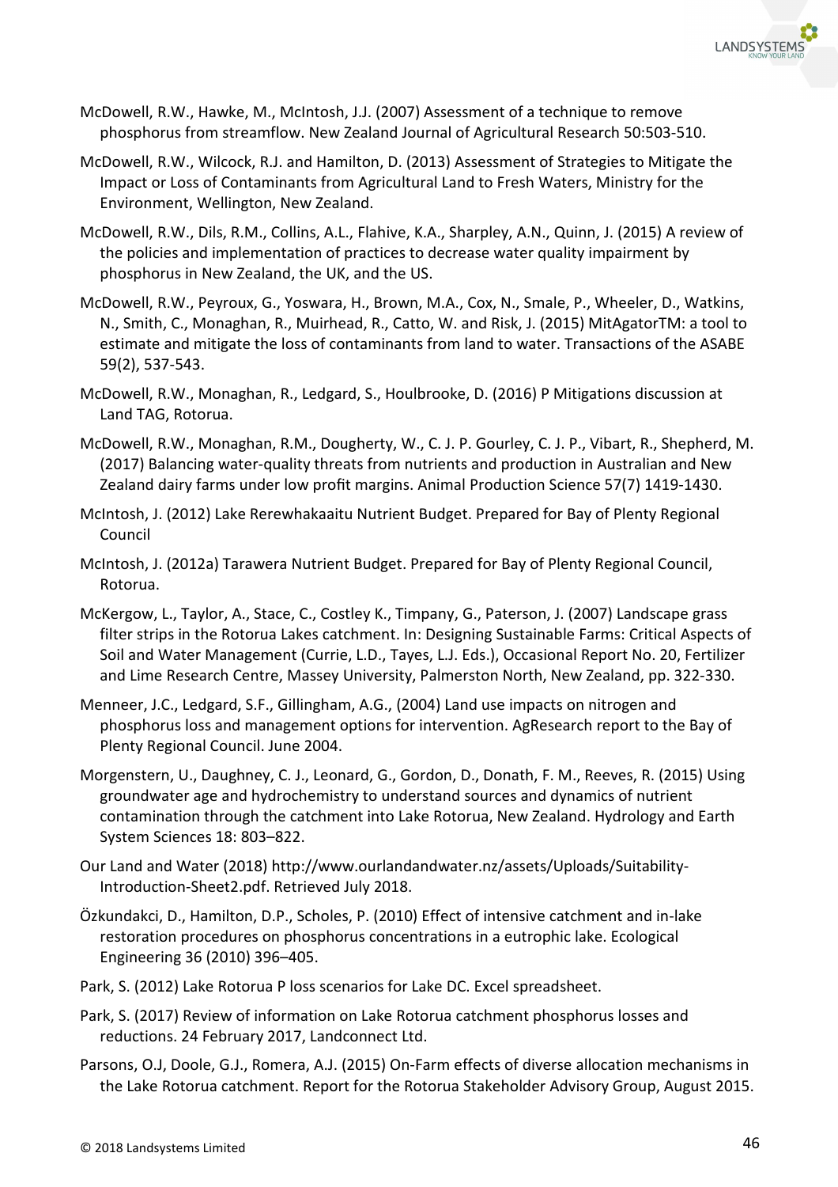McDowell, R.W., Hawke, M., McIntosh, J.J. (2007) Assessment of a technique to remove phosphorus from streamflow. New Zealand Journal of Agricultural Research 50:503-510.

McDowell, R.W., Wilcock, R.J. and Hamilton, D. (2013) Assessment of Strategies to Mitigate the Impact or Loss of Contaminants from Agricultural Land to Fresh Waters, Ministry for the Environment, Wellington, New Zealand.

McDowell, R.W., Dils, R.M., Collins, A.L., Flahive, K.A., Sharpley, A.N., Quinn, J. (2015) A review of the policies and implementation of practices to decrease water quality impairment by phosphorus in New Zealand, the UK, and the US.

McDowell, R.W., Peyroux, G., Yoswara, H., Brown, M.A., Cox, N., Smale, P., Wheeler, D., Watkins, N., Smith, C., Monaghan, R., Muirhead, R., Catto, W. and Risk, J. (2015) MitAgatorTM: a tool to estimate and mitigate the loss of contaminants from land to water. Transactions of the ASABE 59(2), 537-543.

McDowell, R.W., Monaghan, R., Ledgard, S., Houlbrooke, D. (2016) P Mitigations discussion at Land TAG, Rotorua.

McDowell, R.W., Monaghan, R.M., Dougherty, W., C. J. P. Gourley, C. J. P., Vibart, R., Shepherd, M. (2017) Balancing water-quality threats from nutrients and production in Australian and New Zealand dairy farms under low profit margins. Animal Production Science 57(7) 1419-1430.

McIntosh, J. (2012) Lake Rerewhakaaitu Nutrient Budget. Prepared for Bay of Plenty Regional Council

McIntosh, J. (2012a) Tarawera Nutrient Budget. Prepared for Bay of Plenty Regional Council, Rotorua.

McKergow, L., Taylor, A., Stace, C., Costley K., Timpany, G., Paterson, J. (2007) Landscape grass filter strips in the Rotorua Lakes catchment. In: Designing Sustainable Farms: Critical Aspects of Soil and Water Management (Currie, L.D., Tayes, L.J. Eds.), Occasional Report No. 20, Fertilizer and Lime Research Centre, Massey University, Palmerston North, New Zealand, pp. 322-330.

Menneer, J.C., Ledgard, S.F., Gillingham, A.G., (2004) Land use impacts on nitrogen and phosphorus loss and management options for intervention. AgResearch report to the Bay of Plenty Regional Council. June 2004.

Morgenstern, U., Daughney, C. J., Leonard, G., Gordon, D., Donath, F. M., Reeves, R. (2015) Using groundwater age and hydrochemistry to understand sources and dynamics of nutrient contamination through the catchment into Lake Rotorua, New Zealand. Hydrology and Earth System Sciences 18: 803–822.

Our Land and Water (2018) http://www.ourlandandwater.nz/assets/Uploads/Suitability-Introduction-Sheet2.pdf. Retrieved July 2018.

Özkundakci, D., Hamilton, D.P., Scholes, P. (2010) Effect of intensive catchment and in-lake restoration procedures on phosphorus concentrations in a eutrophic lake. Ecological Engineering 36 (2010) 396–405.

Park, S. (2012) Lake Rotorua P loss scenarios for Lake DC. Excel spreadsheet.

Park, S. (2017) Review of information on Lake Rotorua catchment phosphorus losses and reductions. 24 February 2017, Landconnect Ltd.

Parsons, O.J, Doole, G.J., Romera, A.J. (2015) On-Farm effects of diverse allocation mechanisms in the Lake Rotorua catchment. Report for the Rotorua Stakeholder Advisory Group, August 2015.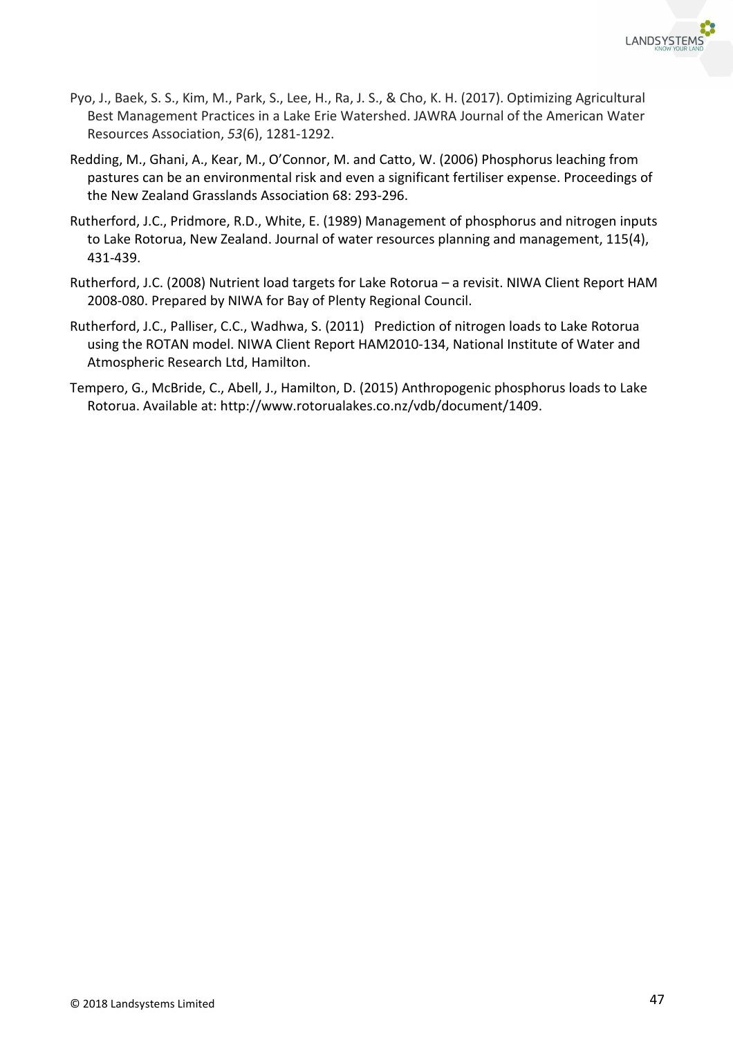Pyo, J., Baek, S. S., Kim, M., Park, S., Lee, H., Ra, J. S., & Cho, K. H. (2017). Optimizing Agricultural Best Management Practices in a Lake Erie Watershed. JAWRA Journal of the American Water Resources Association, *53*(6), 1281-1292.

Redding, M., Ghani, A., Kear, M., O'Connor, M. and Catto, W. (2006) Phosphorus leaching from pastures can be an environmental risk and even a significant fertiliser expense. Proceedings of the New Zealand Grasslands Association 68: 293-296.

Rutherford, J.C., Pridmore, R.D., White, E. (1989) Management of phosphorus and nitrogen inputs to Lake Rotorua, New Zealand. Journal of water resources planning and management, 115(4), 431-439.

Rutherford, J.C. (2008) Nutrient load targets for Lake Rotorua – a revisit. NIWA Client Report HAM 2008-080. Prepared by NIWA for Bay of Plenty Regional Council.

Rutherford, J.C., Palliser, C.C., Wadhwa, S. (2011) Prediction of nitrogen loads to Lake Rotorua using the ROTAN model. NIWA Client Report HAM2010-134, National Institute of Water and Atmospheric Research Ltd, Hamilton.

Tempero, G., McBride, C., Abell, J., Hamilton, D. (2015) Anthropogenic phosphorus loads to Lake Rotorua. Available at: http://www.rotorualakes.co.nz/vdb/document/1409.